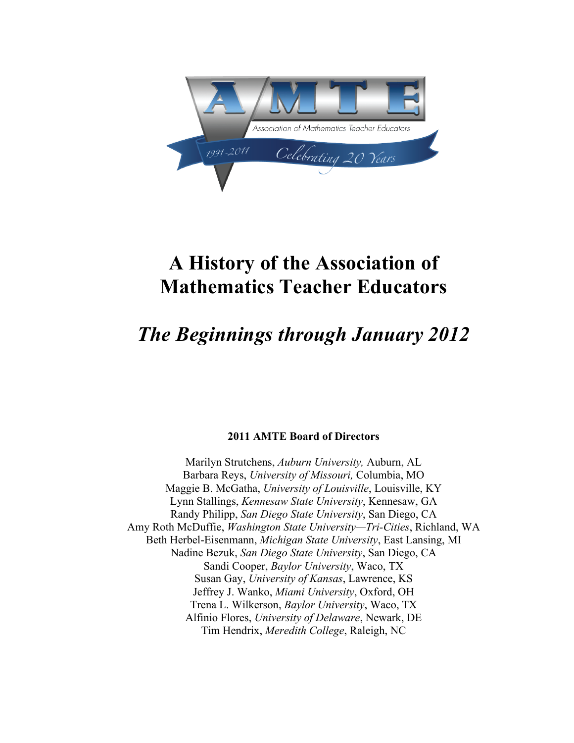# A History of the Association of Mathematics Teacher Educators

## *The Beginnings through January 2012*

**2011 AMTE Board of Directors**

Marilyn Strutchens, *Auburn University,* Auburn, AL
Barbara Reys, *University of Missouri,* Columbia, MO
Maggie B. McGatha, *University of Louisville*, Louisville, KY
Lynn Stallings, *Kennesaw State University*, Kennesaw, GA
Randy Philipp, *San Diego State University*, San Diego, CA
Amy Roth McDuffie, *Washington State University—Tri-Cities*, Richland, WA
Beth Herbel-Eisenmann, *Michigan State University*, East Lansing, MI
Nadine Bezuk, *San Diego State University*, San Diego, CA
Sandi Cooper, *Baylor University*, Waco, TX
Susan Gay, *University of Kansas*, Lawrence, KS
Jeffrey J. Wanko, *Miami University*, Oxford, OH
Trena L. Wilkerson, *Baylor University*, Waco, TX
Alfinio Flores, *University of Delaware*, Newark, DE
Tim Hendrix, *Meredith College*, Raleigh, NC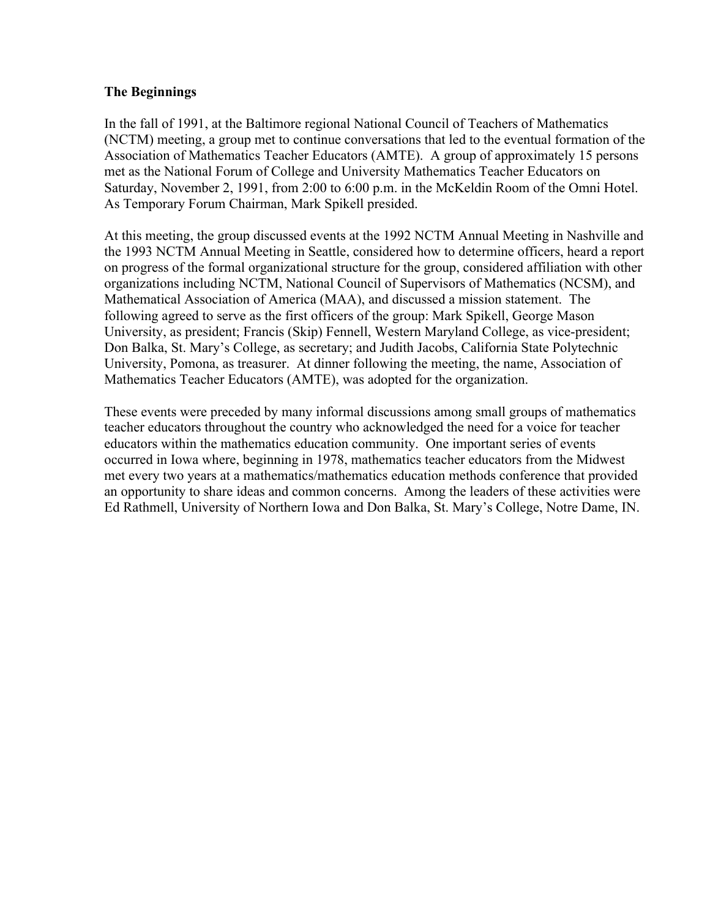## The Beginnings

In the fall of 1991, at the Baltimore regional National Council of Teachers of Mathematics (NCTM) meeting, a group met to continue conversations that led to the eventual formation of the Association of Mathematics Teacher Educators (AMTE). A group of approximately 15 persons met as the National Forum of College and University Mathematics Teacher Educators on Saturday, November 2, 1991, from 2:00 to 6:00 p.m. in the McKeldin Room of the Omni Hotel. As Temporary Forum Chairman, Mark Spikell presided.

At this meeting, the group discussed events at the 1992 NCTM Annual Meeting in Nashville and the 1993 NCTM Annual Meeting in Seattle, considered how to determine officers, heard a report on progress of the formal organizational structure for the group, considered affiliation with other organizations including NCTM, National Council of Supervisors of Mathematics (NCSM), and Mathematical Association of America (MAA), and discussed a mission statement. The following agreed to serve as the first officers of the group: Mark Spikell, George Mason University, as president; Francis (Skip) Fennell, Western Maryland College, as vice-president; Don Balka, St. Mary's College, as secretary; and Judith Jacobs, California State Polytechnic University, Pomona, as treasurer. At dinner following the meeting, the name, Association of Mathematics Teacher Educators (AMTE), was adopted for the organization.

These events were preceded by many informal discussions among small groups of mathematics teacher educators throughout the country who acknowledged the need for a voice for teacher educators within the mathematics education community. One important series of events occurred in Iowa where, beginning in 1978, mathematics teacher educators from the Midwest met every two years at a mathematics/mathematics education methods conference that provided an opportunity to share ideas and common concerns. Among the leaders of these activities were Ed Rathmell, University of Northern Iowa and Don Balka, St. Mary's College, Notre Dame, IN.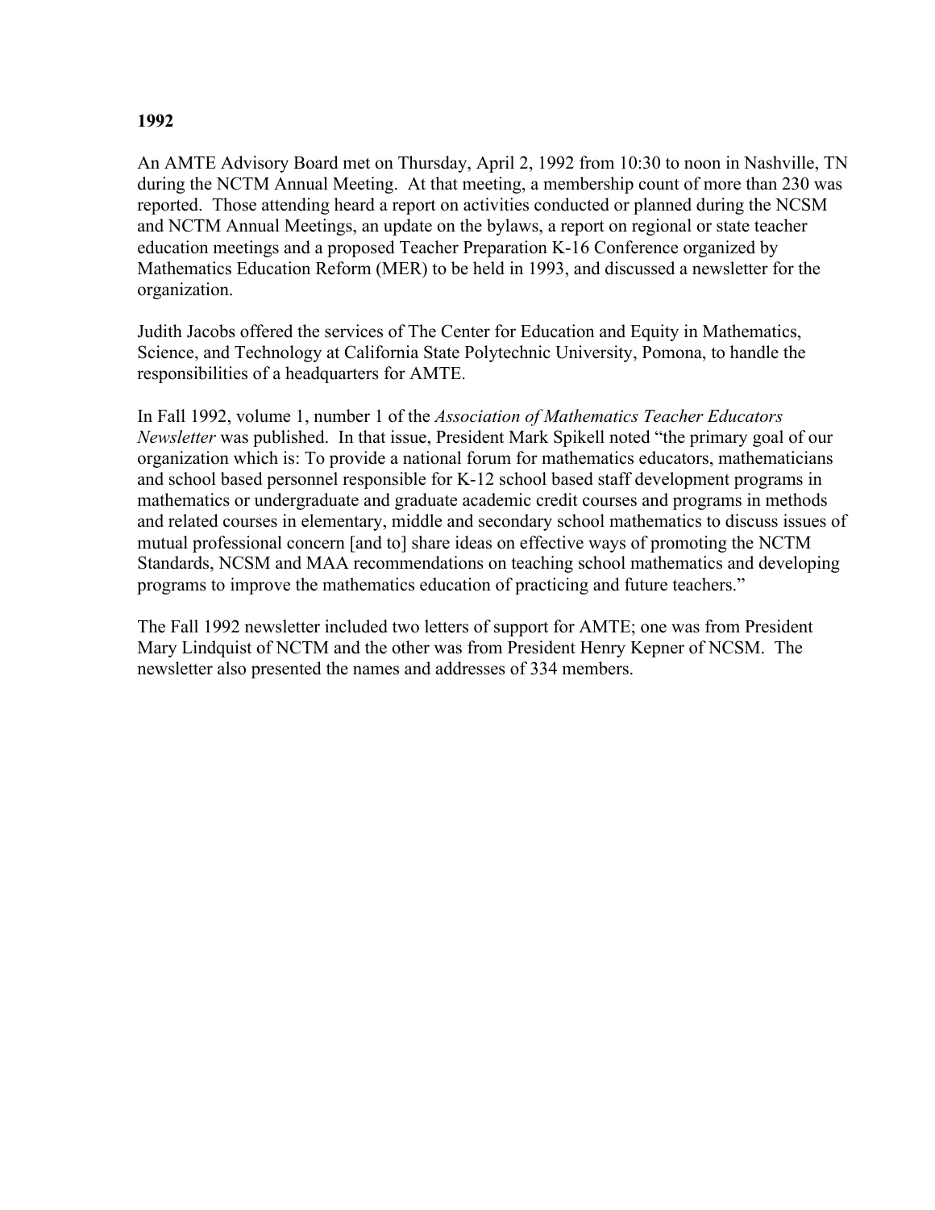**1992**

An AMTE Advisory Board met on Thursday, April 2, 1992 from 10:30 to noon in Nashville, TN during the NCTM Annual Meeting. At that meeting, a membership count of more than 230 was reported. Those attending heard a report on activities conducted or planned during the NCSM and NCTM Annual Meetings, an update on the bylaws, a report on regional or state teacher education meetings and a proposed Teacher Preparation K-16 Conference organized by Mathematics Education Reform (MER) to be held in 1993, and discussed a newsletter for the organization.

Judith Jacobs offered the services of The Center for Education and Equity in Mathematics, Science, and Technology at California State Polytechnic University, Pomona, to handle the responsibilities of a headquarters for AMTE.

In Fall 1992, volume 1, number 1 of the *Association of Mathematics Teacher Educators Newsletter* was published. In that issue, President Mark Spikell noted "the primary goal of our organization which is: To provide a national forum for mathematics educators, mathematicians and school based personnel responsible for K-12 school based staff development programs in mathematics or undergraduate and graduate academic credit courses and programs in methods and related courses in elementary, middle and secondary school mathematics to discuss issues of mutual professional concern [and to] share ideas on effective ways of promoting the NCTM Standards, NCSM and MAA recommendations on teaching school mathematics and developing programs to improve the mathematics education of practicing and future teachers."

The Fall 1992 newsletter included two letters of support for AMTE; one was from President Mary Lindquist of NCTM and the other was from President Henry Kepner of NCSM. The newsletter also presented the names and addresses of 334 members.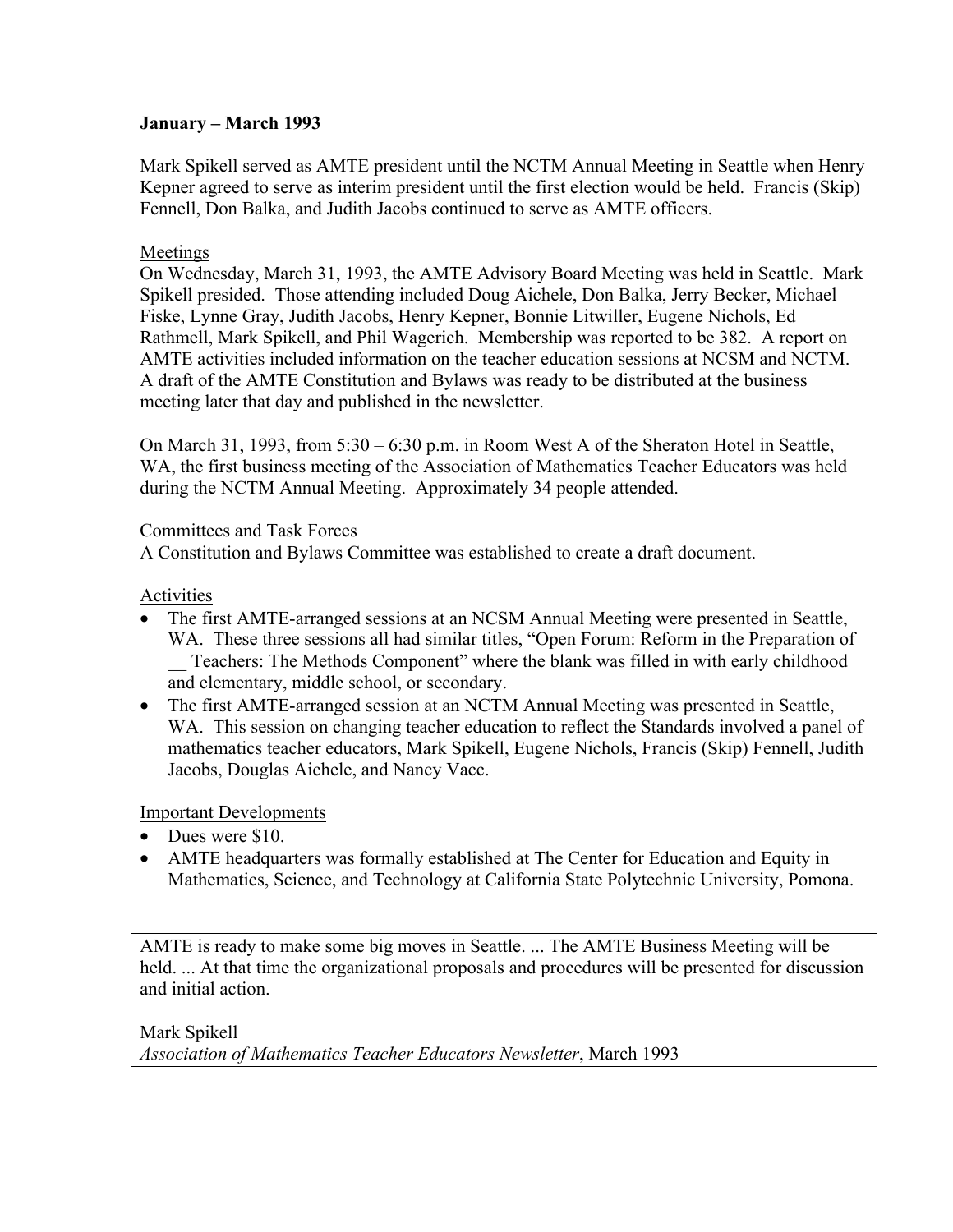**January – March 1993**

Mark Spikell served as AMTE president until the NCTM Annual Meeting in Seattle when Henry Kepner agreed to serve as interim president until the first election would be held. Francis (Skip) Fennell, Don Balka, and Judith Jacobs continued to serve as AMTE officers.

Meetings

On Wednesday, March 31, 1993, the AMTE Advisory Board Meeting was held in Seattle. Mark Spikell presided. Those attending included Doug Aichele, Don Balka, Jerry Becker, Michael Fiske, Lynne Gray, Judith Jacobs, Henry Kepner, Bonnie Litwiller, Eugene Nichols, Ed Rathmell, Mark Spikell, and Phil Wagerich. Membership was reported to be 382. A report on AMTE activities included information on the teacher education sessions at NCSM and NCTM. A draft of the AMTE Constitution and Bylaws was ready to be distributed at the business meeting later that day and published in the newsletter.

On March 31, 1993, from 5:30 – 6:30 p.m. in Room West A of the Sheraton Hotel in Seattle, WA, the first business meeting of the Association of Mathematics Teacher Educators was held during the NCTM Annual Meeting. Approximately 34 people attended.

Committees and Task Forces

A Constitution and Bylaws Committee was established to create a draft document.

Activities

- The first AMTE-arranged sessions at an NCSM Annual Meeting were presented in Seattle, WA. These three sessions all had similar titles, "Open Forum: Reform in the Preparation of __ Teachers: The Methods Component" where the blank was filled in with early childhood and elementary, middle school, or secondary.
- The first AMTE-arranged session at an NCTM Annual Meeting was presented in Seattle, WA. This session on changing teacher education to reflect the Standards involved a panel of mathematics teacher educators, Mark Spikell, Eugene Nichols, Francis (Skip) Fennell, Judith Jacobs, Douglas Aichele, and Nancy Vacc.

Important Developments

- Dues were $10.
- AMTE headquarters was formally established at The Center for Education and Equity in Mathematics, Science, and Technology at California State Polytechnic University, Pomona.

> AMTE is ready to make some big moves in Seattle. ... The AMTE Business Meeting will be held. ... At that time the organizational proposals and procedures will be presented for discussion and initial action.
>
> Mark Spikell
> *Association of Mathematics Teacher Educators Newsletter*, March 1993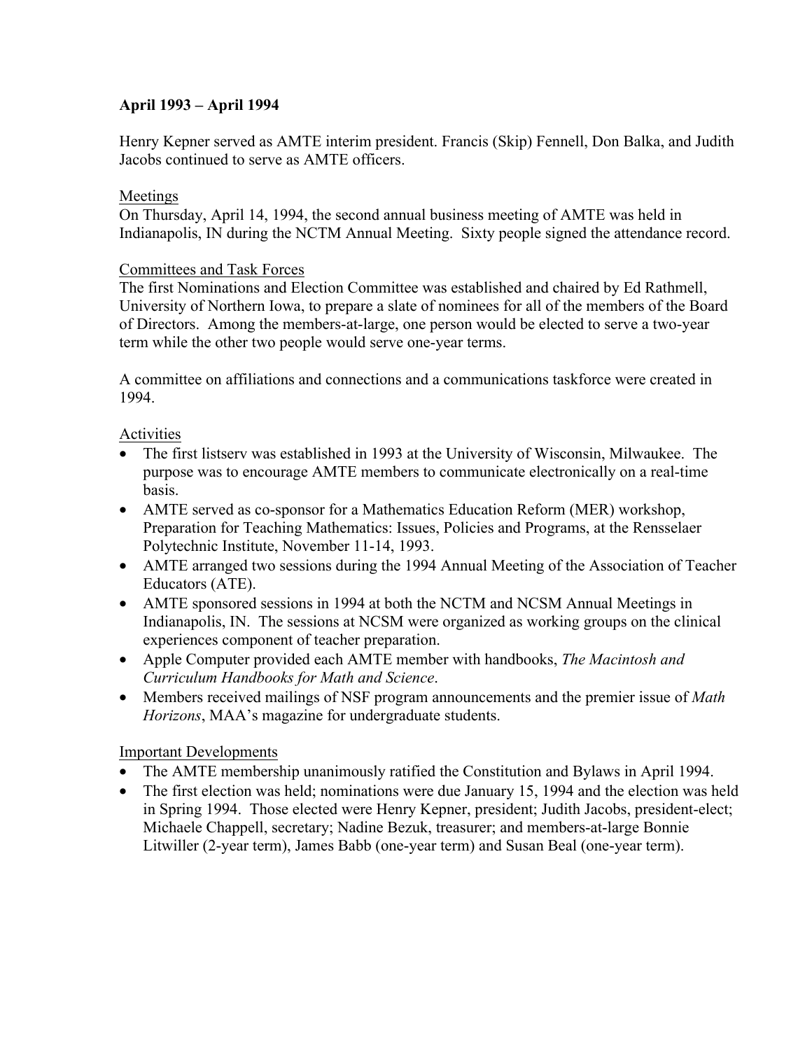**April 1993 – April 1994**

Henry Kepner served as AMTE interim president. Francis (Skip) Fennell, Don Balka, and Judith Jacobs continued to serve as AMTE officers.

Meetings

On Thursday, April 14, 1994, the second annual business meeting of AMTE was held in Indianapolis, IN during the NCTM Annual Meeting. Sixty people signed the attendance record.

Committees and Task Forces

The first Nominations and Election Committee was established and chaired by Ed Rathmell, University of Northern Iowa, to prepare a slate of nominees for all of the members of the Board of Directors. Among the members-at-large, one person would be elected to serve a two-year term while the other two people would serve one-year terms.

A committee on affiliations and connections and a communications taskforce were created in 1994.

Activities

- The first listserv was established in 1993 at the University of Wisconsin, Milwaukee. The purpose was to encourage AMTE members to communicate electronically on a real-time basis.
- AMTE served as co-sponsor for a Mathematics Education Reform (MER) workshop, Preparation for Teaching Mathematics: Issues, Policies and Programs, at the Rensselaer Polytechnic Institute, November 11-14, 1993.
- AMTE arranged two sessions during the 1994 Annual Meeting of the Association of Teacher Educators (ATE).
- AMTE sponsored sessions in 1994 at both the NCTM and NCSM Annual Meetings in Indianapolis, IN. The sessions at NCSM were organized as working groups on the clinical experiences component of teacher preparation.
- Apple Computer provided each AMTE member with handbooks, *The Macintosh and Curriculum Handbooks for Math and Science*.
- Members received mailings of NSF program announcements and the premier issue of *Math Horizons*, MAA's magazine for undergraduate students.

Important Developments

- The AMTE membership unanimously ratified the Constitution and Bylaws in April 1994.
- The first election was held; nominations were due January 15, 1994 and the election was held in Spring 1994. Those elected were Henry Kepner, president; Judith Jacobs, president-elect; Michaele Chappell, secretary; Nadine Bezuk, treasurer; and members-at-large Bonnie Litwiller (2-year term), James Babb (one-year term) and Susan Beal (one-year term).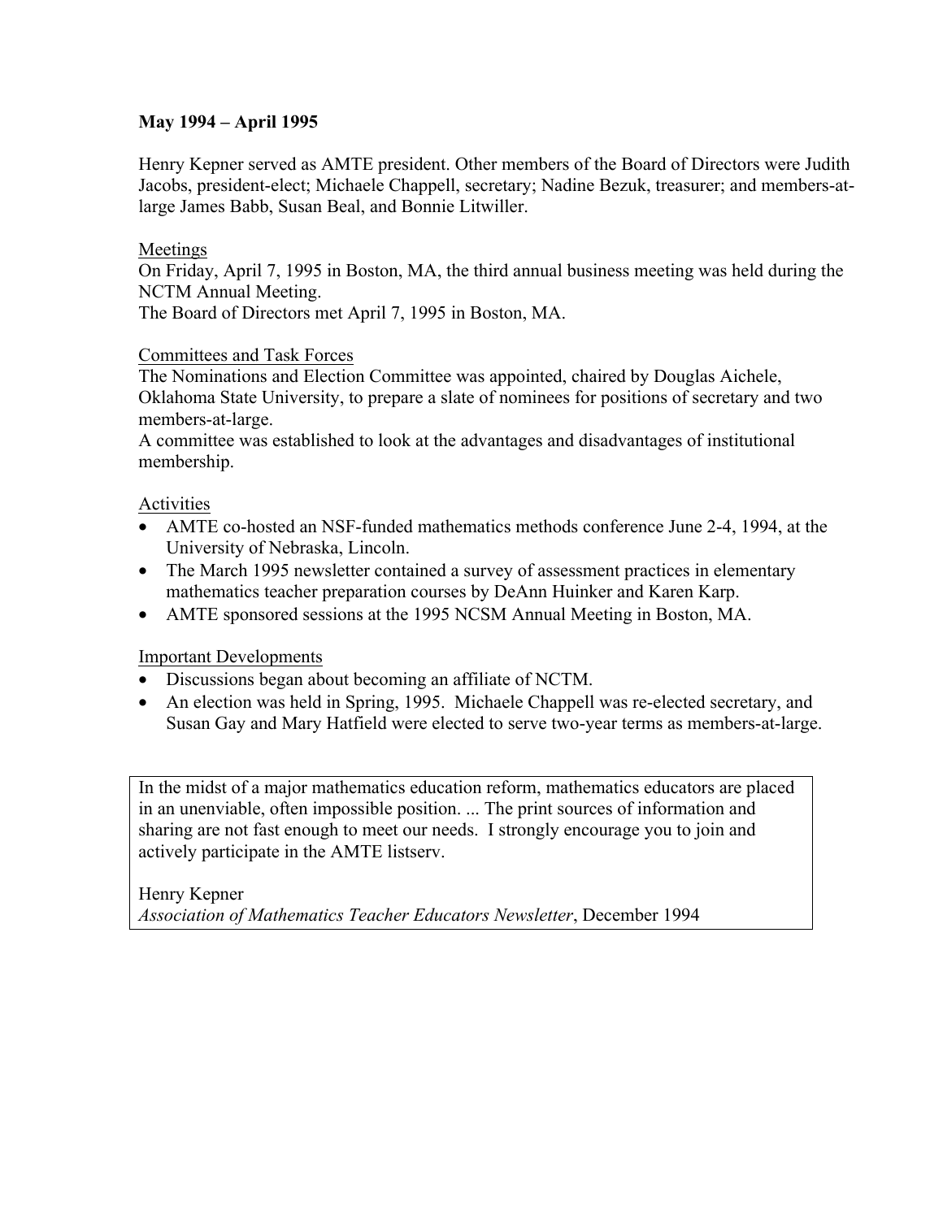**May 1994 – April 1995**

Henry Kepner served as AMTE president. Other members of the Board of Directors were Judith Jacobs, president-elect; Michaele Chappell, secretary; Nadine Bezuk, treasurer; and members-at-large James Babb, Susan Beal, and Bonnie Litwiller.

<u>Meetings</u>

On Friday, April 7, 1995 in Boston, MA, the third annual business meeting was held during the NCTM Annual Meeting.

The Board of Directors met April 7, 1995 in Boston, MA.

<u>Committees and Task Forces</u>

The Nominations and Election Committee was appointed, chaired by Douglas Aichele, Oklahoma State University, to prepare a slate of nominees for positions of secretary and two members-at-large.

A committee was established to look at the advantages and disadvantages of institutional membership.

<u>Activities</u>

- AMTE co-hosted an NSF-funded mathematics methods conference June 2-4, 1994, at the University of Nebraska, Lincoln.
- The March 1995 newsletter contained a survey of assessment practices in elementary mathematics teacher preparation courses by DeAnn Huinker and Karen Karp.
- AMTE sponsored sessions at the 1995 NCSM Annual Meeting in Boston, MA.

<u>Important Developments</u>

- Discussions began about becoming an affiliate of NCTM.
- An election was held in Spring, 1995. Michaele Chappell was re-elected secretary, and Susan Gay and Mary Hatfield were elected to serve two-year terms as members-at-large.

> In the midst of a major mathematics education reform, mathematics educators are placed in an unenviable, often impossible position. ... The print sources of information and sharing are not fast enough to meet our needs. I strongly encourage you to join and actively participate in the AMTE listserv.
>
> Henry Kepner
> *Association of Mathematics Teacher Educators Newsletter*, December 1994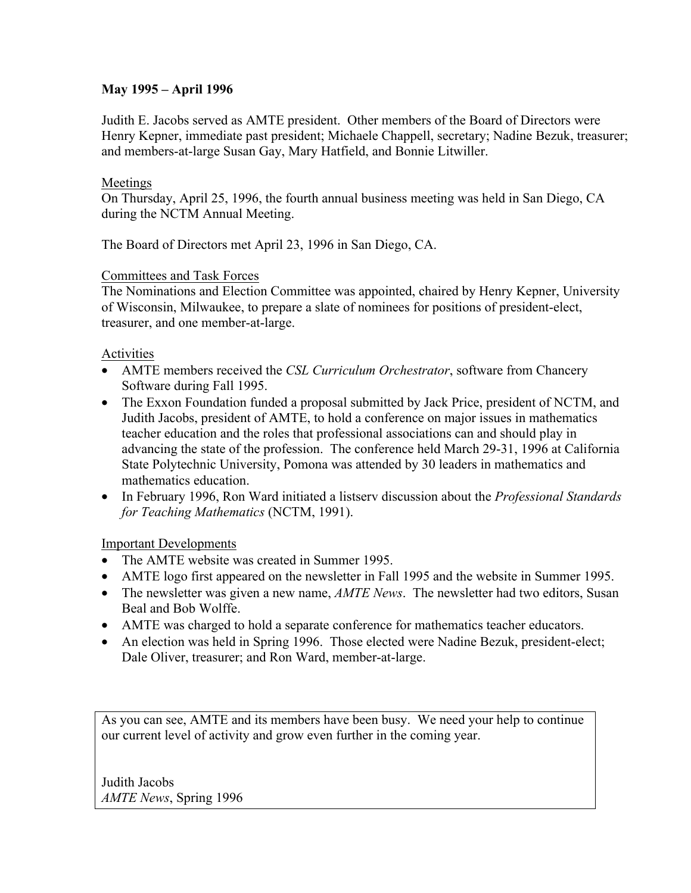**May 1995 – April 1996**

Judith E. Jacobs served as AMTE president. Other members of the Board of Directors were Henry Kepner, immediate past president; Michaele Chappell, secretary; Nadine Bezuk, treasurer; and members-at-large Susan Gay, Mary Hatfield, and Bonnie Litwiller.

<u>Meetings</u>

On Thursday, April 25, 1996, the fourth annual business meeting was held in San Diego, CA during the NCTM Annual Meeting.

The Board of Directors met April 23, 1996 in San Diego, CA.

<u>Committees and Task Forces</u>

The Nominations and Election Committee was appointed, chaired by Henry Kepner, University of Wisconsin, Milwaukee, to prepare a slate of nominees for positions of president-elect, treasurer, and one member-at-large.

<u>Activities</u>

- AMTE members received the *CSL Curriculum Orchestrator*, software from Chancery Software during Fall 1995.
- The Exxon Foundation funded a proposal submitted by Jack Price, president of NCTM, and Judith Jacobs, president of AMTE, to hold a conference on major issues in mathematics teacher education and the roles that professional associations can and should play in advancing the state of the profession. The conference held March 29-31, 1996 at California State Polytechnic University, Pomona was attended by 30 leaders in mathematics and mathematics education.
- In February 1996, Ron Ward initiated a listserv discussion about the *Professional Standards for Teaching Mathematics* (NCTM, 1991).

<u>Important Developments</u>

- The AMTE website was created in Summer 1995.
- AMTE logo first appeared on the newsletter in Fall 1995 and the website in Summer 1995.
- The newsletter was given a new name, *AMTE News*. The newsletter had two editors, Susan Beal and Bob Wolffe.
- AMTE was charged to hold a separate conference for mathematics teacher educators.
- An election was held in Spring 1996. Those elected were Nadine Bezuk, president-elect; Dale Oliver, treasurer; and Ron Ward, member-at-large.

> As you can see, AMTE and its members have been busy. We need your help to continue our current level of activity and grow even further in the coming year.
>
> Judith Jacobs
> *AMTE News*, Spring 1996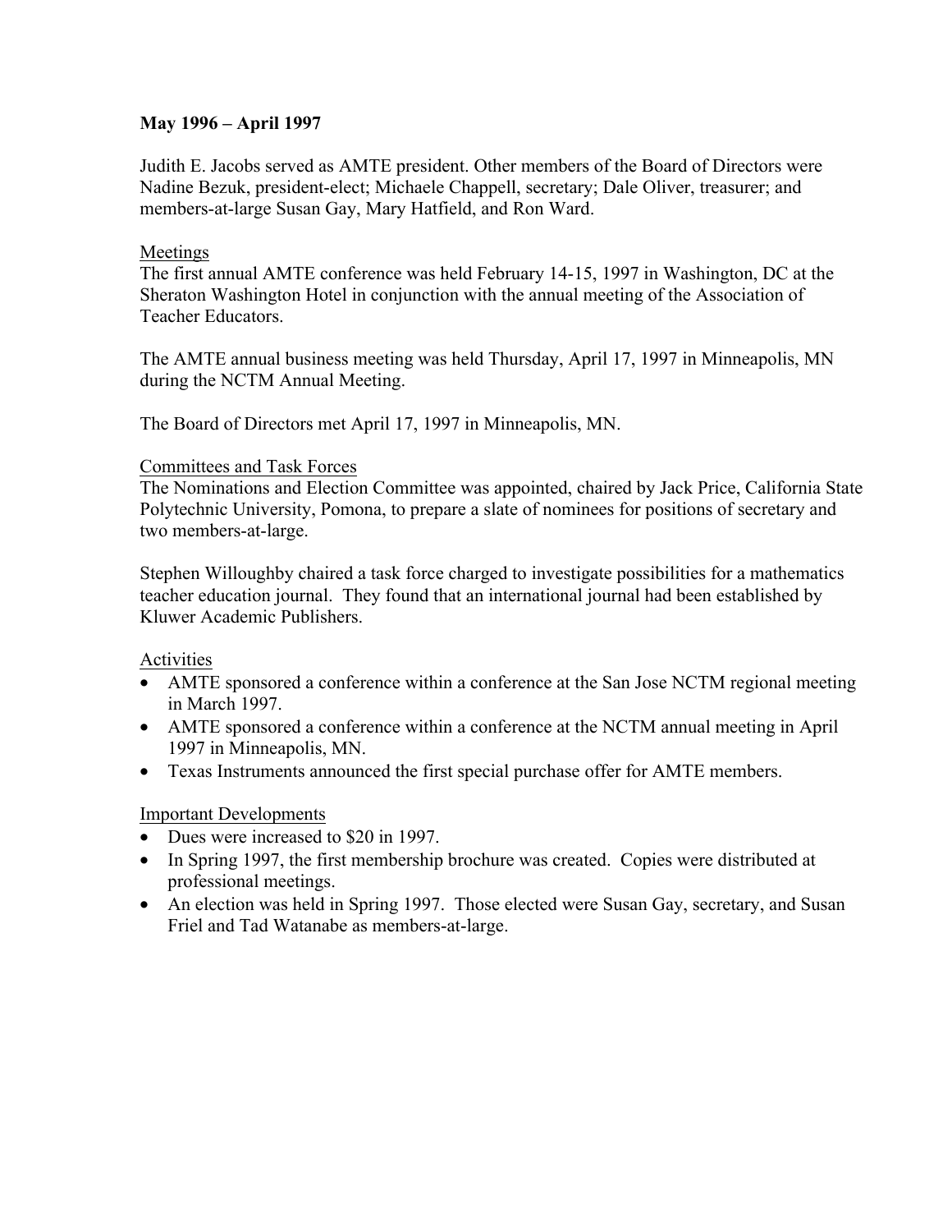**May 1996 – April 1997**

Judith E. Jacobs served as AMTE president. Other members of the Board of Directors were Nadine Bezuk, president-elect; Michaele Chappell, secretary; Dale Oliver, treasurer; and members-at-large Susan Gay, Mary Hatfield, and Ron Ward.

<u>Meetings</u>

The first annual AMTE conference was held February 14-15, 1997 in Washington, DC at the Sheraton Washington Hotel in conjunction with the annual meeting of the Association of Teacher Educators.

The AMTE annual business meeting was held Thursday, April 17, 1997 in Minneapolis, MN during the NCTM Annual Meeting.

The Board of Directors met April 17, 1997 in Minneapolis, MN.

<u>Committees and Task Forces</u>

The Nominations and Election Committee was appointed, chaired by Jack Price, California State Polytechnic University, Pomona, to prepare a slate of nominees for positions of secretary and two members-at-large.

Stephen Willoughby chaired a task force charged to investigate possibilities for a mathematics teacher education journal. They found that an international journal had been established by Kluwer Academic Publishers.

<u>Activities</u>

- AMTE sponsored a conference within a conference at the San Jose NCTM regional meeting in March 1997.
- AMTE sponsored a conference within a conference at the NCTM annual meeting in April 1997 in Minneapolis, MN.
- Texas Instruments announced the first special purchase offer for AMTE members.

<u>Important Developments</u>

- Dues were increased to $20 in 1997.
- In Spring 1997, the first membership brochure was created. Copies were distributed at professional meetings.
- An election was held in Spring 1997. Those elected were Susan Gay, secretary, and Susan Friel and Tad Watanabe as members-at-large.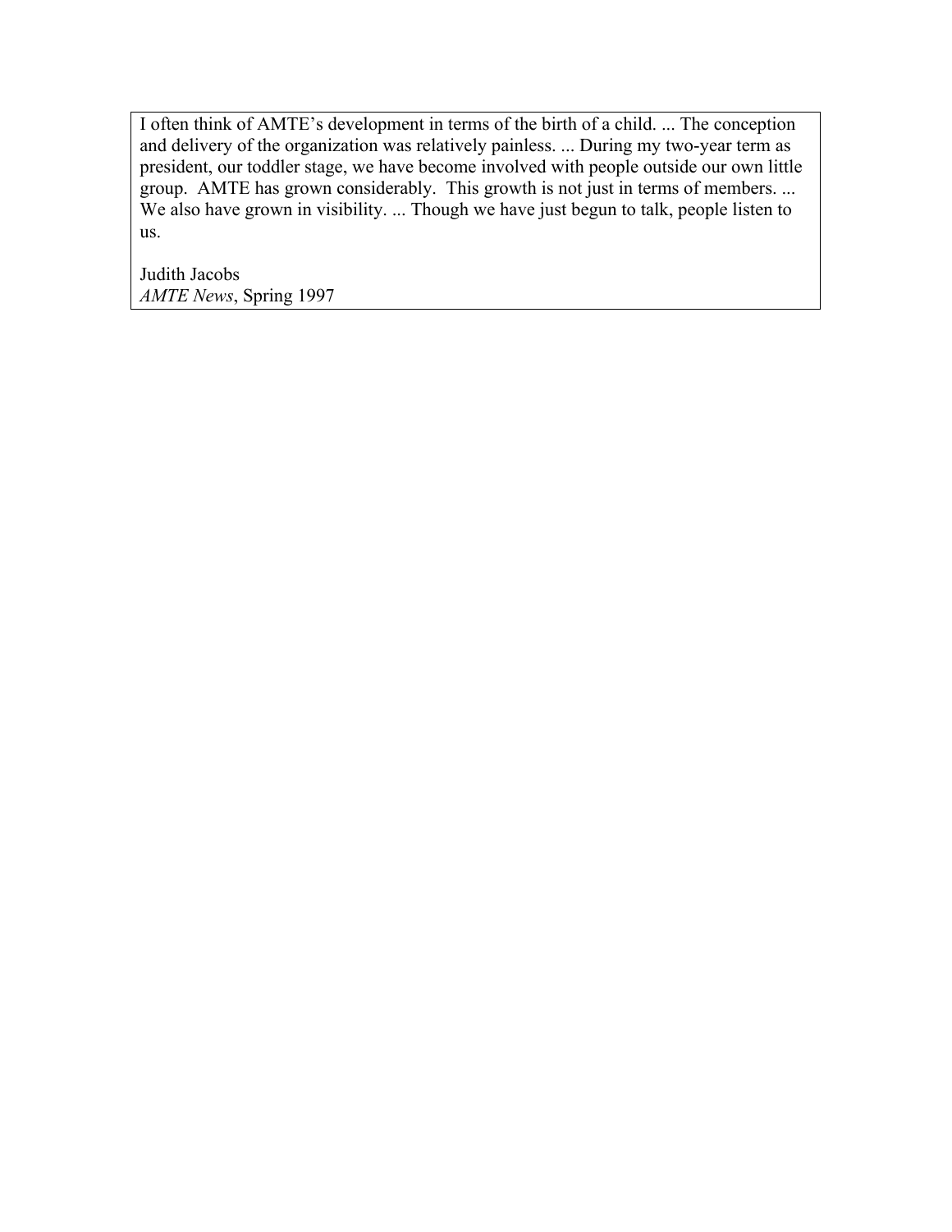I often think of AMTE's development in terms of the birth of a child. ... The conception and delivery of the organization was relatively painless. ... During my two-year term as president, our toddler stage, we have become involved with people outside our own little group. AMTE has grown considerably. This growth is not just in terms of members. ... We also have grown in visibility. ... Though we have just begun to talk, people listen to us.

Judith Jacobs
*AMTE News*, Spring 1997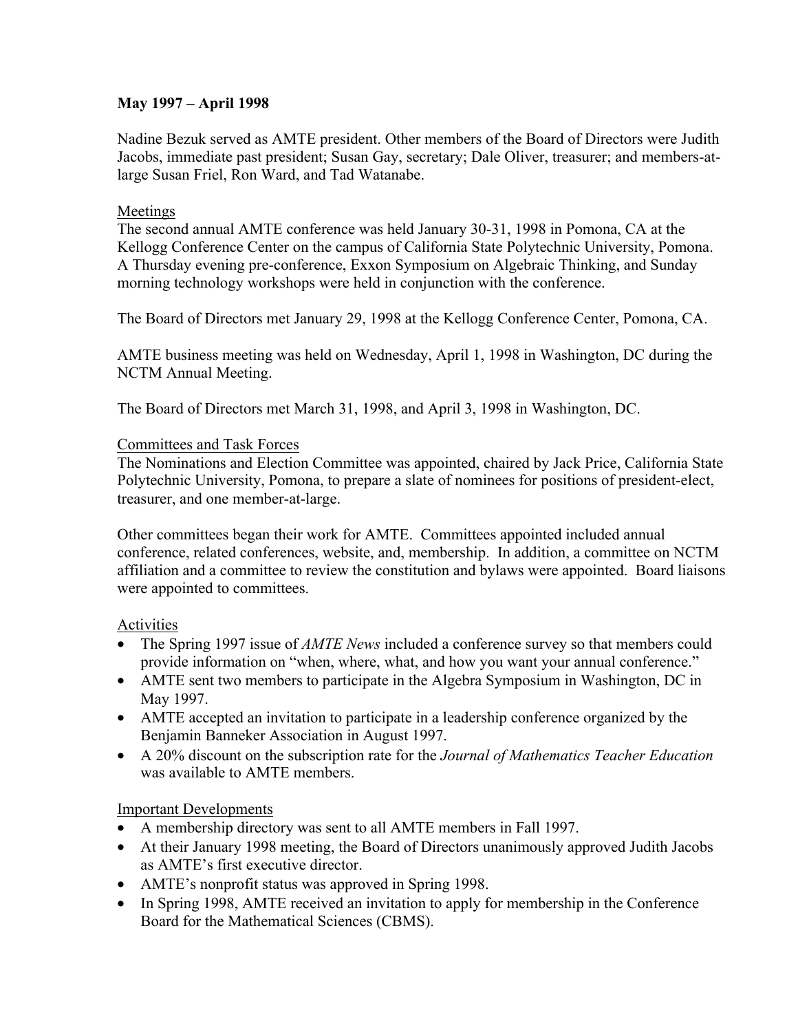**May 1997 – April 1998**

Nadine Bezuk served as AMTE president. Other members of the Board of Directors were Judith Jacobs, immediate past president; Susan Gay, secretary; Dale Oliver, treasurer; and members-at-large Susan Friel, Ron Ward, and Tad Watanabe.

Meetings

The second annual AMTE conference was held January 30-31, 1998 in Pomona, CA at the Kellogg Conference Center on the campus of California State Polytechnic University, Pomona. A Thursday evening pre-conference, Exxon Symposium on Algebraic Thinking, and Sunday morning technology workshops were held in conjunction with the conference.

The Board of Directors met January 29, 1998 at the Kellogg Conference Center, Pomona, CA.

AMTE business meeting was held on Wednesday, April 1, 1998 in Washington, DC during the NCTM Annual Meeting.

The Board of Directors met March 31, 1998, and April 3, 1998 in Washington, DC.

Committees and Task Forces

The Nominations and Election Committee was appointed, chaired by Jack Price, California State Polytechnic University, Pomona, to prepare a slate of nominees for positions of president-elect, treasurer, and one member-at-large.

Other committees began their work for AMTE. Committees appointed included annual conference, related conferences, website, and, membership. In addition, a committee on NCTM affiliation and a committee to review the constitution and bylaws were appointed. Board liaisons were appointed to committees.

Activities

- The Spring 1997 issue of *AMTE News* included a conference survey so that members could provide information on "when, where, what, and how you want your annual conference."
- AMTE sent two members to participate in the Algebra Symposium in Washington, DC in May 1997.
- AMTE accepted an invitation to participate in a leadership conference organized by the Benjamin Banneker Association in August 1997.
- A 20% discount on the subscription rate for the *Journal of Mathematics Teacher Education* was available to AMTE members.

Important Developments

- A membership directory was sent to all AMTE members in Fall 1997.
- At their January 1998 meeting, the Board of Directors unanimously approved Judith Jacobs as AMTE's first executive director.
- AMTE's nonprofit status was approved in Spring 1998.
- In Spring 1998, AMTE received an invitation to apply for membership in the Conference Board for the Mathematical Sciences (CBMS).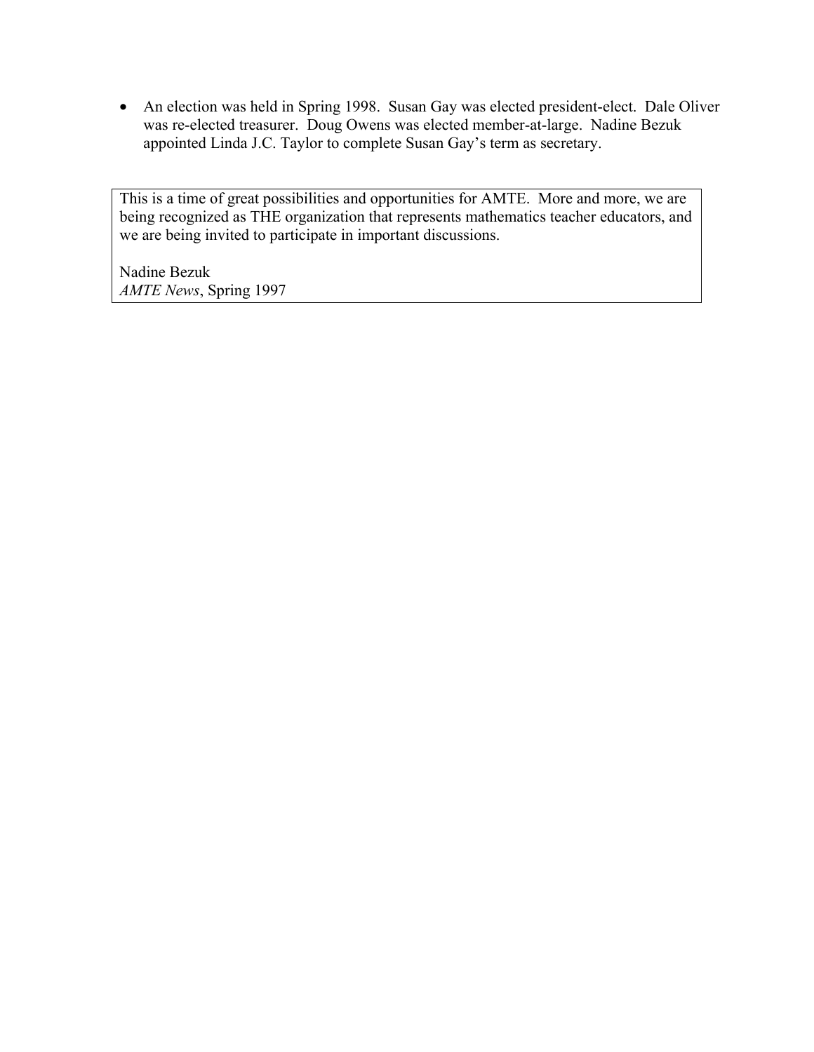- An election was held in Spring 1998. Susan Gay was elected president-elect. Dale Oliver was re-elected treasurer. Doug Owens was elected member-at-large. Nadine Bezuk appointed Linda J.C. Taylor to complete Susan Gay's term as secretary.

> This is a time of great possibilities and opportunities for AMTE. More and more, we are being recognized as THE organization that represents mathematics teacher educators, and we are being invited to participate in important discussions.
>
> Nadine Bezuk
> *AMTE News*, Spring 1997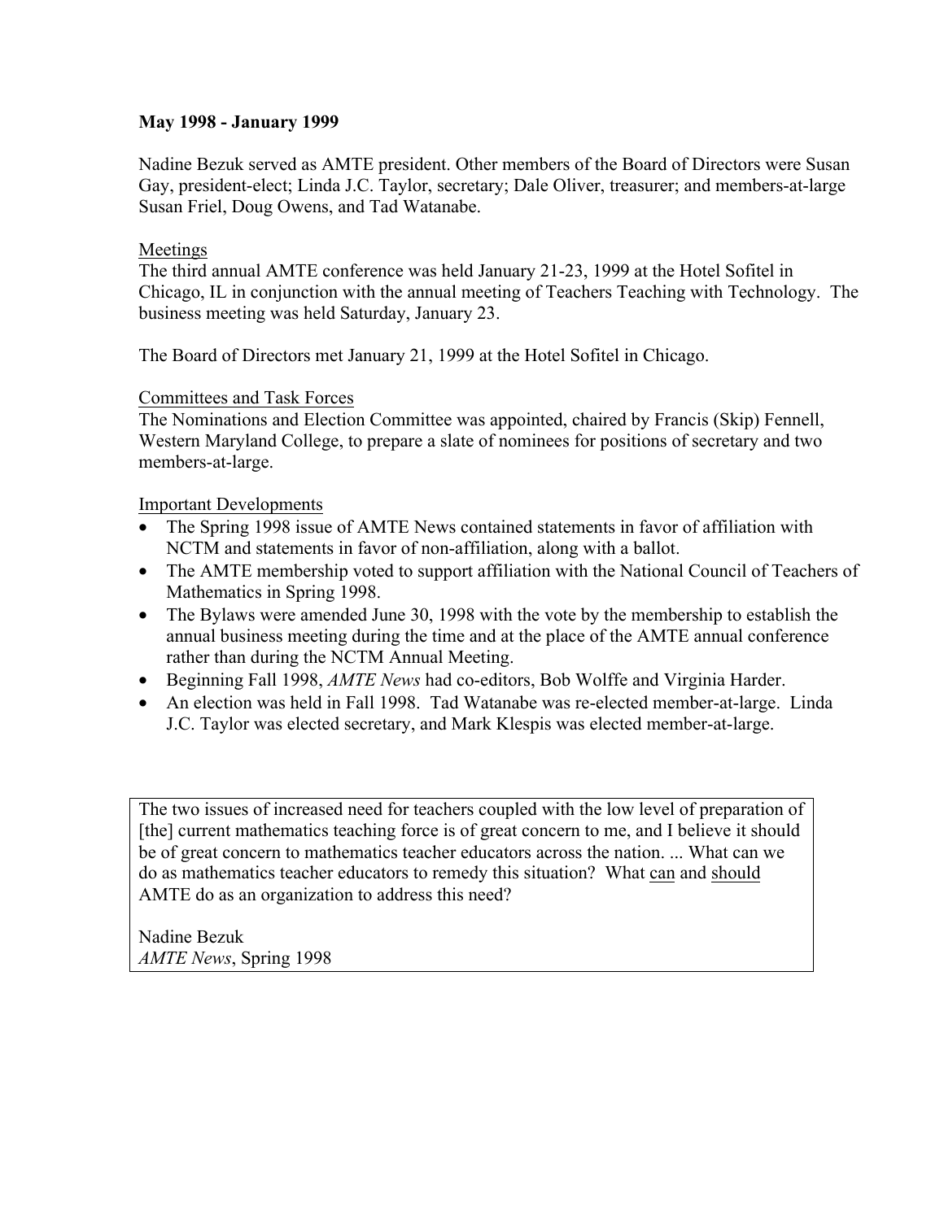**May 1998 - January 1999**

Nadine Bezuk served as AMTE president. Other members of the Board of Directors were Susan Gay, president-elect; Linda J.C. Taylor, secretary; Dale Oliver, treasurer; and members-at-large Susan Friel, Doug Owens, and Tad Watanabe.

<u>Meetings</u>

The third annual AMTE conference was held January 21-23, 1999 at the Hotel Sofitel in Chicago, IL in conjunction with the annual meeting of Teachers Teaching with Technology. The business meeting was held Saturday, January 23.

The Board of Directors met January 21, 1999 at the Hotel Sofitel in Chicago.

<u>Committees and Task Forces</u>

The Nominations and Election Committee was appointed, chaired by Francis (Skip) Fennell, Western Maryland College, to prepare a slate of nominees for positions of secretary and two members-at-large.

<u>Important Developments</u>

- The Spring 1998 issue of AMTE News contained statements in favor of affiliation with NCTM and statements in favor of non-affiliation, along with a ballot.
- The AMTE membership voted to support affiliation with the National Council of Teachers of Mathematics in Spring 1998.
- The Bylaws were amended June 30, 1998 with the vote by the membership to establish the annual business meeting during the time and at the place of the AMTE annual conference rather than during the NCTM Annual Meeting.
- Beginning Fall 1998, *AMTE News* had co-editors, Bob Wolffe and Virginia Harder.
- An election was held in Fall 1998. Tad Watanabe was re-elected member-at-large. Linda J.C. Taylor was elected secretary, and Mark Klespis was elected member-at-large.

> The two issues of increased need for teachers coupled with the low level of preparation of [the] current mathematics teaching force is of great concern to me, and I believe it should be of great concern to mathematics teacher educators across the nation. ... What can we do as mathematics teacher educators to remedy this situation? What <u>can</u> and <u>should</u> AMTE do as an organization to address this need?
>
> Nadine Bezuk
> *AMTE News*, Spring 1998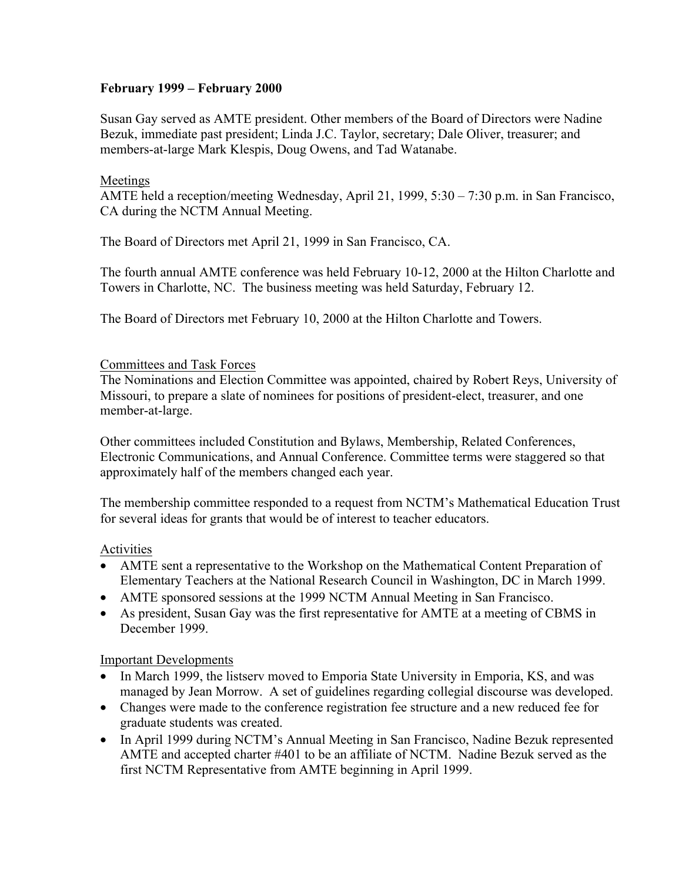**February 1999 – February 2000**

Susan Gay served as AMTE president. Other members of the Board of Directors were Nadine Bezuk, immediate past president; Linda J.C. Taylor, secretary; Dale Oliver, treasurer; and members-at-large Mark Klespis, Doug Owens, and Tad Watanabe.

Meetings

AMTE held a reception/meeting Wednesday, April 21, 1999, 5:30 – 7:30 p.m. in San Francisco, CA during the NCTM Annual Meeting.

The Board of Directors met April 21, 1999 in San Francisco, CA.

The fourth annual AMTE conference was held February 10-12, 2000 at the Hilton Charlotte and Towers in Charlotte, NC. The business meeting was held Saturday, February 12.

The Board of Directors met February 10, 2000 at the Hilton Charlotte and Towers.

Committees and Task Forces

The Nominations and Election Committee was appointed, chaired by Robert Reys, University of Missouri, to prepare a slate of nominees for positions of president-elect, treasurer, and one member-at-large.

Other committees included Constitution and Bylaws, Membership, Related Conferences, Electronic Communications, and Annual Conference. Committee terms were staggered so that approximately half of the members changed each year.

The membership committee responded to a request from NCTM's Mathematical Education Trust for several ideas for grants that would be of interest to teacher educators.

Activities

- AMTE sent a representative to the Workshop on the Mathematical Content Preparation of Elementary Teachers at the National Research Council in Washington, DC in March 1999.
- AMTE sponsored sessions at the 1999 NCTM Annual Meeting in San Francisco.
- As president, Susan Gay was the first representative for AMTE at a meeting of CBMS in December 1999.

Important Developments

- In March 1999, the listserv moved to Emporia State University in Emporia, KS, and was managed by Jean Morrow. A set of guidelines regarding collegial discourse was developed.
- Changes were made to the conference registration fee structure and a new reduced fee for graduate students was created.
- In April 1999 during NCTM's Annual Meeting in San Francisco, Nadine Bezuk represented AMTE and accepted charter #401 to be an affiliate of NCTM. Nadine Bezuk served as the first NCTM Representative from AMTE beginning in April 1999.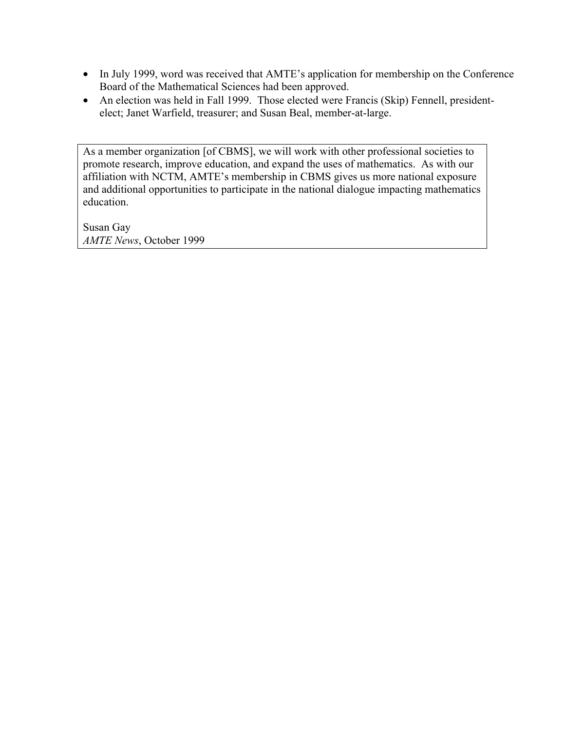- In July 1999, word was received that AMTE's application for membership on the Conference Board of the Mathematical Sciences had been approved.
- An election was held in Fall 1999. Those elected were Francis (Skip) Fennell, president-elect; Janet Warfield, treasurer; and Susan Beal, member-at-large.

> As a member organization [of CBMS], we will work with other professional societies to promote research, improve education, and expand the uses of mathematics. As with our affiliation with NCTM, AMTE's membership in CBMS gives us more national exposure and additional opportunities to participate in the national dialogue impacting mathematics education.
>
> Susan Gay
> *AMTE News*, October 1999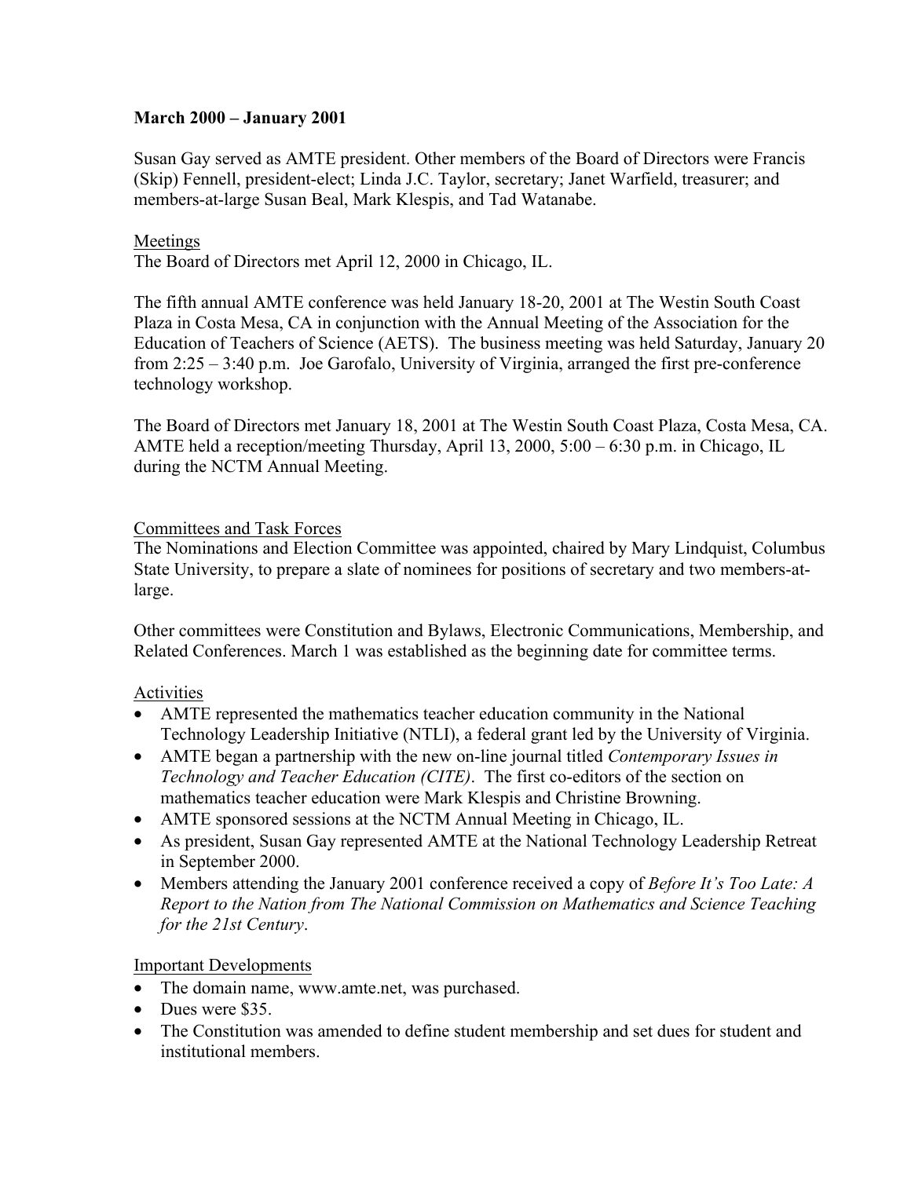**March 2000 – January 2001**

Susan Gay served as AMTE president. Other members of the Board of Directors were Francis (Skip) Fennell, president-elect; Linda J.C. Taylor, secretary; Janet Warfield, treasurer; and members-at-large Susan Beal, Mark Klespis, and Tad Watanabe.

<u>Meetings</u>

The Board of Directors met April 12, 2000 in Chicago, IL.

The fifth annual AMTE conference was held January 18-20, 2001 at The Westin South Coast Plaza in Costa Mesa, CA in conjunction with the Annual Meeting of the Association for the Education of Teachers of Science (AETS). The business meeting was held Saturday, January 20 from 2:25 – 3:40 p.m. Joe Garofalo, University of Virginia, arranged the first pre-conference technology workshop.

The Board of Directors met January 18, 2001 at The Westin South Coast Plaza, Costa Mesa, CA. AMTE held a reception/meeting Thursday, April 13, 2000, 5:00 – 6:30 p.m. in Chicago, IL during the NCTM Annual Meeting.

<u>Committees and Task Forces</u>

The Nominations and Election Committee was appointed, chaired by Mary Lindquist, Columbus State University, to prepare a slate of nominees for positions of secretary and two members-at-large.

Other committees were Constitution and Bylaws, Electronic Communications, Membership, and Related Conferences. March 1 was established as the beginning date for committee terms.

<u>Activities</u>

- AMTE represented the mathematics teacher education community in the National Technology Leadership Initiative (NTLI), a federal grant led by the University of Virginia.
- AMTE began a partnership with the new on-line journal titled *Contemporary Issues in Technology and Teacher Education (CITE)*. The first co-editors of the section on mathematics teacher education were Mark Klespis and Christine Browning.
- AMTE sponsored sessions at the NCTM Annual Meeting in Chicago, IL.
- As president, Susan Gay represented AMTE at the National Technology Leadership Retreat in September 2000.
- Members attending the January 2001 conference received a copy of *Before It's Too Late: A Report to the Nation from The National Commission on Mathematics and Science Teaching for the 21st Century*.

<u>Important Developments</u>

- The domain name, www.amte.net, was purchased.
- Dues were $35.
- The Constitution was amended to define student membership and set dues for student and institutional members.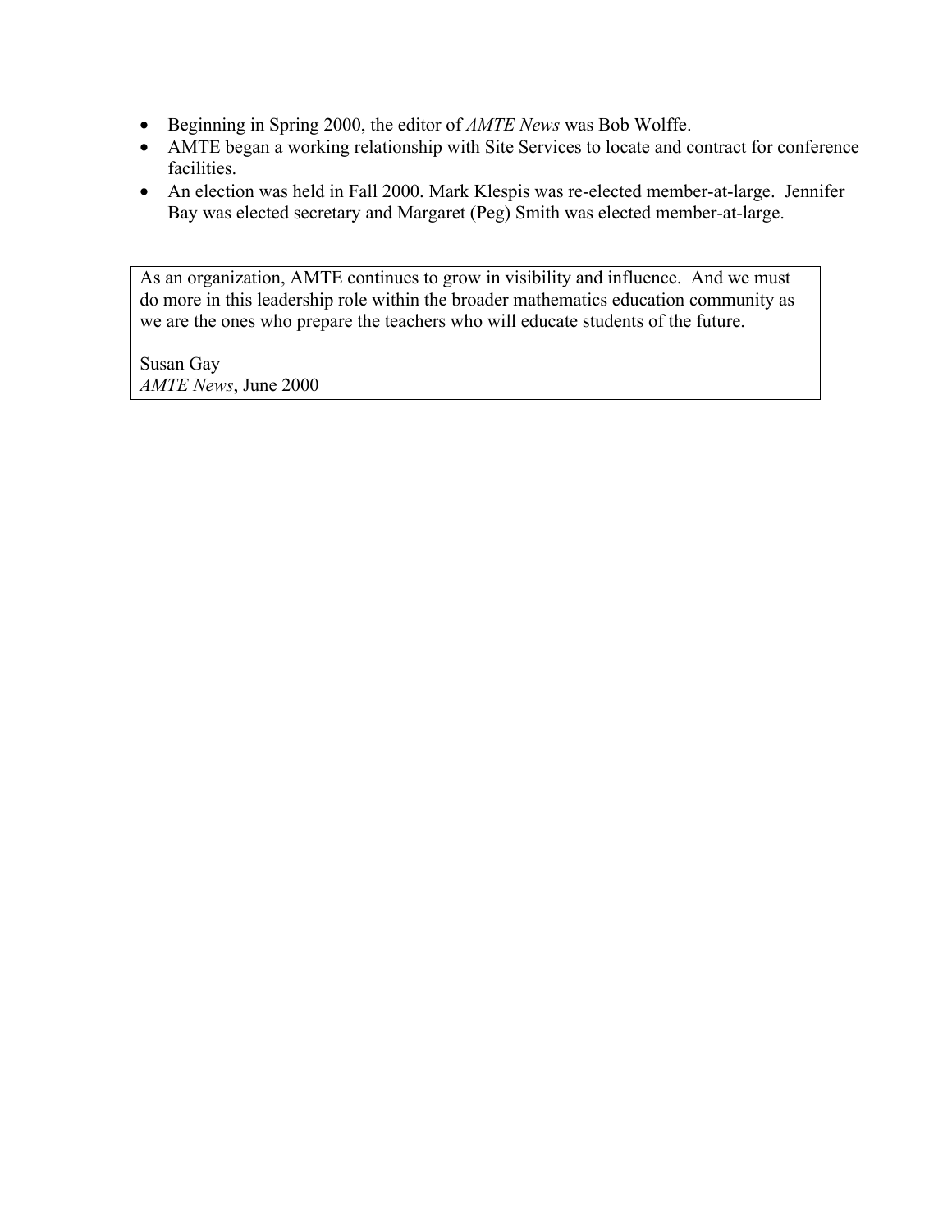- Beginning in Spring 2000, the editor of *AMTE News* was Bob Wolffe.
- AMTE began a working relationship with Site Services to locate and contract for conference facilities.
- An election was held in Fall 2000. Mark Klespis was re-elected member-at-large. Jennifer Bay was elected secretary and Margaret (Peg) Smith was elected member-at-large.

> As an organization, AMTE continues to grow in visibility and influence. And we must do more in this leadership role within the broader mathematics education community as we are the ones who prepare the teachers who will educate students of the future.
>
> Susan Gay
> *AMTE News*, June 2000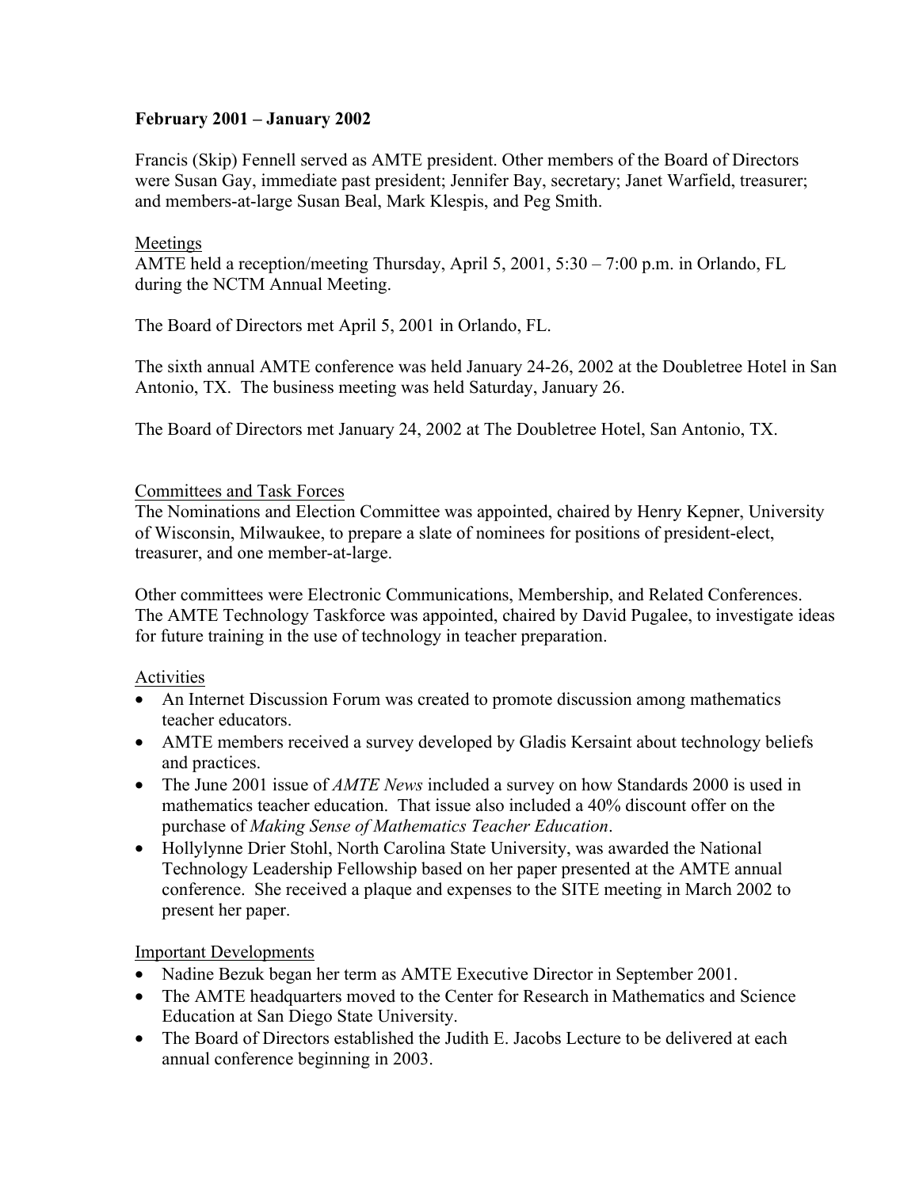**February 2001 – January 2002**

Francis (Skip) Fennell served as AMTE president. Other members of the Board of Directors were Susan Gay, immediate past president; Jennifer Bay, secretary; Janet Warfield, treasurer; and members-at-large Susan Beal, Mark Klespis, and Peg Smith.

Meetings

AMTE held a reception/meeting Thursday, April 5, 2001, 5:30 – 7:00 p.m. in Orlando, FL during the NCTM Annual Meeting.

The Board of Directors met April 5, 2001 in Orlando, FL.

The sixth annual AMTE conference was held January 24-26, 2002 at the Doubletree Hotel in San Antonio, TX. The business meeting was held Saturday, January 26.

The Board of Directors met January 24, 2002 at The Doubletree Hotel, San Antonio, TX.

Committees and Task Forces

The Nominations and Election Committee was appointed, chaired by Henry Kepner, University of Wisconsin, Milwaukee, to prepare a slate of nominees for positions of president-elect, treasurer, and one member-at-large.

Other committees were Electronic Communications, Membership, and Related Conferences. The AMTE Technology Taskforce was appointed, chaired by David Pugalee, to investigate ideas for future training in the use of technology in teacher preparation.

Activities

- An Internet Discussion Forum was created to promote discussion among mathematics teacher educators.
- AMTE members received a survey developed by Gladis Kersaint about technology beliefs and practices.
- The June 2001 issue of *AMTE News* included a survey on how Standards 2000 is used in mathematics teacher education. That issue also included a 40% discount offer on the purchase of *Making Sense of Mathematics Teacher Education*.
- Hollylynne Drier Stohl, North Carolina State University, was awarded the National Technology Leadership Fellowship based on her paper presented at the AMTE annual conference. She received a plaque and expenses to the SITE meeting in March 2002 to present her paper.

Important Developments

- Nadine Bezuk began her term as AMTE Executive Director in September 2001.
- The AMTE headquarters moved to the Center for Research in Mathematics and Science Education at San Diego State University.
- The Board of Directors established the Judith E. Jacobs Lecture to be delivered at each annual conference beginning in 2003.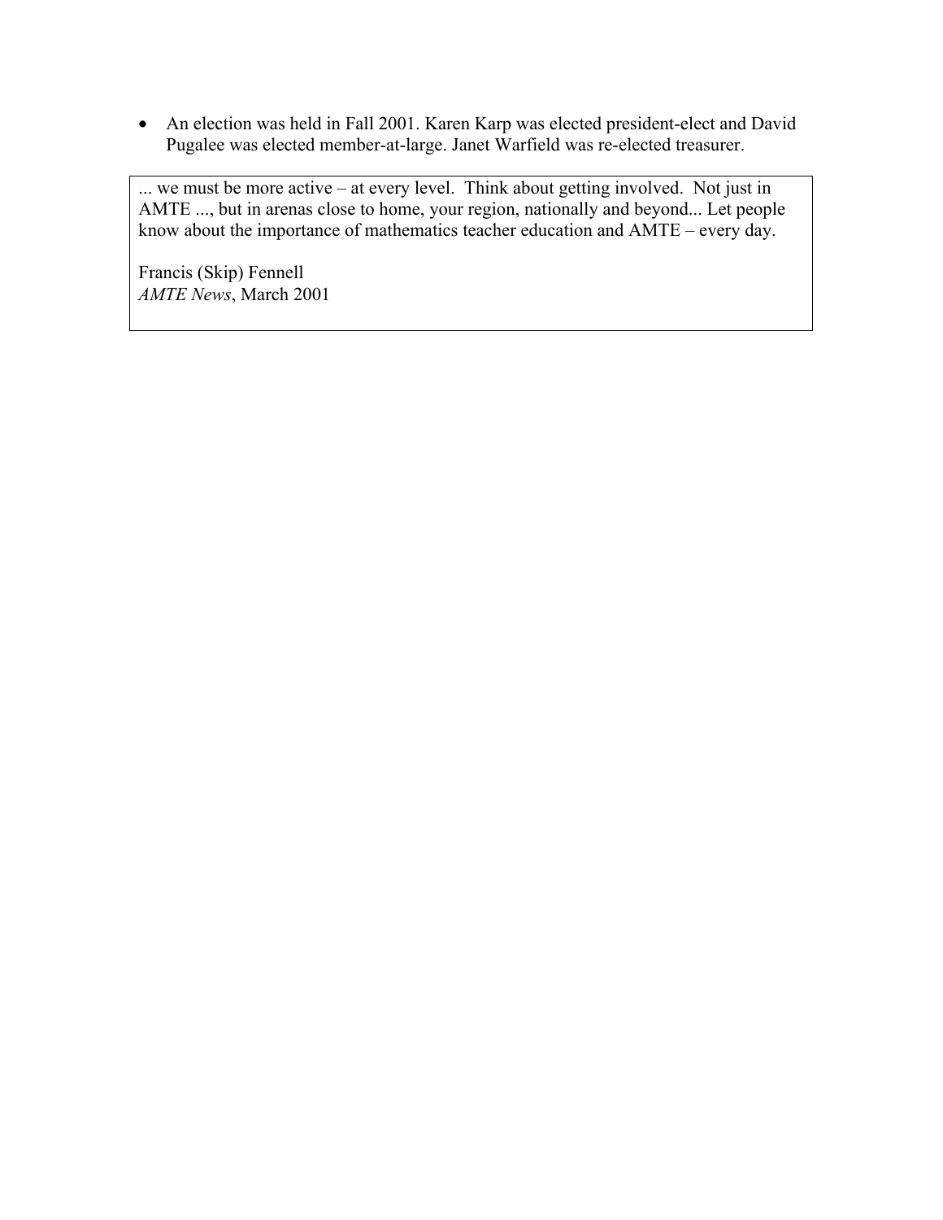- An election was held in Fall 2001. Karen Karp was elected president-elect and David Pugalee was elected member-at-large. Janet Warfield was re-elected treasurer.

> ... we must be more active – at every level.  Think about getting involved.  Not just in AMTE ..., but in arenas close to home, your region, nationally and beyond... Let people know about the importance of mathematics teacher education and AMTE – every day.
>
> Francis (Skip) Fennell
> *AMTE News*, March 2001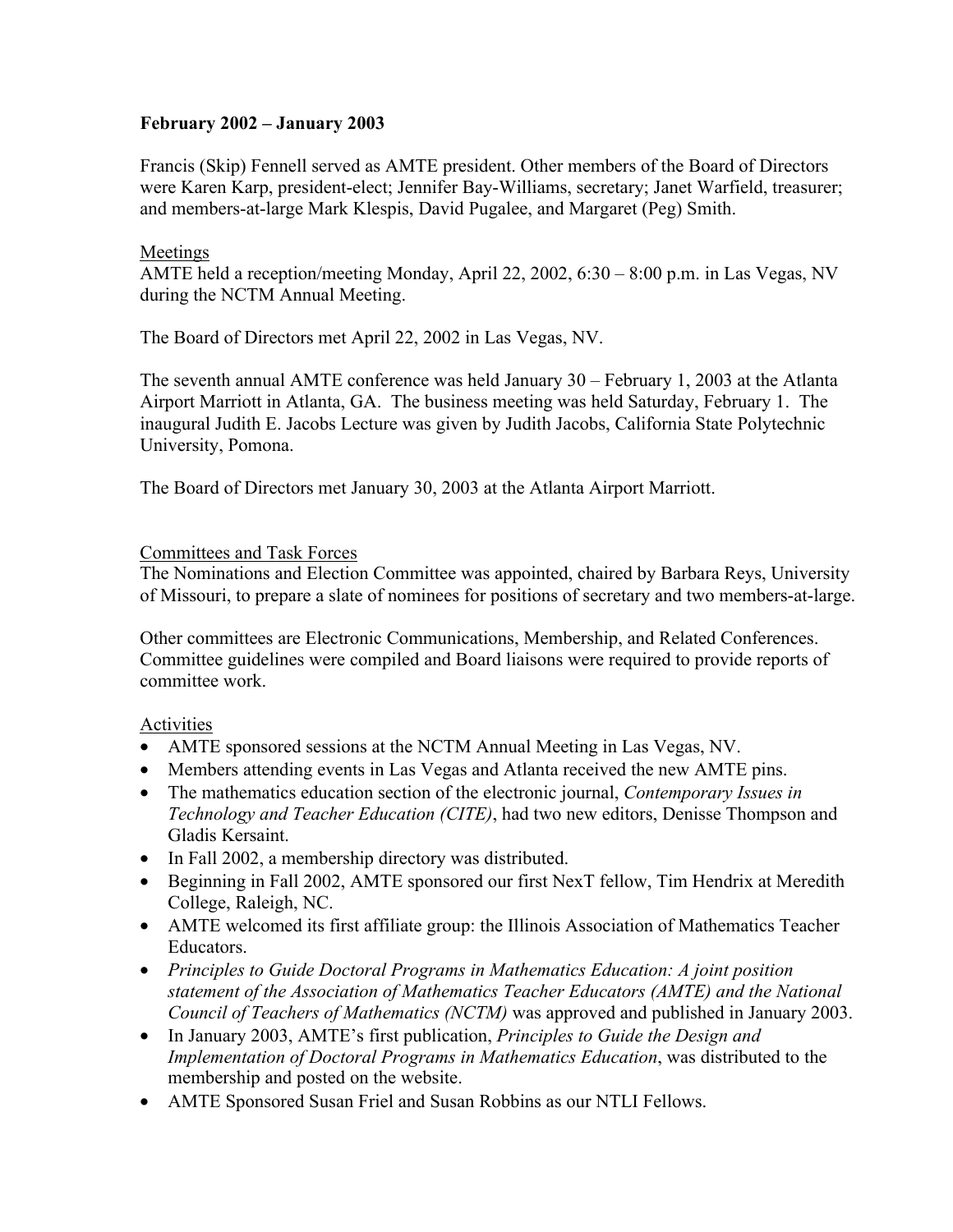**February 2002 – January 2003**

Francis (Skip) Fennell served as AMTE president. Other members of the Board of Directors were Karen Karp, president-elect; Jennifer Bay-Williams, secretary; Janet Warfield, treasurer; and members-at-large Mark Klespis, David Pugalee, and Margaret (Peg) Smith.

Meetings

AMTE held a reception/meeting Monday, April 22, 2002, 6:30 – 8:00 p.m. in Las Vegas, NV during the NCTM Annual Meeting.

The Board of Directors met April 22, 2002 in Las Vegas, NV.

The seventh annual AMTE conference was held January 30 – February 1, 2003 at the Atlanta Airport Marriott in Atlanta, GA. The business meeting was held Saturday, February 1. The inaugural Judith E. Jacobs Lecture was given by Judith Jacobs, California State Polytechnic University, Pomona.

The Board of Directors met January 30, 2003 at the Atlanta Airport Marriott.

Committees and Task Forces

The Nominations and Election Committee was appointed, chaired by Barbara Reys, University of Missouri, to prepare a slate of nominees for positions of secretary and two members-at-large.

Other committees are Electronic Communications, Membership, and Related Conferences. Committee guidelines were compiled and Board liaisons were required to provide reports of committee work.

Activities

- AMTE sponsored sessions at the NCTM Annual Meeting in Las Vegas, NV.
- Members attending events in Las Vegas and Atlanta received the new AMTE pins.
- The mathematics education section of the electronic journal, *Contemporary Issues in Technology and Teacher Education (CITE)*, had two new editors, Denisse Thompson and Gladis Kersaint.
- In Fall 2002, a membership directory was distributed.
- Beginning in Fall 2002, AMTE sponsored our first NexT fellow, Tim Hendrix at Meredith College, Raleigh, NC.
- AMTE welcomed its first affiliate group: the Illinois Association of Mathematics Teacher Educators.
- *Principles to Guide Doctoral Programs in Mathematics Education: A joint position statement of the Association of Mathematics Teacher Educators (AMTE) and the National Council of Teachers of Mathematics (NCTM)* was approved and published in January 2003.
- In January 2003, AMTE's first publication, *Principles to Guide the Design and Implementation of Doctoral Programs in Mathematics Education*, was distributed to the membership and posted on the website.
- AMTE Sponsored Susan Friel and Susan Robbins as our NTLI Fellows.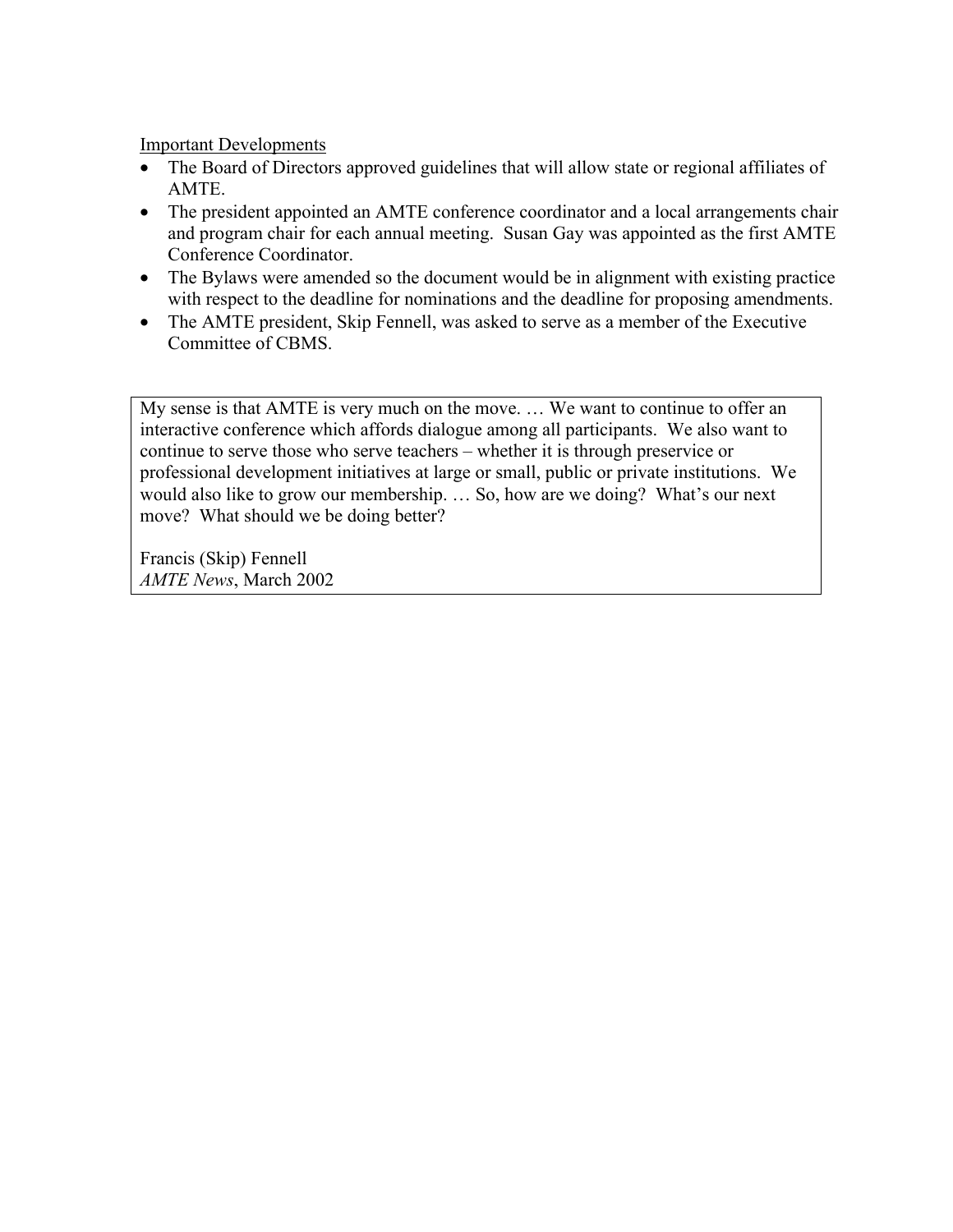Important Developments

- The Board of Directors approved guidelines that will allow state or regional affiliates of AMTE.
- The president appointed an AMTE conference coordinator and a local arrangements chair and program chair for each annual meeting. Susan Gay was appointed as the first AMTE Conference Coordinator.
- The Bylaws were amended so the document would be in alignment with existing practice with respect to the deadline for nominations and the deadline for proposing amendments.
- The AMTE president, Skip Fennell, was asked to serve as a member of the Executive Committee of CBMS.

> My sense is that AMTE is very much on the move. … We want to continue to offer an interactive conference which affords dialogue among all participants. We also want to continue to serve those who serve teachers – whether it is through preservice or professional development initiatives at large or small, public or private institutions. We would also like to grow our membership. … So, how are we doing? What's our next move? What should we be doing better?
>
> Francis (Skip) Fennell
> *AMTE News*, March 2002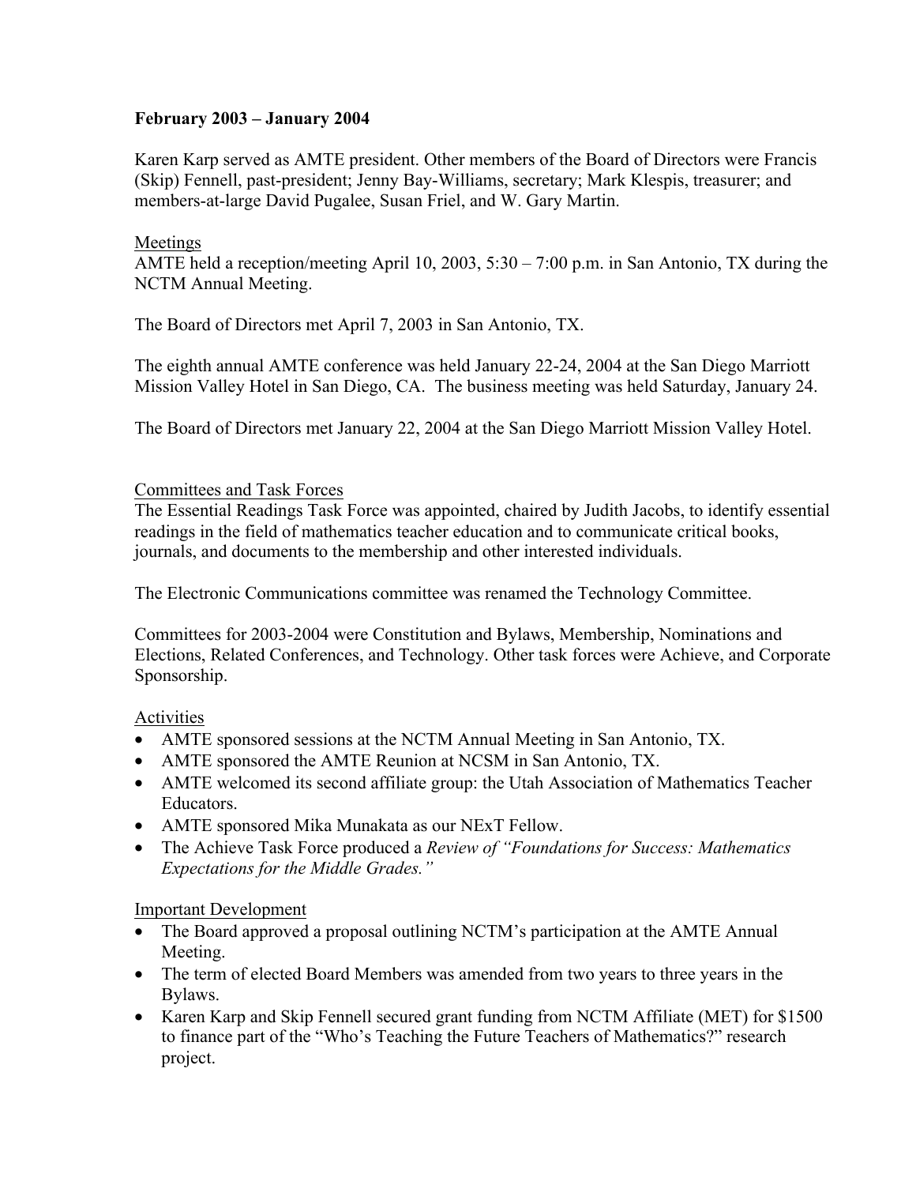**February 2003 – January 2004**

Karen Karp served as AMTE president. Other members of the Board of Directors were Francis (Skip) Fennell, past-president; Jenny Bay-Williams, secretary; Mark Klespis, treasurer; and members-at-large David Pugalee, Susan Friel, and W. Gary Martin.

Meetings

AMTE held a reception/meeting April 10, 2003, 5:30 – 7:00 p.m. in San Antonio, TX during the NCTM Annual Meeting.

The Board of Directors met April 7, 2003 in San Antonio, TX.

The eighth annual AMTE conference was held January 22-24, 2004 at the San Diego Marriott Mission Valley Hotel in San Diego, CA. The business meeting was held Saturday, January 24.

The Board of Directors met January 22, 2004 at the San Diego Marriott Mission Valley Hotel.

Committees and Task Forces

The Essential Readings Task Force was appointed, chaired by Judith Jacobs, to identify essential readings in the field of mathematics teacher education and to communicate critical books, journals, and documents to the membership and other interested individuals.

The Electronic Communications committee was renamed the Technology Committee.

Committees for 2003-2004 were Constitution and Bylaws, Membership, Nominations and Elections, Related Conferences, and Technology. Other task forces were Achieve, and Corporate Sponsorship.

Activities

- AMTE sponsored sessions at the NCTM Annual Meeting in San Antonio, TX.
- AMTE sponsored the AMTE Reunion at NCSM in San Antonio, TX.
- AMTE welcomed its second affiliate group: the Utah Association of Mathematics Teacher Educators.
- AMTE sponsored Mika Munakata as our NExT Fellow.
- The Achieve Task Force produced a *Review of "Foundations for Success: Mathematics Expectations for the Middle Grades."*

Important Development

- The Board approved a proposal outlining NCTM's participation at the AMTE Annual Meeting.
- The term of elected Board Members was amended from two years to three years in the Bylaws.
- Karen Karp and Skip Fennell secured grant funding from NCTM Affiliate (MET) for $1500 to finance part of the "Who's Teaching the Future Teachers of Mathematics?" research project.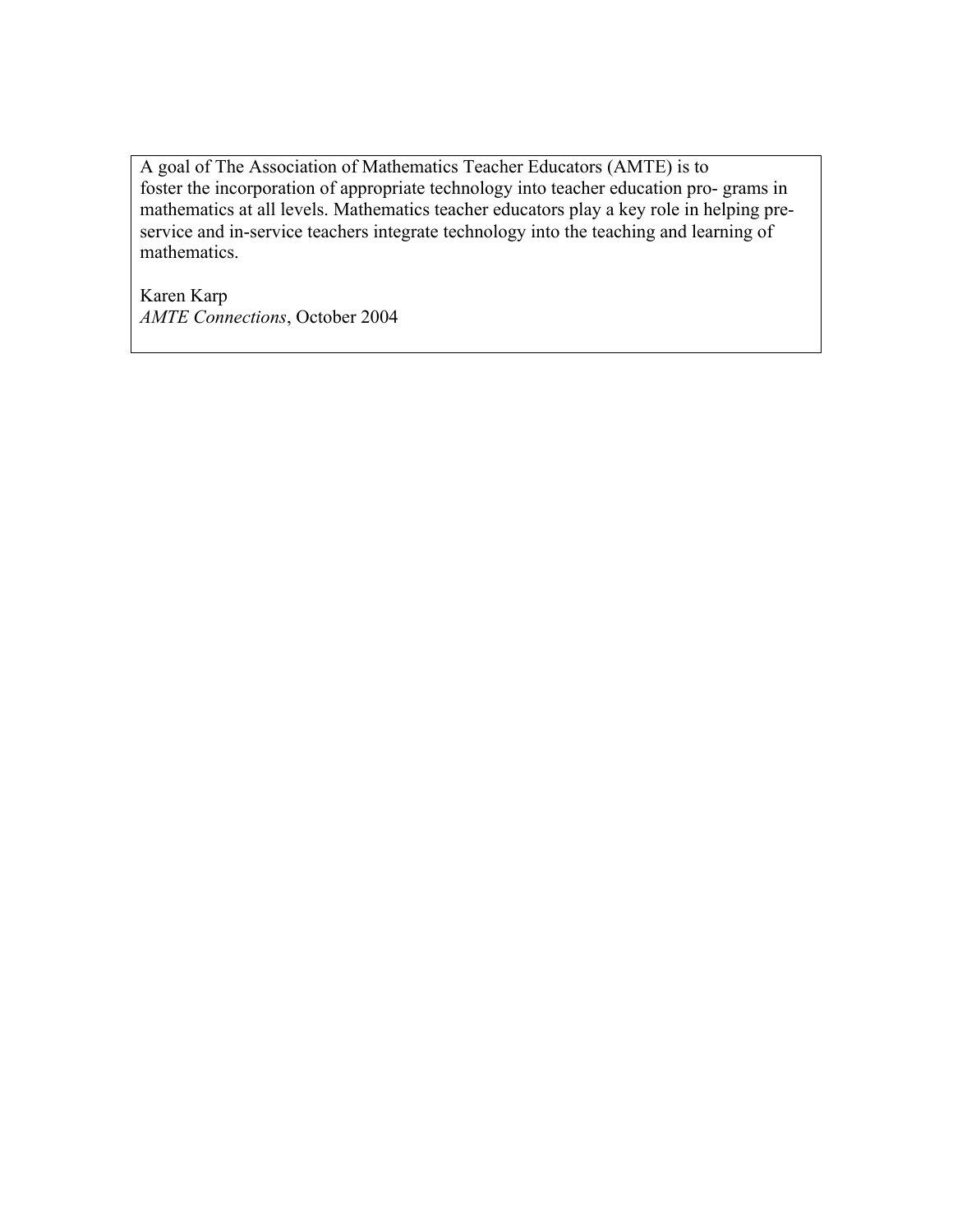A goal of The Association of Mathematics Teacher Educators (AMTE) is to foster the incorporation of appropriate technology into teacher education pro- grams in mathematics at all levels. Mathematics teacher educators play a key role in helping pre-service and in-service teachers integrate technology into the teaching and learning of mathematics.

Karen Karp
*AMTE Connections*, October 2004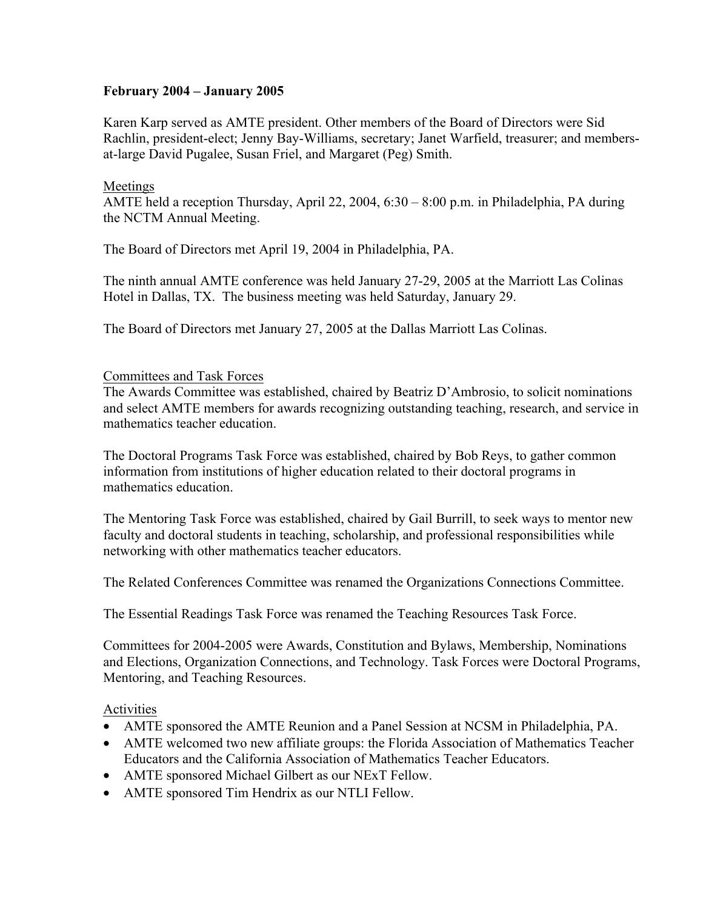**February 2004 – January 2005**

Karen Karp served as AMTE president. Other members of the Board of Directors were Sid Rachlin, president-elect; Jenny Bay-Williams, secretary; Janet Warfield, treasurer; and members-at-large David Pugalee, Susan Friel, and Margaret (Peg) Smith.

Meetings

AMTE held a reception Thursday, April 22, 2004, 6:30 – 8:00 p.m. in Philadelphia, PA during the NCTM Annual Meeting.

The Board of Directors met April 19, 2004 in Philadelphia, PA.

The ninth annual AMTE conference was held January 27-29, 2005 at the Marriott Las Colinas Hotel in Dallas, TX. The business meeting was held Saturday, January 29.

The Board of Directors met January 27, 2005 at the Dallas Marriott Las Colinas.

Committees and Task Forces

The Awards Committee was established, chaired by Beatriz D'Ambrosio, to solicit nominations and select AMTE members for awards recognizing outstanding teaching, research, and service in mathematics teacher education.

The Doctoral Programs Task Force was established, chaired by Bob Reys, to gather common information from institutions of higher education related to their doctoral programs in mathematics education.

The Mentoring Task Force was established, chaired by Gail Burrill, to seek ways to mentor new faculty and doctoral students in teaching, scholarship, and professional responsibilities while networking with other mathematics teacher educators.

The Related Conferences Committee was renamed the Organizations Connections Committee.

The Essential Readings Task Force was renamed the Teaching Resources Task Force.

Committees for 2004-2005 were Awards, Constitution and Bylaws, Membership, Nominations and Elections, Organization Connections, and Technology. Task Forces were Doctoral Programs, Mentoring, and Teaching Resources.

Activities

- AMTE sponsored the AMTE Reunion and a Panel Session at NCSM in Philadelphia, PA.
- AMTE welcomed two new affiliate groups: the Florida Association of Mathematics Teacher Educators and the California Association of Mathematics Teacher Educators.
- AMTE sponsored Michael Gilbert as our NExT Fellow.
- AMTE sponsored Tim Hendrix as our NTLI Fellow.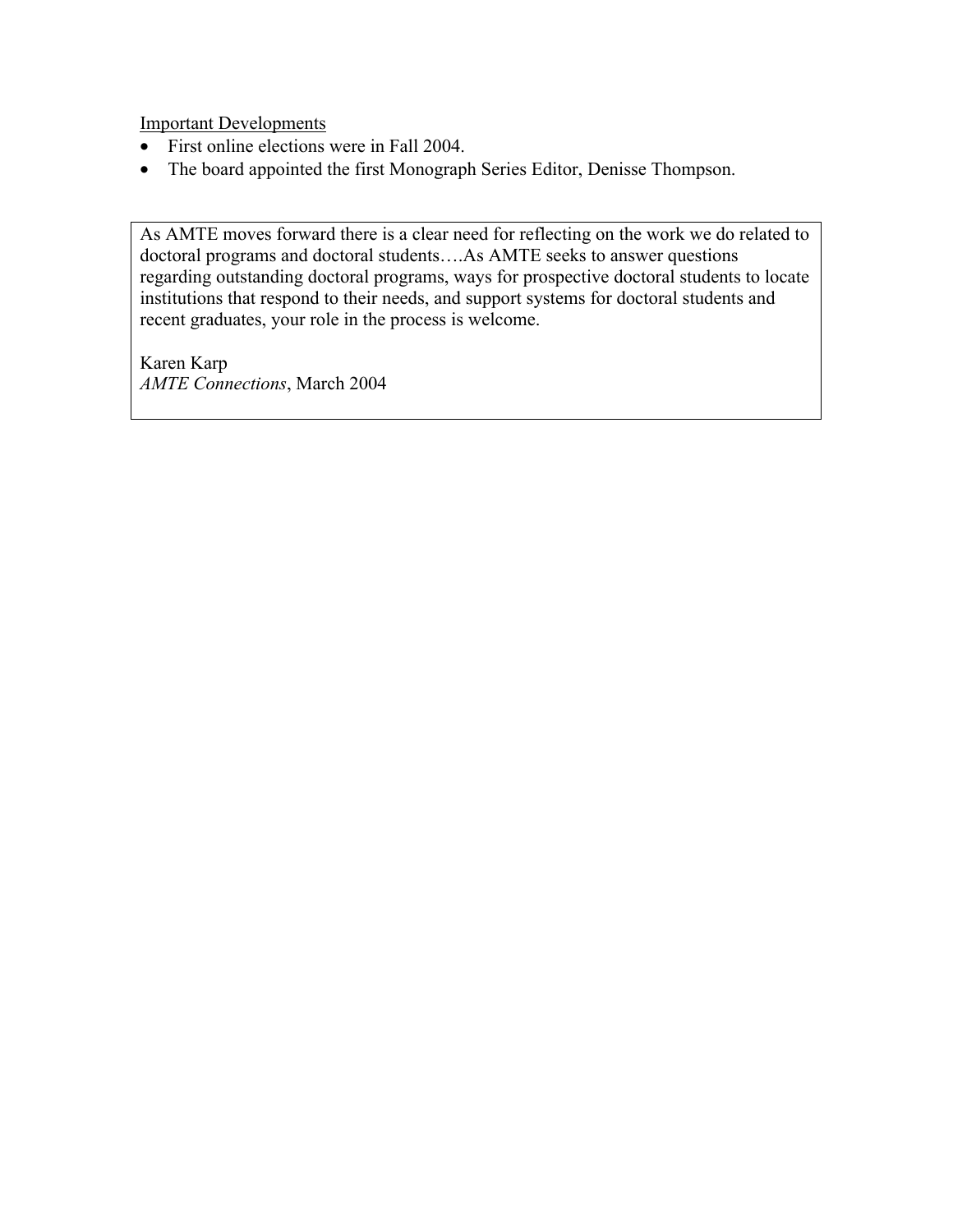Important Developments

- First online elections were in Fall 2004.
- The board appointed the first Monograph Series Editor, Denisse Thompson.

> As AMTE moves forward there is a clear need for reflecting on the work we do related to doctoral programs and doctoral students….As AMTE seeks to answer questions regarding outstanding doctoral programs, ways for prospective doctoral students to locate institutions that respond to their needs, and support systems for doctoral students and recent graduates, your role in the process is welcome.
>
> Karen Karp
> *AMTE Connections*, March 2004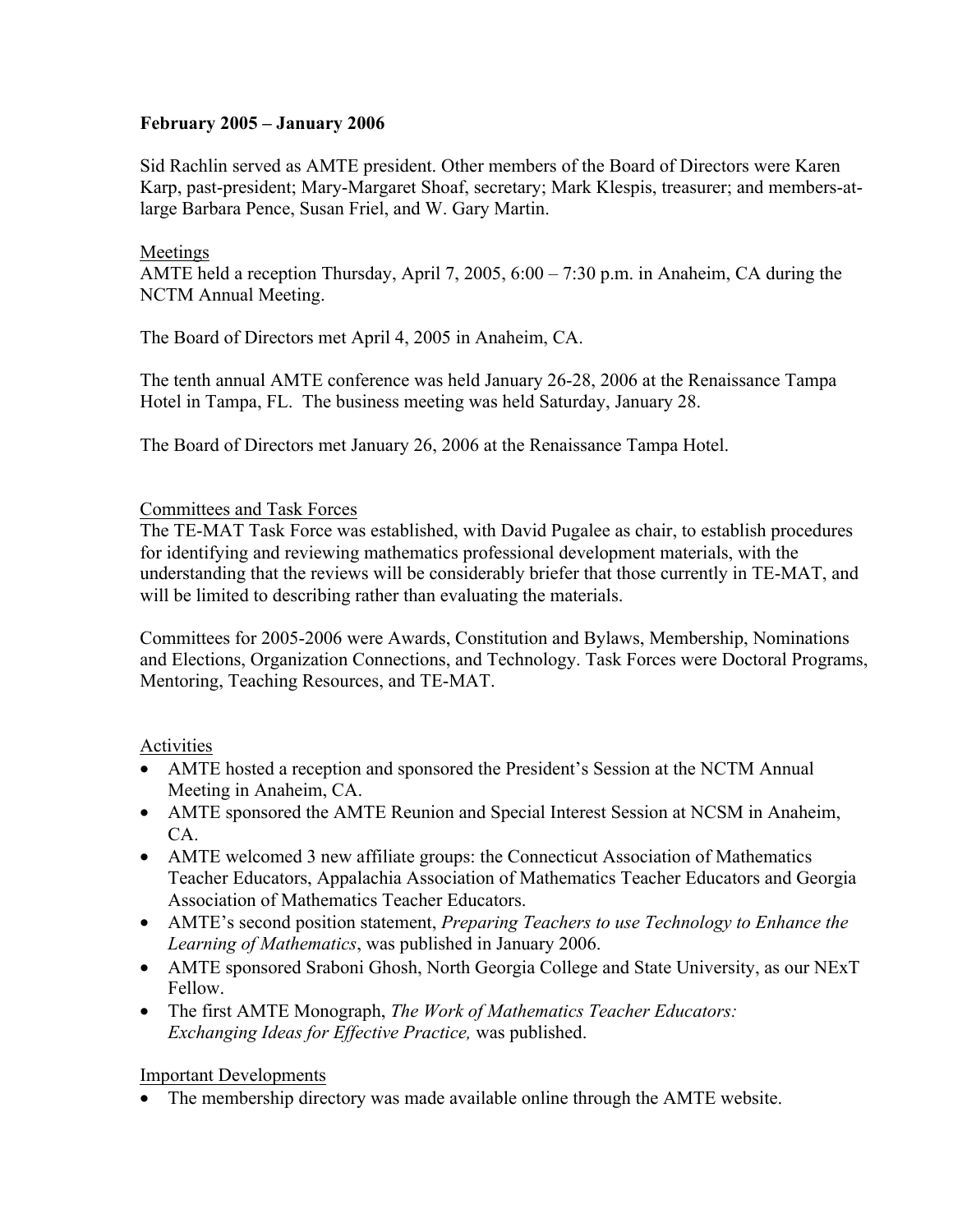**February 2005 – January 2006**

Sid Rachlin served as AMTE president. Other members of the Board of Directors were Karen Karp, past-president; Mary-Margaret Shoaf, secretary; Mark Klespis, treasurer; and members-at-large Barbara Pence, Susan Friel, and W. Gary Martin.

Meetings

AMTE held a reception Thursday, April 7, 2005, 6:00 – 7:30 p.m. in Anaheim, CA during the NCTM Annual Meeting.

The Board of Directors met April 4, 2005 in Anaheim, CA.

The tenth annual AMTE conference was held January 26-28, 2006 at the Renaissance Tampa Hotel in Tampa, FL. The business meeting was held Saturday, January 28.

The Board of Directors met January 26, 2006 at the Renaissance Tampa Hotel.

Committees and Task Forces

The TE-MAT Task Force was established, with David Pugalee as chair, to establish procedures for identifying and reviewing mathematics professional development materials, with the understanding that the reviews will be considerably briefer that those currently in TE-MAT, and will be limited to describing rather than evaluating the materials.

Committees for 2005-2006 were Awards, Constitution and Bylaws, Membership, Nominations and Elections, Organization Connections, and Technology. Task Forces were Doctoral Programs, Mentoring, Teaching Resources, and TE-MAT.

Activities

- AMTE hosted a reception and sponsored the President's Session at the NCTM Annual Meeting in Anaheim, CA.
- AMTE sponsored the AMTE Reunion and Special Interest Session at NCSM in Anaheim, CA.
- AMTE welcomed 3 new affiliate groups: the Connecticut Association of Mathematics Teacher Educators, Appalachia Association of Mathematics Teacher Educators and Georgia Association of Mathematics Teacher Educators.
- AMTE's second position statement, *Preparing Teachers to use Technology to Enhance the Learning of Mathematics*, was published in January 2006.
- AMTE sponsored Sraboni Ghosh, North Georgia College and State University, as our NExT Fellow.
- The first AMTE Monograph, *The Work of Mathematics Teacher Educators: Exchanging Ideas for Effective Practice,* was published.

Important Developments

- The membership directory was made available online through the AMTE website.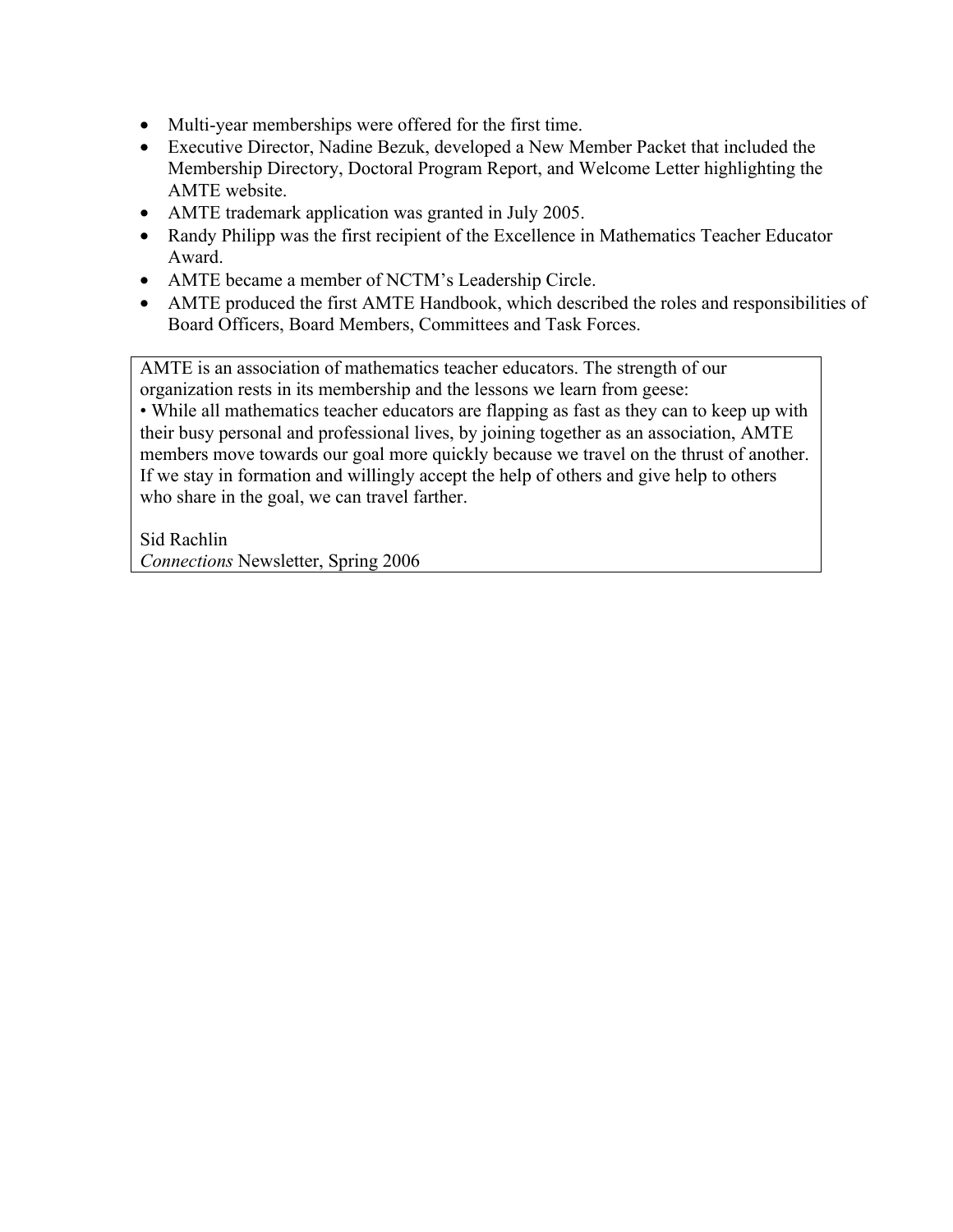- Multi-year memberships were offered for the first time.
- Executive Director, Nadine Bezuk, developed a New Member Packet that included the Membership Directory, Doctoral Program Report, and Welcome Letter highlighting the AMTE website.
- AMTE trademark application was granted in July 2005.
- Randy Philipp was the first recipient of the Excellence in Mathematics Teacher Educator Award.
- AMTE became a member of NCTM's Leadership Circle.
- AMTE produced the first AMTE Handbook, which described the roles and responsibilities of Board Officers, Board Members, Committees and Task Forces.

> AMTE is an association of mathematics teacher educators. The strength of our organization rests in its membership and the lessons we learn from geese:
> • While all mathematics teacher educators are flapping as fast as they can to keep up with their busy personal and professional lives, by joining together as an association, AMTE members move towards our goal more quickly because we travel on the thrust of another. If we stay in formation and willingly accept the help of others and give help to others who share in the goal, we can travel farther.
>
> Sid Rachlin
> *Connections* Newsletter, Spring 2006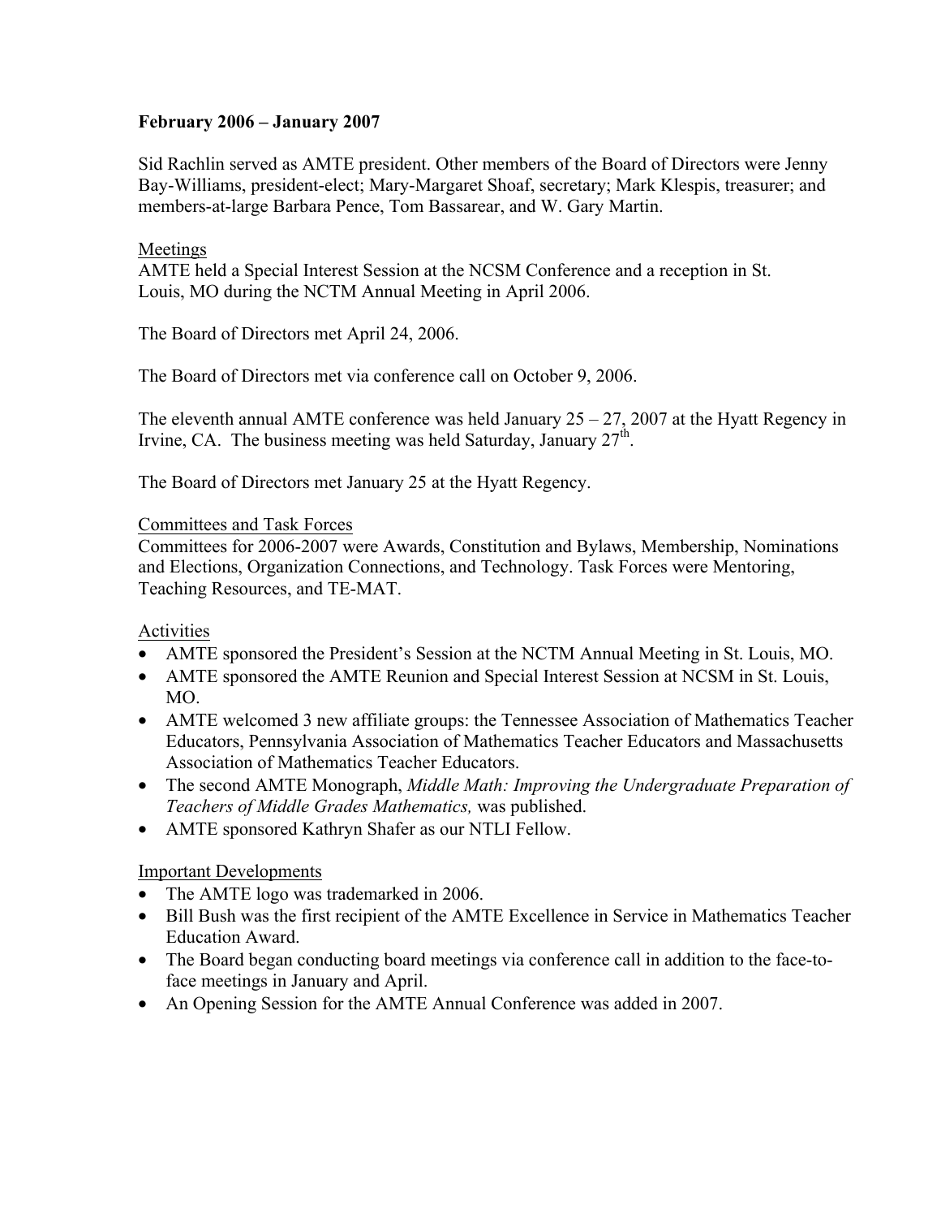**February 2006 – January 2007**

Sid Rachlin served as AMTE president. Other members of the Board of Directors were Jenny Bay-Williams, president-elect; Mary-Margaret Shoaf, secretary; Mark Klespis, treasurer; and members-at-large Barbara Pence, Tom Bassarear, and W. Gary Martin.

Meetings

AMTE held a Special Interest Session at the NCSM Conference and a reception in St. Louis, MO during the NCTM Annual Meeting in April 2006.

The Board of Directors met April 24, 2006.

The Board of Directors met via conference call on October 9, 2006.

The eleventh annual AMTE conference was held January 25 – 27, 2007 at the Hyatt Regency in Irvine, CA. The business meeting was held Saturday, January 27th.

The Board of Directors met January 25 at the Hyatt Regency.

Committees and Task Forces

Committees for 2006-2007 were Awards, Constitution and Bylaws, Membership, Nominations and Elections, Organization Connections, and Technology. Task Forces were Mentoring, Teaching Resources, and TE-MAT.

Activities

- AMTE sponsored the President's Session at the NCTM Annual Meeting in St. Louis, MO.
- AMTE sponsored the AMTE Reunion and Special Interest Session at NCSM in St. Louis, MO.
- AMTE welcomed 3 new affiliate groups: the Tennessee Association of Mathematics Teacher Educators, Pennsylvania Association of Mathematics Teacher Educators and Massachusetts Association of Mathematics Teacher Educators.
- The second AMTE Monograph, *Middle Math: Improving the Undergraduate Preparation of Teachers of Middle Grades Mathematics,* was published.
- AMTE sponsored Kathryn Shafer as our NTLI Fellow.

Important Developments

- The AMTE logo was trademarked in 2006.
- Bill Bush was the first recipient of the AMTE Excellence in Service in Mathematics Teacher Education Award.
- The Board began conducting board meetings via conference call in addition to the face-to-face meetings in January and April.
- An Opening Session for the AMTE Annual Conference was added in 2007.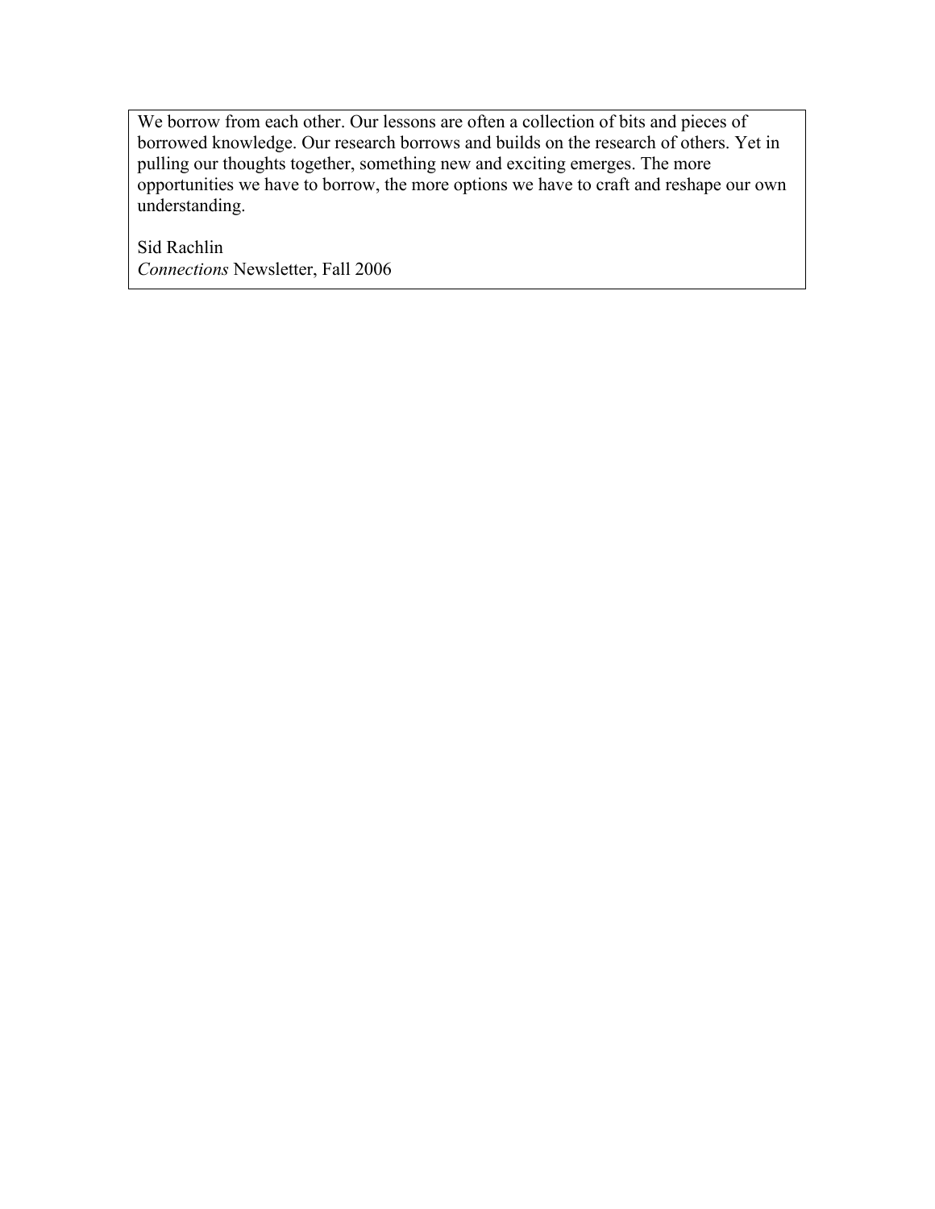We borrow from each other. Our lessons are often a collection of bits and pieces of borrowed knowledge. Our research borrows and builds on the research of others. Yet in pulling our thoughts together, something new and exciting emerges. The more opportunities we have to borrow, the more options we have to craft and reshape our own understanding.

Sid Rachlin  
*Connections* Newsletter, Fall 2006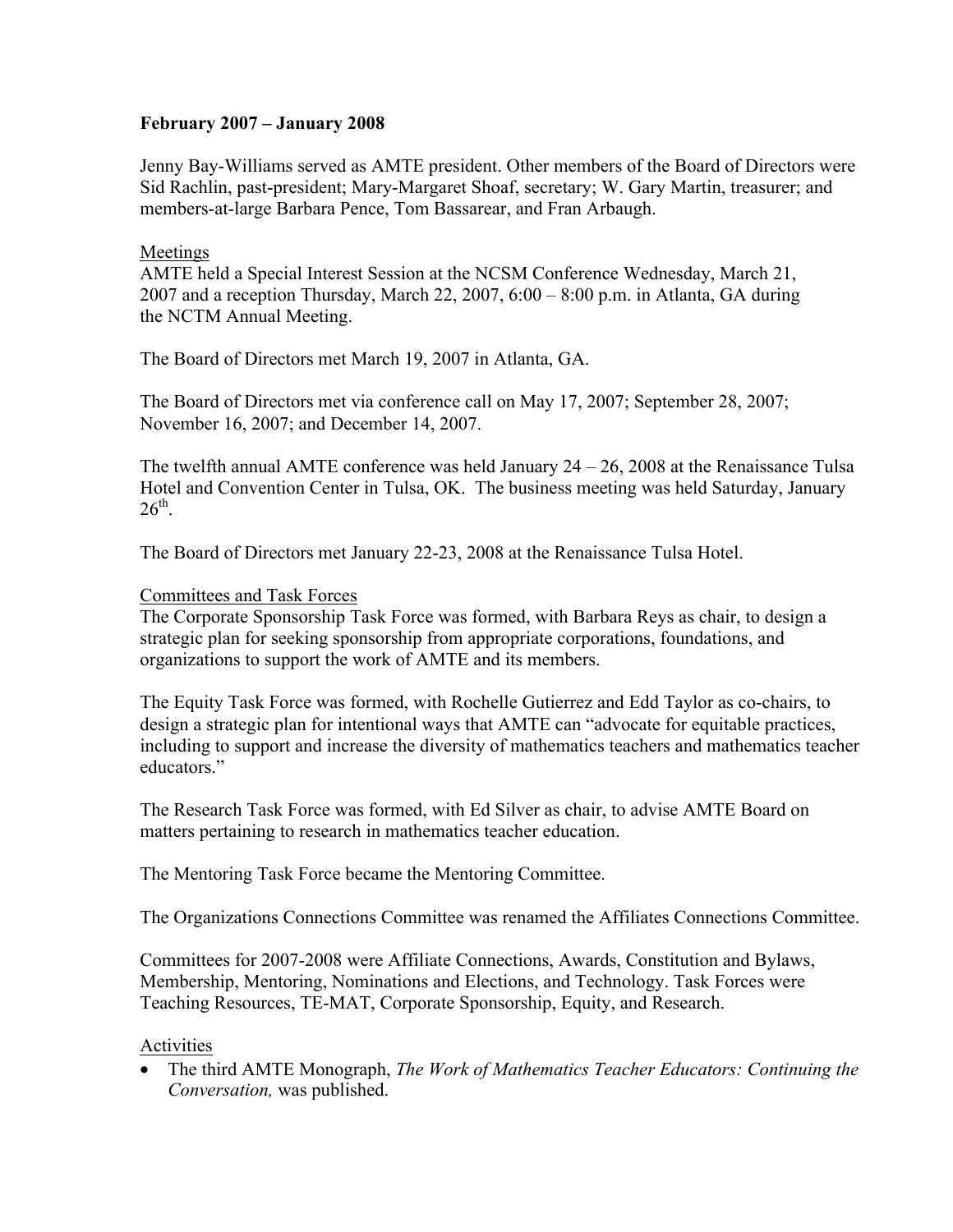**February 2007 – January 2008**

Jenny Bay-Williams served as AMTE president. Other members of the Board of Directors were Sid Rachlin, past-president; Mary-Margaret Shoaf, secretary; W. Gary Martin, treasurer; and members-at-large Barbara Pence, Tom Bassarear, and Fran Arbaugh.

Meetings

AMTE held a Special Interest Session at the NCSM Conference Wednesday, March 21, 2007 and a reception Thursday, March 22, 2007, 6:00 – 8:00 p.m. in Atlanta, GA during the NCTM Annual Meeting.

The Board of Directors met March 19, 2007 in Atlanta, GA.

The Board of Directors met via conference call on May 17, 2007; September 28, 2007; November 16, 2007; and December 14, 2007.

The twelfth annual AMTE conference was held January 24 – 26, 2008 at the Renaissance Tulsa Hotel and Convention Center in Tulsa, OK. The business meeting was held Saturday, January 26th.

The Board of Directors met January 22-23, 2008 at the Renaissance Tulsa Hotel.

Committees and Task Forces

The Corporate Sponsorship Task Force was formed, with Barbara Reys as chair, to design a strategic plan for seeking sponsorship from appropriate corporations, foundations, and organizations to support the work of AMTE and its members.

The Equity Task Force was formed, with Rochelle Gutierrez and Edd Taylor as co-chairs, to design a strategic plan for intentional ways that AMTE can "advocate for equitable practices, including to support and increase the diversity of mathematics teachers and mathematics teacher educators."

The Research Task Force was formed, with Ed Silver as chair, to advise AMTE Board on matters pertaining to research in mathematics teacher education.

The Mentoring Task Force became the Mentoring Committee.

The Organizations Connections Committee was renamed the Affiliates Connections Committee.

Committees for 2007-2008 were Affiliate Connections, Awards, Constitution and Bylaws, Membership, Mentoring, Nominations and Elections, and Technology. Task Forces were Teaching Resources, TE-MAT, Corporate Sponsorship, Equity, and Research.

Activities

- The third AMTE Monograph, *The Work of Mathematics Teacher Educators: Continuing the Conversation,* was published.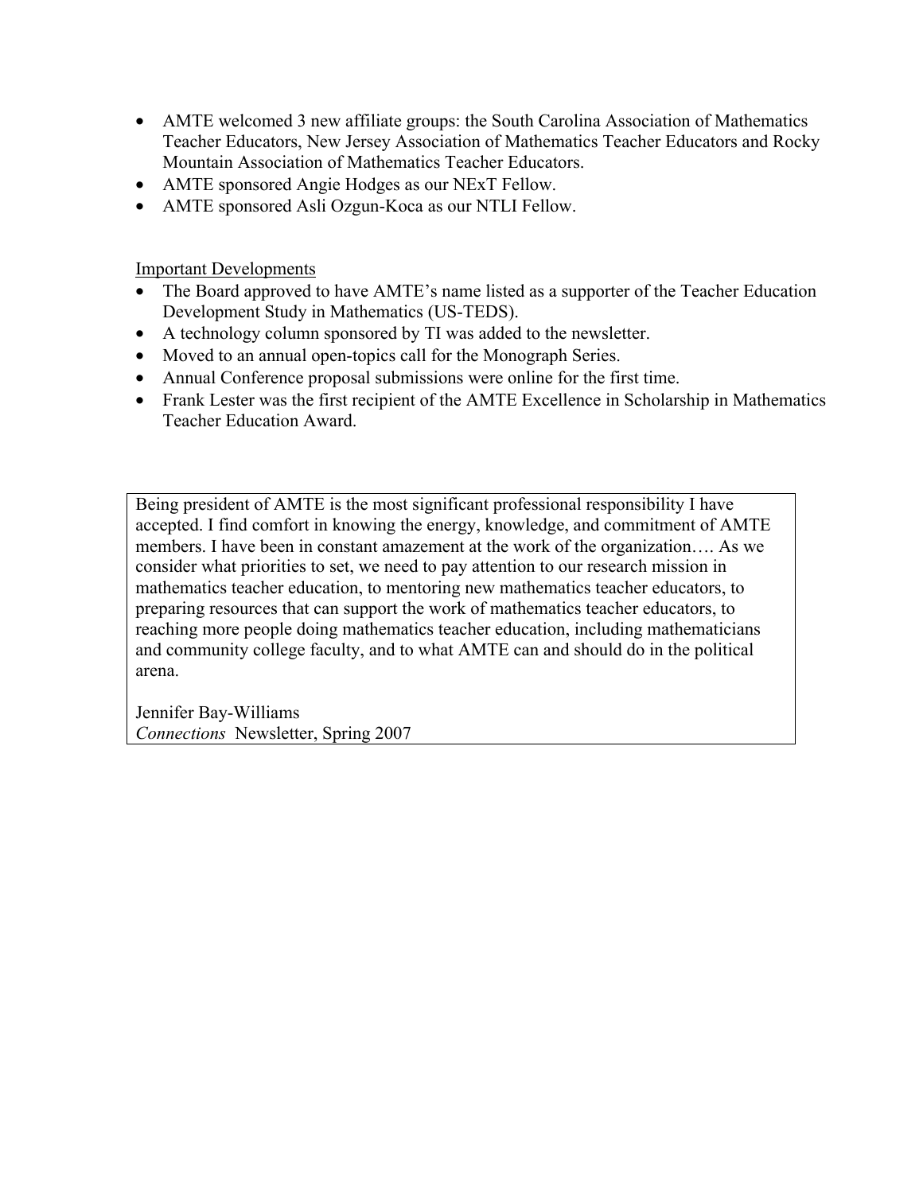- AMTE welcomed 3 new affiliate groups: the South Carolina Association of Mathematics Teacher Educators, New Jersey Association of Mathematics Teacher Educators and Rocky Mountain Association of Mathematics Teacher Educators.
- AMTE sponsored Angie Hodges as our NExT Fellow.
- AMTE sponsored Asli Ozgun-Koca as our NTLI Fellow.

<u>Important Developments</u>

- The Board approved to have AMTE's name listed as a supporter of the Teacher Education Development Study in Mathematics (US-TEDS).
- A technology column sponsored by TI was added to the newsletter.
- Moved to an annual open-topics call for the Monograph Series.
- Annual Conference proposal submissions were online for the first time.
- Frank Lester was the first recipient of the AMTE Excellence in Scholarship in Mathematics Teacher Education Award.

> Being president of AMTE is the most significant professional responsibility I have accepted. I find comfort in knowing the energy, knowledge, and commitment of AMTE members. I have been in constant amazement at the work of the organization…. As we consider what priorities to set, we need to pay attention to our research mission in mathematics teacher education, to mentoring new mathematics teacher educators, to preparing resources that can support the work of mathematics teacher educators, to reaching more people doing mathematics teacher education, including mathematicians and community college faculty, and to what AMTE can and should do in the political arena.
>
> Jennifer Bay-Williams
> *Connections* Newsletter, Spring 2007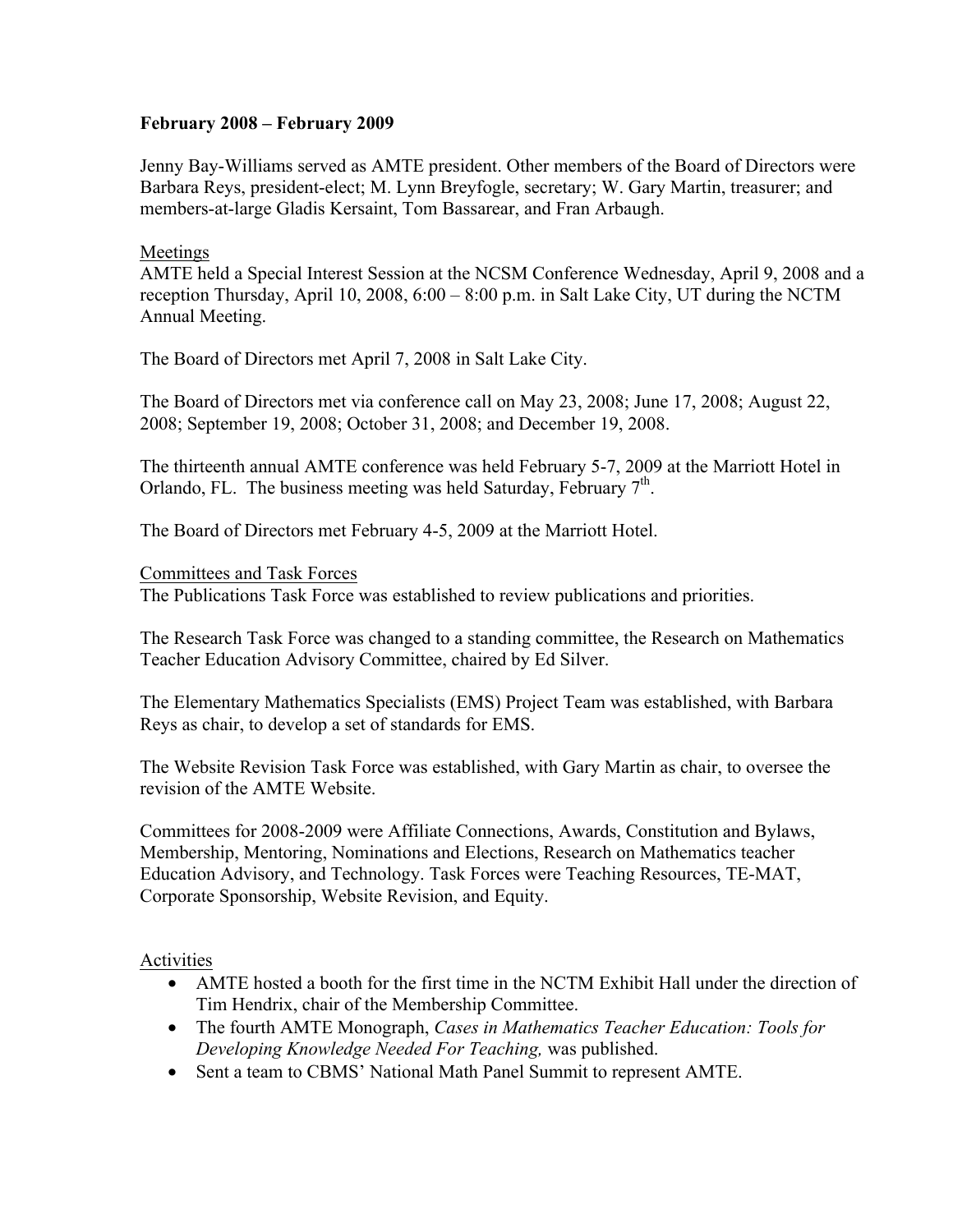**February 2008 – February 2009**

Jenny Bay-Williams served as AMTE president. Other members of the Board of Directors were Barbara Reys, president-elect; M. Lynn Breyfogle, secretary; W. Gary Martin, treasurer; and members-at-large Gladis Kersaint, Tom Bassarear, and Fran Arbaugh.

Meetings

AMTE held a Special Interest Session at the NCSM Conference Wednesday, April 9, 2008 and a reception Thursday, April 10, 2008, 6:00 – 8:00 p.m. in Salt Lake City, UT during the NCTM Annual Meeting.

The Board of Directors met April 7, 2008 in Salt Lake City.

The Board of Directors met via conference call on May 23, 2008; June 17, 2008; August 22, 2008; September 19, 2008; October 31, 2008; and December 19, 2008.

The thirteenth annual AMTE conference was held February 5-7, 2009 at the Marriott Hotel in Orlando, FL. The business meeting was held Saturday, February 7th.

The Board of Directors met February 4-5, 2009 at the Marriott Hotel.

Committees and Task Forces

The Publications Task Force was established to review publications and priorities.

The Research Task Force was changed to a standing committee, the Research on Mathematics Teacher Education Advisory Committee, chaired by Ed Silver.

The Elementary Mathematics Specialists (EMS) Project Team was established, with Barbara Reys as chair, to develop a set of standards for EMS.

The Website Revision Task Force was established, with Gary Martin as chair, to oversee the revision of the AMTE Website.

Committees for 2008-2009 were Affiliate Connections, Awards, Constitution and Bylaws, Membership, Mentoring, Nominations and Elections, Research on Mathematics teacher Education Advisory, and Technology. Task Forces were Teaching Resources, TE-MAT, Corporate Sponsorship, Website Revision, and Equity.

Activities

- AMTE hosted a booth for the first time in the NCTM Exhibit Hall under the direction of Tim Hendrix, chair of the Membership Committee.
- The fourth AMTE Monograph, *Cases in Mathematics Teacher Education: Tools for Developing Knowledge Needed For Teaching,* was published.
- Sent a team to CBMS' National Math Panel Summit to represent AMTE.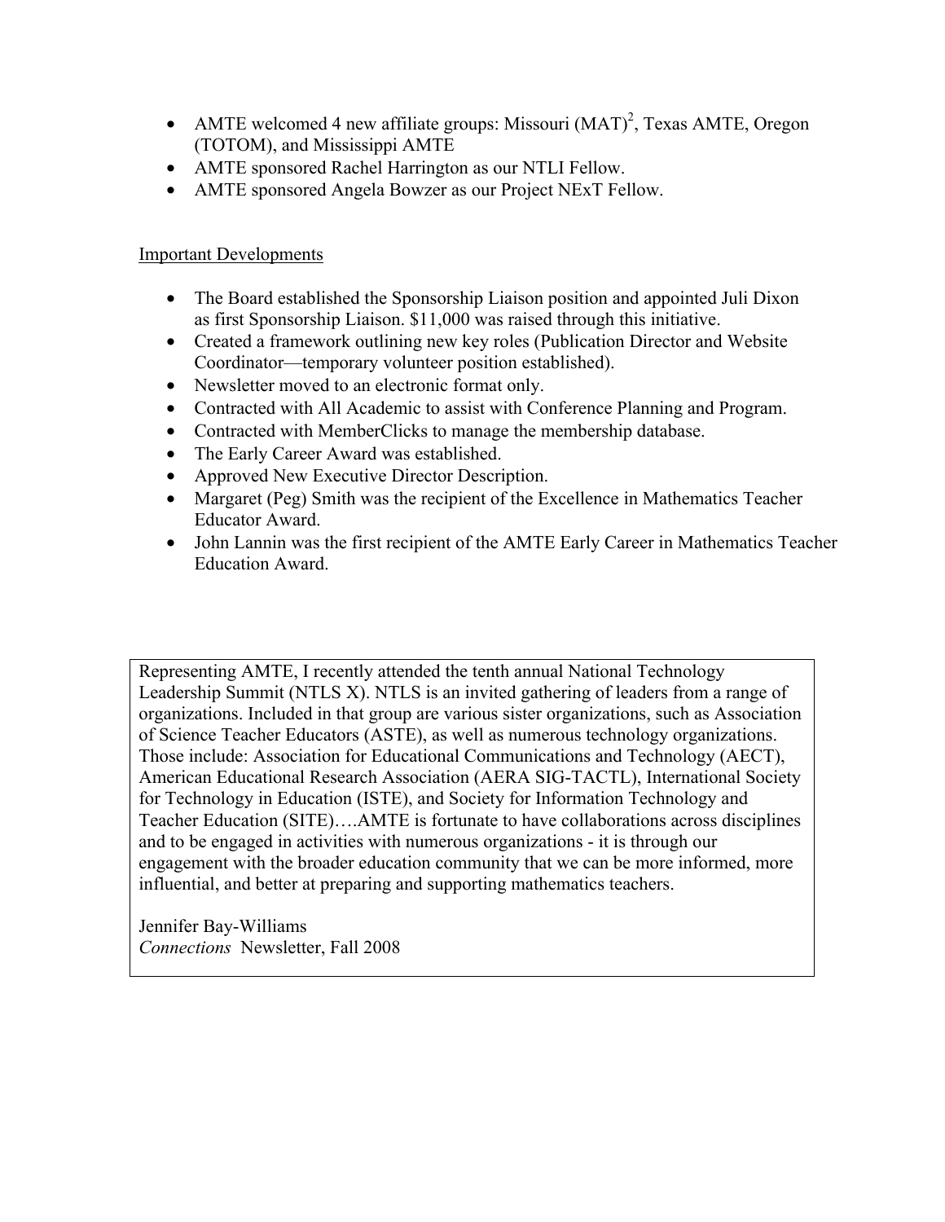- AMTE welcomed 4 new affiliate groups: Missouri $(MAT)^2$, Texas AMTE, Oregon (TOTOM), and Mississippi AMTE
- AMTE sponsored Rachel Harrington as our NTLI Fellow.
- AMTE sponsored Angela Bowzer as our Project NExT Fellow.

Important Developments

- The Board established the Sponsorship Liaison position and appointed Juli Dixon as first Sponsorship Liaison. $11,000 was raised through this initiative.
- Created a framework outlining new key roles (Publication Director and Website Coordinator—temporary volunteer position established).
- Newsletter moved to an electronic format only.
- Contracted with All Academic to assist with Conference Planning and Program.
- Contracted with MemberClicks to manage the membership database.
- The Early Career Award was established.
- Approved New Executive Director Description.
- Margaret (Peg) Smith was the recipient of the Excellence in Mathematics Teacher Educator Award.
- John Lannin was the first recipient of the AMTE Early Career in Mathematics Teacher Education Award.

> Representing AMTE, I recently attended the tenth annual National Technology Leadership Summit (NTLS X). NTLS is an invited gathering of leaders from a range of organizations. Included in that group are various sister organizations, such as Association of Science Teacher Educators (ASTE), as well as numerous technology organizations. Those include: Association for Educational Communications and Technology (AECT), American Educational Research Association (AERA SIG-TACTL), International Society for Technology in Education (ISTE), and Society for Information Technology and Teacher Education (SITE)….AMTE is fortunate to have collaborations across disciplines and to be engaged in activities with numerous organizations - it is through our engagement with the broader education community that we can be more informed, more influential, and better at preparing and supporting mathematics teachers.
>
> Jennifer Bay-Williams
> *Connections* Newsletter, Fall 2008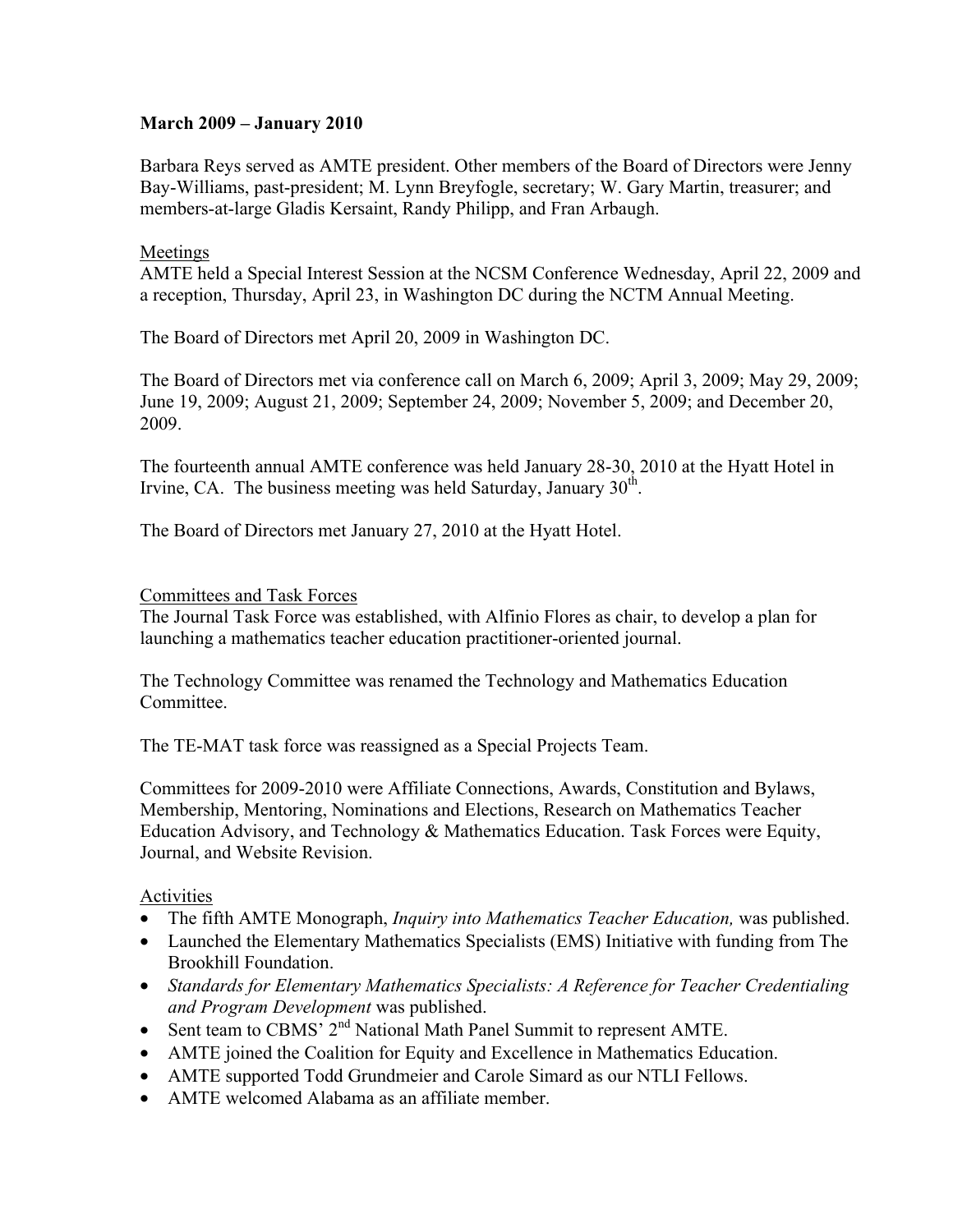**March 2009 – January 2010**

Barbara Reys served as AMTE president. Other members of the Board of Directors were Jenny Bay-Williams, past-president; M. Lynn Breyfogle, secretary; W. Gary Martin, treasurer; and members-at-large Gladis Kersaint, Randy Philipp, and Fran Arbaugh.

Meetings

AMTE held a Special Interest Session at the NCSM Conference Wednesday, April 22, 2009 and a reception, Thursday, April 23, in Washington DC during the NCTM Annual Meeting.

The Board of Directors met April 20, 2009 in Washington DC.

The Board of Directors met via conference call on March 6, 2009; April 3, 2009; May 29, 2009; June 19, 2009; August 21, 2009; September 24, 2009; November 5, 2009; and December 20, 2009.

The fourteenth annual AMTE conference was held January 28-30, 2010 at the Hyatt Hotel in Irvine, CA. The business meeting was held Saturday, January 30th.

The Board of Directors met January 27, 2010 at the Hyatt Hotel.

Committees and Task Forces

The Journal Task Force was established, with Alfinio Flores as chair, to develop a plan for launching a mathematics teacher education practitioner-oriented journal.

The Technology Committee was renamed the Technology and Mathematics Education Committee.

The TE-MAT task force was reassigned as a Special Projects Team.

Committees for 2009-2010 were Affiliate Connections, Awards, Constitution and Bylaws, Membership, Mentoring, Nominations and Elections, Research on Mathematics Teacher Education Advisory, and Technology & Mathematics Education. Task Forces were Equity, Journal, and Website Revision.

Activities

- The fifth AMTE Monograph, *Inquiry into Mathematics Teacher Education,* was published.
- Launched the Elementary Mathematics Specialists (EMS) Initiative with funding from The Brookhill Foundation.
- *Standards for Elementary Mathematics Specialists: A Reference for Teacher Credentialing and Program Development* was published.
- Sent team to CBMS' 2nd National Math Panel Summit to represent AMTE.
- AMTE joined the Coalition for Equity and Excellence in Mathematics Education.
- AMTE supported Todd Grundmeier and Carole Simard as our NTLI Fellows.
- AMTE welcomed Alabama as an affiliate member.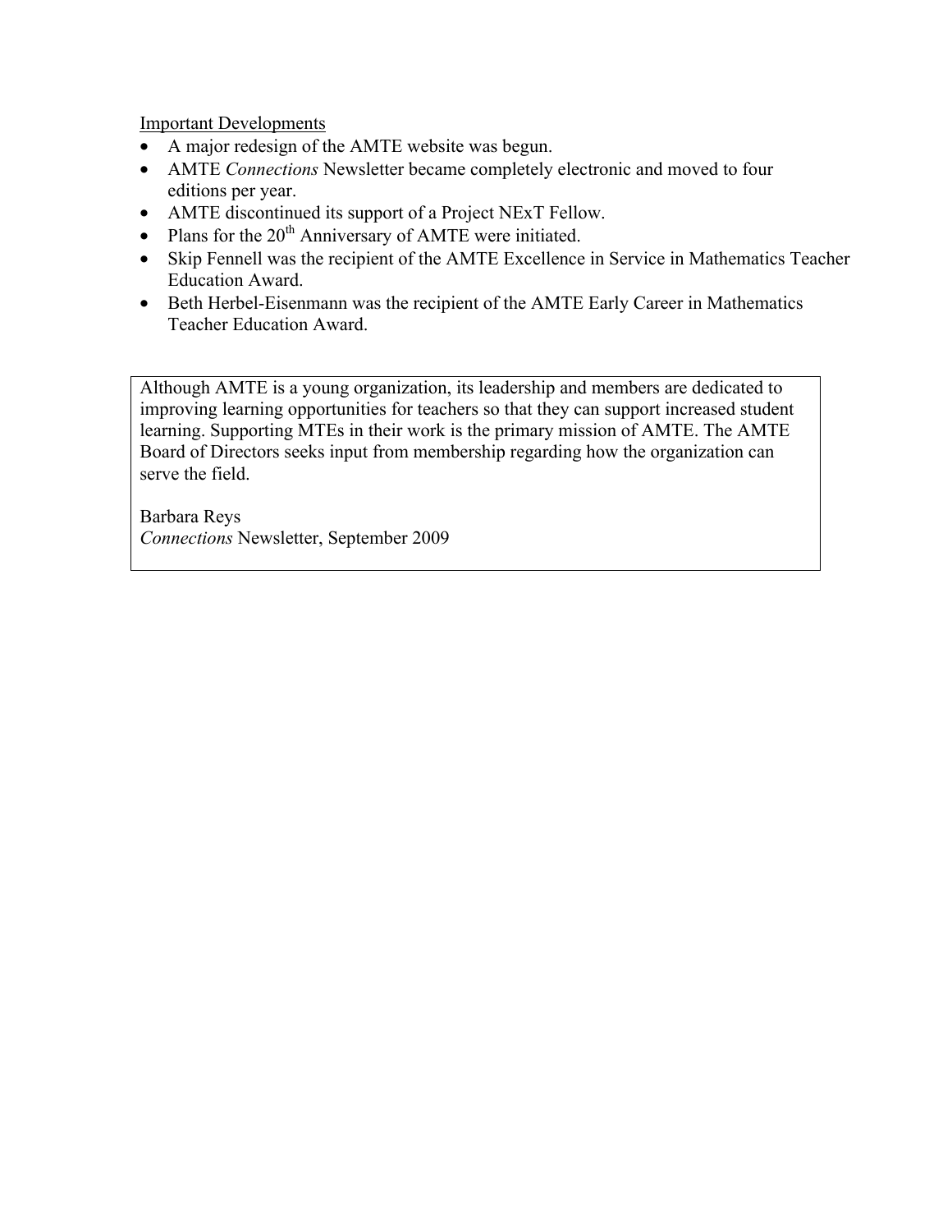<u>Important Developments</u>

- A major redesign of the AMTE website was begun.
- AMTE *Connections* Newsletter became completely electronic and moved to four editions per year.
- AMTE discontinued its support of a Project NExT Fellow.
- Plans for the 20th Anniversary of AMTE were initiated.
- Skip Fennell was the recipient of the AMTE Excellence in Service in Mathematics Teacher Education Award.
- Beth Herbel-Eisenmann was the recipient of the AMTE Early Career in Mathematics Teacher Education Award.

> Although AMTE is a young organization, its leadership and members are dedicated to improving learning opportunities for teachers so that they can support increased student learning. Supporting MTEs in their work is the primary mission of AMTE. The AMTE Board of Directors seeks input from membership regarding how the organization can serve the field.
>
> Barbara Reys
> *Connections* Newsletter, September 2009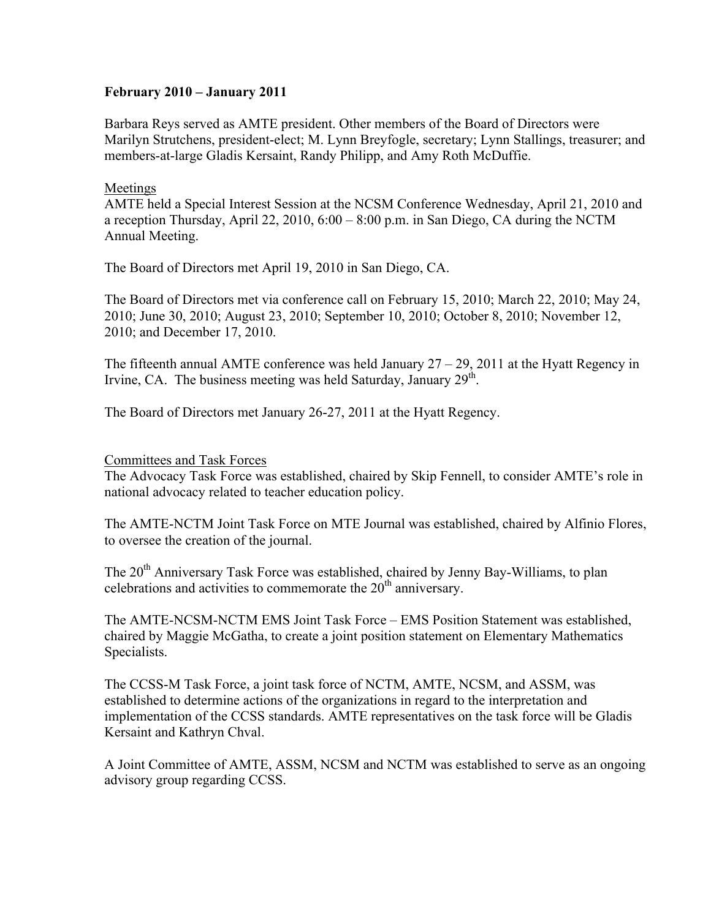**February 2010 – January 2011**

Barbara Reys served as AMTE president. Other members of the Board of Directors were Marilyn Strutchens, president-elect; M. Lynn Breyfogle, secretary; Lynn Stallings, treasurer; and members-at-large Gladis Kersaint, Randy Philipp, and Amy Roth McDuffie.

Meetings

AMTE held a Special Interest Session at the NCSM Conference Wednesday, April 21, 2010 and a reception Thursday, April 22, 2010, 6:00 – 8:00 p.m. in San Diego, CA during the NCTM Annual Meeting.

The Board of Directors met April 19, 2010 in San Diego, CA.

The Board of Directors met via conference call on February 15, 2010; March 22, 2010; May 24, 2010; June 30, 2010; August 23, 2010; September 10, 2010; October 8, 2010; November 12, 2010; and December 17, 2010.

The fifteenth annual AMTE conference was held January 27 – 29, 2011 at the Hyatt Regency in Irvine, CA. The business meeting was held Saturday, January 29th.

The Board of Directors met January 26-27, 2011 at the Hyatt Regency.

Committees and Task Forces

The Advocacy Task Force was established, chaired by Skip Fennell, to consider AMTE's role in national advocacy related to teacher education policy.

The AMTE-NCTM Joint Task Force on MTE Journal was established, chaired by Alfinio Flores, to oversee the creation of the journal.

The 20th Anniversary Task Force was established, chaired by Jenny Bay-Williams, to plan celebrations and activities to commemorate the 20th anniversary.

The AMTE-NCSM-NCTM EMS Joint Task Force – EMS Position Statement was established, chaired by Maggie McGatha, to create a joint position statement on Elementary Mathematics Specialists.

The CCSS-M Task Force, a joint task force of NCTM, AMTE, NCSM, and ASSM, was established to determine actions of the organizations in regard to the interpretation and implementation of the CCSS standards. AMTE representatives on the task force will be Gladis Kersaint and Kathryn Chval.

A Joint Committee of AMTE, ASSM, NCSM and NCTM was established to serve as an ongoing advisory group regarding CCSS.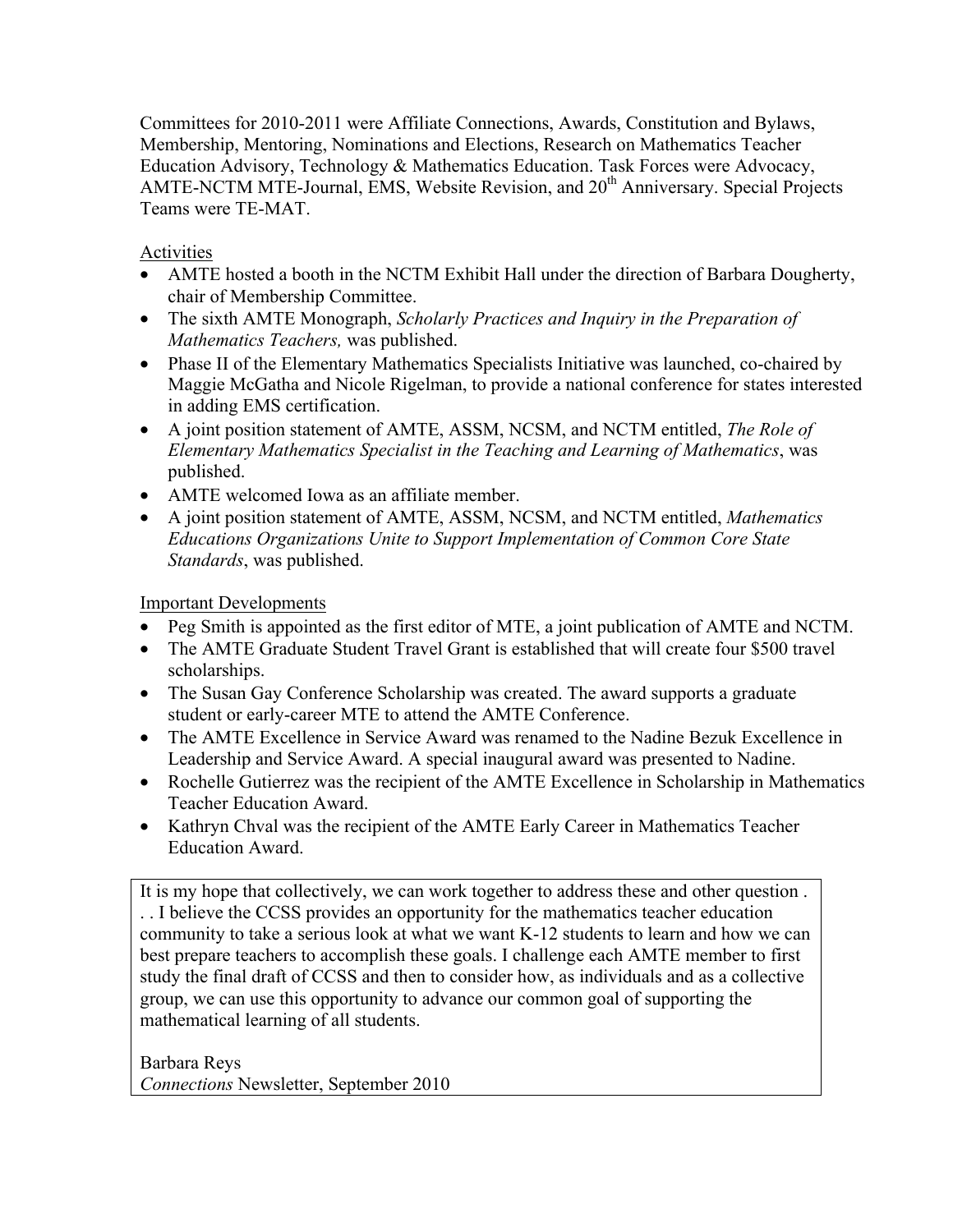Committees for 2010-2011 were Affiliate Connections, Awards, Constitution and Bylaws, Membership, Mentoring, Nominations and Elections, Research on Mathematics Teacher Education Advisory, Technology & Mathematics Education. Task Forces were Advocacy, AMTE-NCTM MTE-Journal, EMS, Website Revision, and 20th Anniversary. Special Projects Teams were TE-MAT.

<u>Activities</u>

- AMTE hosted a booth in the NCTM Exhibit Hall under the direction of Barbara Dougherty, chair of Membership Committee.
- The sixth AMTE Monograph, *Scholarly Practices and Inquiry in the Preparation of Mathematics Teachers,* was published.
- Phase II of the Elementary Mathematics Specialists Initiative was launched, co-chaired by Maggie McGatha and Nicole Rigelman, to provide a national conference for states interested in adding EMS certification.
- A joint position statement of AMTE, ASSM, NCSM, and NCTM entitled, *The Role of Elementary Mathematics Specialist in the Teaching and Learning of Mathematics*, was published.
- AMTE welcomed Iowa as an affiliate member.
- A joint position statement of AMTE, ASSM, NCSM, and NCTM entitled, *Mathematics Educations Organizations Unite to Support Implementation of Common Core State Standards*, was published.

<u>Important Developments</u>

- Peg Smith is appointed as the first editor of MTE, a joint publication of AMTE and NCTM.
- The AMTE Graduate Student Travel Grant is established that will create four $500 travel scholarships.
- The Susan Gay Conference Scholarship was created. The award supports a graduate student or early-career MTE to attend the AMTE Conference.
- The AMTE Excellence in Service Award was renamed to the Nadine Bezuk Excellence in Leadership and Service Award. A special inaugural award was presented to Nadine.
- Rochelle Gutierrez was the recipient of the AMTE Excellence in Scholarship in Mathematics Teacher Education Award.
- Kathryn Chval was the recipient of the AMTE Early Career in Mathematics Teacher Education Award.

> It is my hope that collectively, we can work together to address these and other question . . . I believe the CCSS provides an opportunity for the mathematics teacher education community to take a serious look at what we want K-12 students to learn and how we can best prepare teachers to accomplish these goals. I challenge each AMTE member to first study the final draft of CCSS and then to consider how, as individuals and as a collective group, we can use this opportunity to advance our common goal of supporting the mathematical learning of all students.
>
> Barbara Reys
> *Connections* Newsletter, September 2010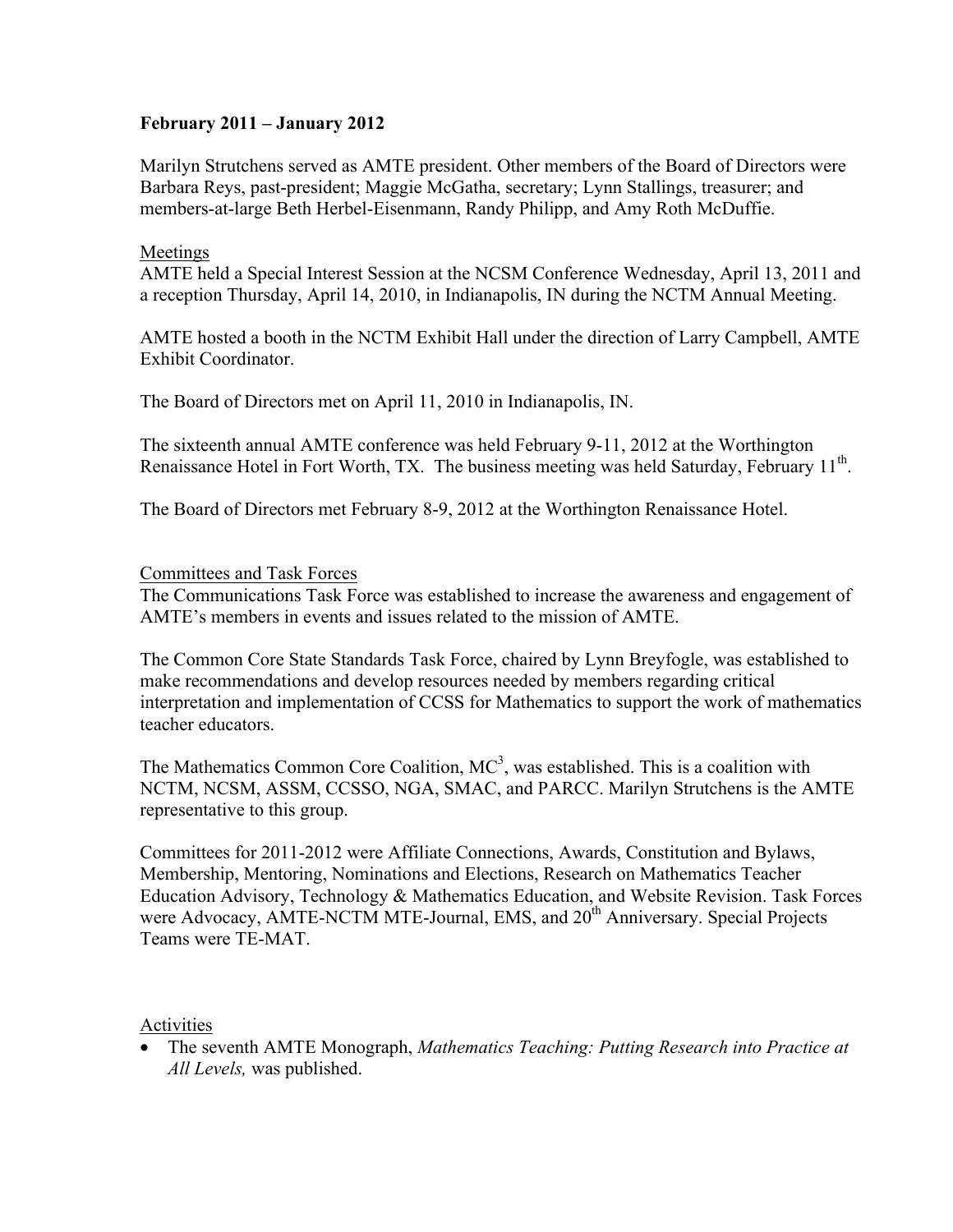**February 2011 – January 2012**

Marilyn Strutchens served as AMTE president. Other members of the Board of Directors were Barbara Reys, past-president; Maggie McGatha, secretary; Lynn Stallings, treasurer; and members-at-large Beth Herbel-Eisenmann, Randy Philipp, and Amy Roth McDuffie.

Meetings

AMTE held a Special Interest Session at the NCSM Conference Wednesday, April 13, 2011 and a reception Thursday, April 14, 2010, in Indianapolis, IN during the NCTM Annual Meeting.

AMTE hosted a booth in the NCTM Exhibit Hall under the direction of Larry Campbell, AMTE Exhibit Coordinator.

The Board of Directors met on April 11, 2010 in Indianapolis, IN.

The sixteenth annual AMTE conference was held February 9-11, 2012 at the Worthington Renaissance Hotel in Fort Worth, TX. The business meeting was held Saturday, February 11th.

The Board of Directors met February 8-9, 2012 at the Worthington Renaissance Hotel.

Committees and Task Forces

The Communications Task Force was established to increase the awareness and engagement of AMTE's members in events and issues related to the mission of AMTE.

The Common Core State Standards Task Force, chaired by Lynn Breyfogle, was established to make recommendations and develop resources needed by members regarding critical interpretation and implementation of CCSS for Mathematics to support the work of mathematics teacher educators.

The Mathematics Common Core Coalition, MC$^3$, was established. This is a coalition with NCTM, NCSM, ASSM, CCSSO, NGA, SMAC, and PARCC. Marilyn Strutchens is the AMTE representative to this group.

Committees for 2011-2012 were Affiliate Connections, Awards, Constitution and Bylaws, Membership, Mentoring, Nominations and Elections, Research on Mathematics Teacher Education Advisory, Technology & Mathematics Education, and Website Revision. Task Forces were Advocacy, AMTE-NCTM MTE-Journal, EMS, and 20th Anniversary. Special Projects Teams were TE-MAT.

Activities

- The seventh AMTE Monograph, *Mathematics Teaching: Putting Research into Practice at All Levels,* was published.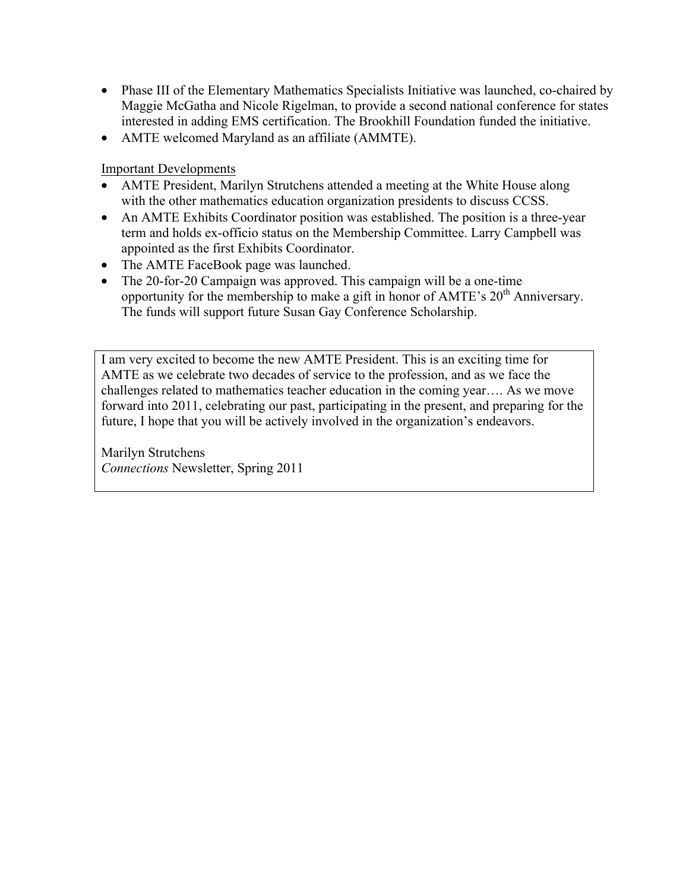- Phase III of the Elementary Mathematics Specialists Initiative was launched, co-chaired by Maggie McGatha and Nicole Rigelman, to provide a second national conference for states interested in adding EMS certification. The Brookhill Foundation funded the initiative.
- AMTE welcomed Maryland as an affiliate (AMMTE).

Important Developments

- AMTE President, Marilyn Strutchens attended a meeting at the White House along with the other mathematics education organization presidents to discuss CCSS.
- An AMTE Exhibits Coordinator position was established. The position is a three-year term and holds ex-officio status on the Membership Committee. Larry Campbell was appointed as the first Exhibits Coordinator.
- The AMTE FaceBook page was launched.
- The 20-for-20 Campaign was approved. This campaign will be a one-time opportunity for the membership to make a gift in honor of AMTE's 20th Anniversary. The funds will support future Susan Gay Conference Scholarship.

> I am very excited to become the new AMTE President. This is an exciting time for AMTE as we celebrate two decades of service to the profession, and as we face the challenges related to mathematics teacher education in the coming year…. As we move forward into 2011, celebrating our past, participating in the present, and preparing for the future, I hope that you will be actively involved in the organization's endeavors.
>
> Marilyn Strutchens
> *Connections* Newsletter, Spring 2011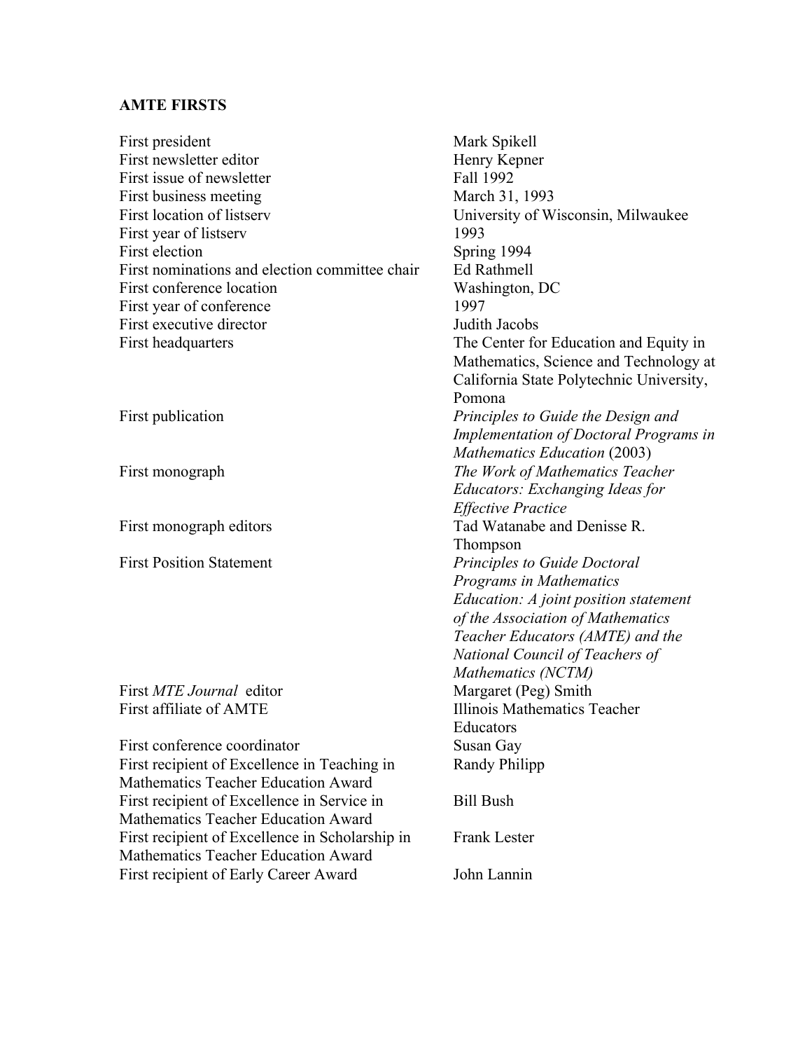**AMTE FIRSTS**

| | |
|---|---|
| First president | Mark Spikell |
| First newsletter editor | Henry Kepner |
| First issue of newsletter | Fall 1992 |
| First business meeting | March 31, 1993 |
| First location of listserv | University of Wisconsin, Milwaukee |
| First year of listserv | 1993 |
| First election | Spring 1994 |
| First nominations and election committee chair | Ed Rathmell |
| First conference location | Washington, DC |
| First year of conference | 1997 |
| First executive director | Judith Jacobs |
| First headquarters | The Center for Education and Equity in Mathematics, Science and Technology at California State Polytechnic University, Pomona |
| First publication | *Principles to Guide the Design and Implementation of Doctoral Programs in Mathematics Education* (2003) |
| First monograph | *The Work of Mathematics Teacher Educators: Exchanging Ideas for Effective Practice* |
| First monograph editors | Tad Watanabe and Denisse R. Thompson |
| First Position Statement | *Principles to Guide Doctoral Programs in Mathematics Education: A joint position statement of the Association of Mathematics Teacher Educators (AMTE) and the National Council of Teachers of Mathematics (NCTM)* |
| First *MTE Journal* editor | Margaret (Peg) Smith |
| First affiliate of AMTE | Illinois Mathematics Teacher Educators |
| First conference coordinator | Susan Gay |
| First recipient of Excellence in Teaching in Mathematics Teacher Education Award | Randy Philipp |
| First recipient of Excellence in Service in Mathematics Teacher Education Award | Bill Bush |
| First recipient of Excellence in Scholarship in Mathematics Teacher Education Award | Frank Lester |
| First recipient of Early Career Award | John Lannin |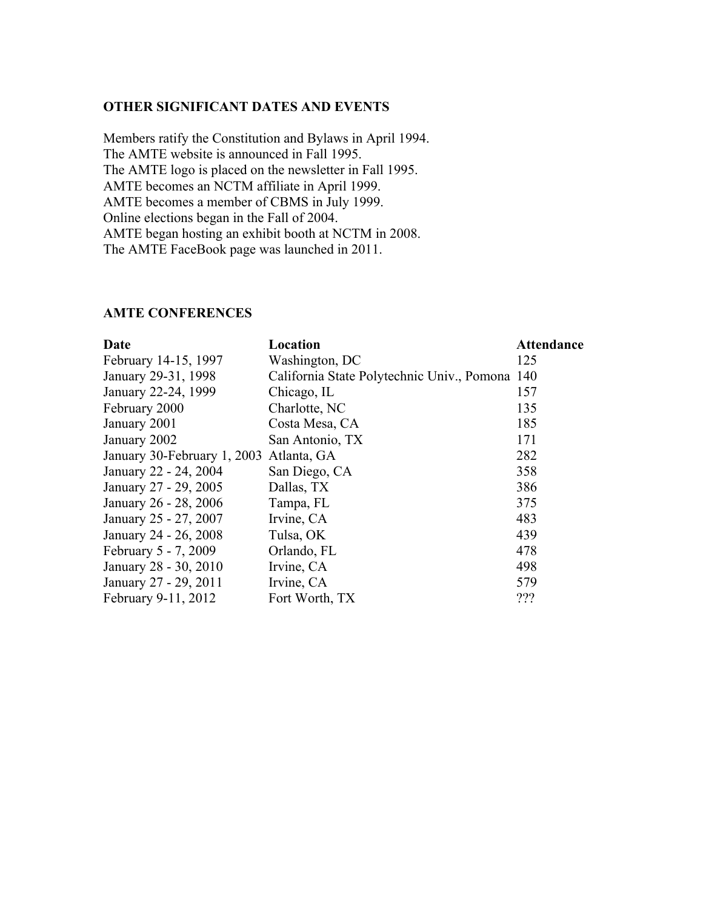## OTHER SIGNIFICANT DATES AND EVENTS

Members ratify the Constitution and Bylaws in April 1994.
The AMTE website is announced in Fall 1995.
The AMTE logo is placed on the newsletter in Fall 1995.
AMTE becomes an NCTM affiliate in April 1999.
AMTE becomes a member of CBMS in July 1999.
Online elections began in the Fall of 2004.
AMTE began hosting an exhibit booth at NCTM in 2008.
The AMTE FaceBook page was launched in 2011.

## AMTE CONFERENCES

| Date | Location | Attendance |
|---|---|---|
| February 14-15, 1997 | Washington, DC | 125 |
| January 29-31, 1998 | California State Polytechnic Univ., Pomona | 140 |
| January 22-24, 1999 | Chicago, IL | 157 |
| February 2000 | Charlotte, NC | 135 |
| January 2001 | Costa Mesa, CA | 185 |
| January 2002 | San Antonio, TX | 171 |
| January 30-February 1, 2003 | Atlanta, GA | 282 |
| January 22 - 24, 2004 | San Diego, CA | 358 |
| January 27 - 29, 2005 | Dallas, TX | 386 |
| January 26 - 28, 2006 | Tampa, FL | 375 |
| January 25 - 27, 2007 | Irvine, CA | 483 |
| January 24 - 26, 2008 | Tulsa, OK | 439 |
| February 5 - 7, 2009 | Orlando, FL | 478 |
| January 28 - 30, 2010 | Irvine, CA | 498 |
| January 27 - 29, 2011 | Irvine, CA | 579 |
| February 9-11, 2012 | Fort Worth, TX | ??? |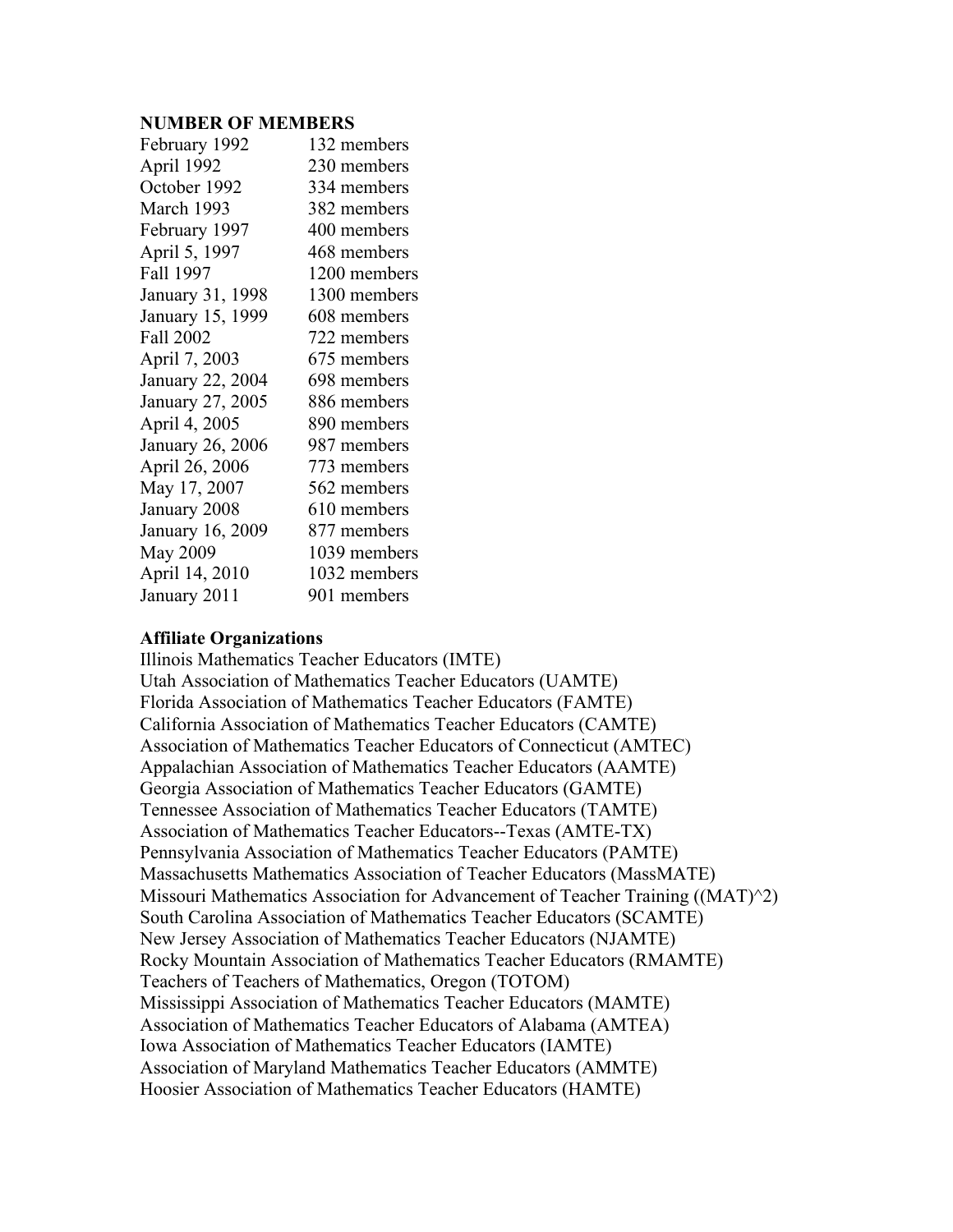**NUMBER OF MEMBERS**

| | |
|---|---|
| February 1992 | 132 members |
| April 1992 | 230 members |
| October 1992 | 334 members |
| March 1993 | 382 members |
| February 1997 | 400 members |
| April 5, 1997 | 468 members |
| Fall 1997 | 1200 members |
| January 31, 1998 | 1300 members |
| January 15, 1999 | 608 members |
| Fall 2002 | 722 members |
| April 7, 2003 | 675 members |
| January 22, 2004 | 698 members |
| January 27, 2005 | 886 members |
| April 4, 2005 | 890 members |
| January 26, 2006 | 987 members |
| April 26, 2006 | 773 members |
| May 17, 2007 | 562 members |
| January 2008 | 610 members |
| January 16, 2009 | 877 members |
| May 2009 | 1039 members |
| April 14, 2010 | 1032 members |
| January 2011 | 901 members |

**Affiliate Organizations**

Illinois Mathematics Teacher Educators (IMTE)
Utah Association of Mathematics Teacher Educators (UAMTE)
Florida Association of Mathematics Teacher Educators (FAMTE)
California Association of Mathematics Teacher Educators (CAMTE)
Association of Mathematics Teacher Educators of Connecticut (AMTEC)
Appalachian Association of Mathematics Teacher Educators (AAMTE)
Georgia Association of Mathematics Teacher Educators (GAMTE)
Tennessee Association of Mathematics Teacher Educators (TAMTE)
Association of Mathematics Teacher Educators--Texas (AMTE-TX)
Pennsylvania Association of Mathematics Teacher Educators (PAMTE)
Massachusetts Mathematics Association of Teacher Educators (MassMATE)
Missouri Mathematics Association for Advancement of Teacher Training ((MAT)^2)
South Carolina Association of Mathematics Teacher Educators (SCAMTE)
New Jersey Association of Mathematics Teacher Educators (NJAMTE)
Rocky Mountain Association of Mathematics Teacher Educators (RMAMTE)
Teachers of Teachers of Mathematics, Oregon (TOTOM)
Mississippi Association of Mathematics Teacher Educators (MAMTE)
Association of Mathematics Teacher Educators of Alabama (AMTEA)
Iowa Association of Mathematics Teacher Educators (IAMTE)
Association of Maryland Mathematics Teacher Educators (AMMTE)
Hoosier Association of Mathematics Teacher Educators (HAMTE)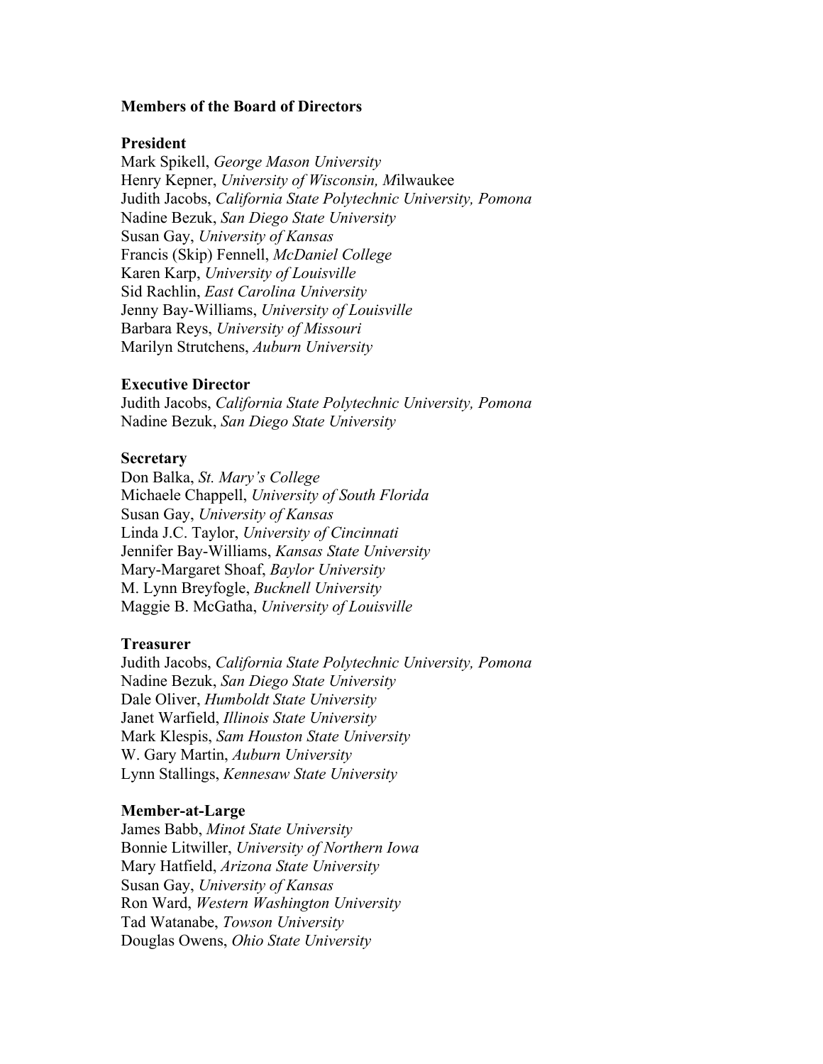**Members of the Board of Directors**

**President**
Mark Spikell, *George Mason University*
Henry Kepner, *University of Wisconsin, M*ilwaukee
Judith Jacobs, *California State Polytechnic University, Pomona*
Nadine Bezuk, *San Diego State University*
Susan Gay, *University of Kansas*
Francis (Skip) Fennell, *McDaniel College*
Karen Karp, *University of Louisville*
Sid Rachlin, *East Carolina University*
Jenny Bay-Williams, *University of Louisville*
Barbara Reys, *University of Missouri*
Marilyn Strutchens, *Auburn University*

**Executive Director**
Judith Jacobs, *California State Polytechnic University, Pomona*
Nadine Bezuk, *San Diego State University*

**Secretary**
Don Balka, *St. Mary's College*
Michaele Chappell, *University of South Florida*
Susan Gay, *University of Kansas*
Linda J.C. Taylor, *University of Cincinnati*
Jennifer Bay-Williams, *Kansas State University*
Mary-Margaret Shoaf, *Baylor University*
M. Lynn Breyfogle, *Bucknell University*
Maggie B. McGatha, *University of Louisville*

**Treasurer**
Judith Jacobs, *California State Polytechnic University, Pomona*
Nadine Bezuk, *San Diego State University*
Dale Oliver, *Humboldt State University*
Janet Warfield, *Illinois State University*
Mark Klespis, *Sam Houston State University*
W. Gary Martin, *Auburn University*
Lynn Stallings, *Kennesaw State University*

**Member-at-Large**
James Babb, *Minot State University*
Bonnie Litwiller, *University of Northern Iowa*
Mary Hatfield, *Arizona State University*
Susan Gay, *University of Kansas*
Ron Ward, *Western Washington University*
Tad Watanabe, *Towson University*
Douglas Owens, *Ohio State University*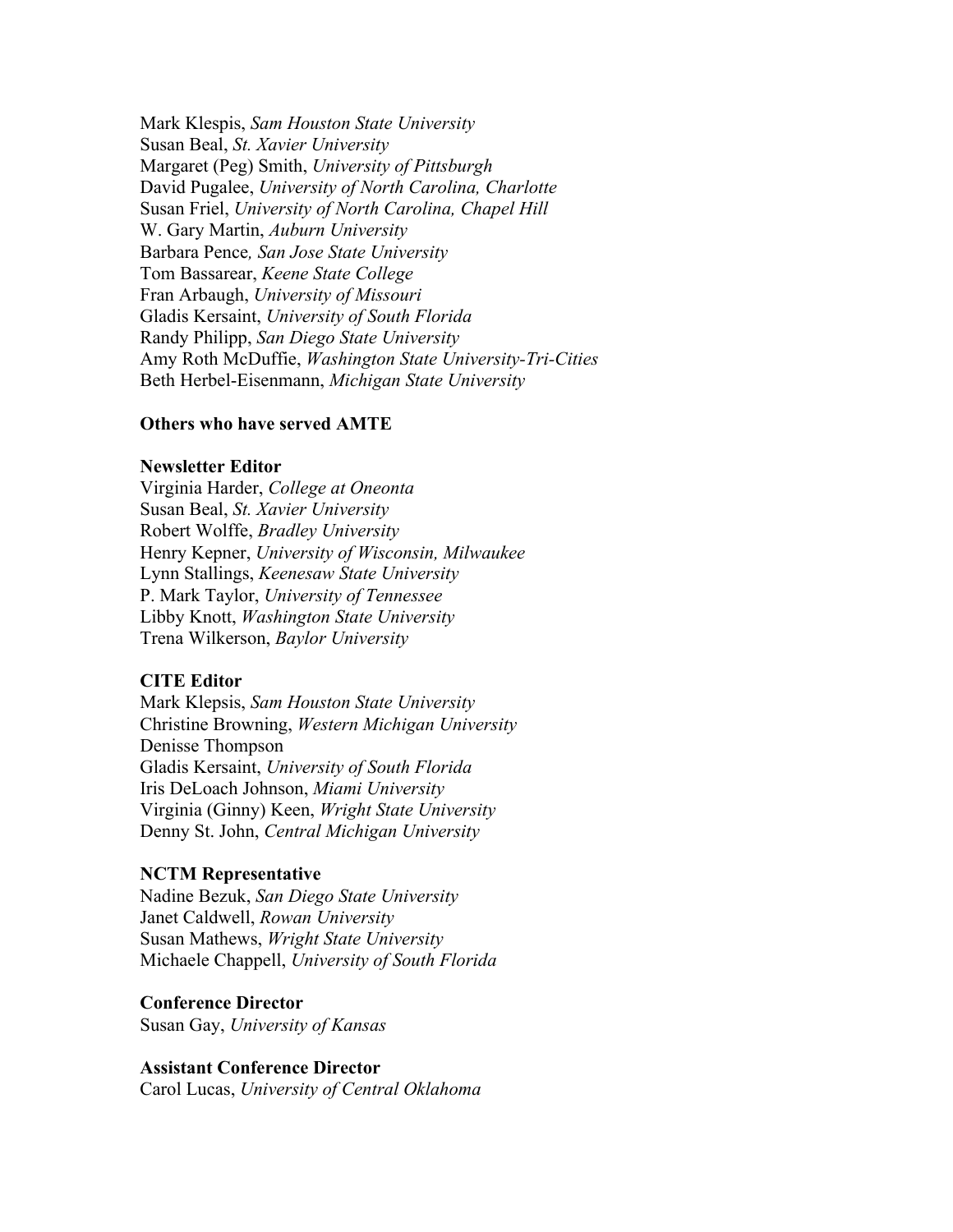Mark Klespis, *Sam Houston State University*
Susan Beal, *St. Xavier University*
Margaret (Peg) Smith, *University of Pittsburgh*
David Pugalee, *University of North Carolina, Charlotte*
Susan Friel, *University of North Carolina, Chapel Hill*
W. Gary Martin, *Auburn University*
Barbara Pence*, San Jose State University*
Tom Bassarear, *Keene State College*
Fran Arbaugh, *University of Missouri*
Gladis Kersaint, *University of South Florida*
Randy Philipp, *San Diego State University*
Amy Roth McDuffie, *Washington State University-Tri-Cities*
Beth Herbel-Eisenmann, *Michigan State University*

**Others who have served AMTE**

**Newsletter Editor**
Virginia Harder, *College at Oneonta*
Susan Beal, *St. Xavier University*
Robert Wolffe, *Bradley University*
Henry Kepner, *University of Wisconsin, Milwaukee*
Lynn Stallings, *Keenesaw State University*
P. Mark Taylor, *University of Tennessee*
Libby Knott, *Washington State University*
Trena Wilkerson, *Baylor University*

**CITE Editor**
Mark Klespis, *Sam Houston State University*
Christine Browning, *Western Michigan University*
Denisse Thompson
Gladis Kersaint, *University of South Florida*
Iris DeLoach Johnson, *Miami University*
Virginia (Ginny) Keen, *Wright State University*
Denny St. John, *Central Michigan University*

**NCTM Representative**
Nadine Bezuk, *San Diego State University*
Janet Caldwell, *Rowan University*
Susan Mathews, *Wright State University*
Michaele Chappell, *University of South Florida*

**Conference Director**
Susan Gay, *University of Kansas*

**Assistant Conference Director**
Carol Lucas, *University of Central Oklahoma*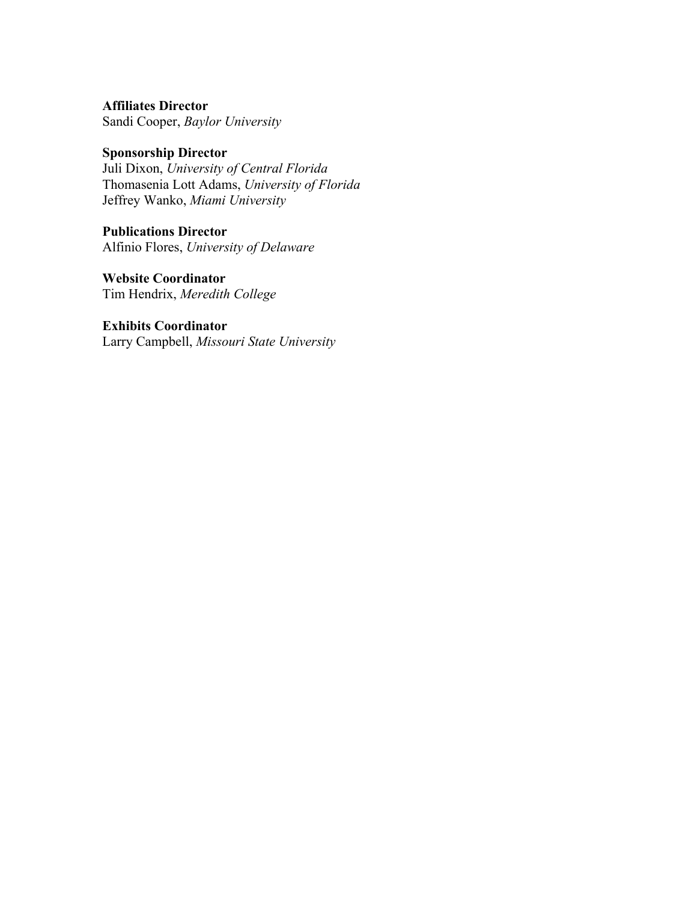**Affiliates Director**
Sandi Cooper, *Baylor University*

**Sponsorship Director**
Juli Dixon, *University of Central Florida*
Thomasenia Lott Adams, *University of Florida*
Jeffrey Wanko, *Miami University*

**Publications Director**
Alfinio Flores, *University of Delaware*

**Website Coordinator**
Tim Hendrix, *Meredith College*

**Exhibits Coordinator**
Larry Campbell, *Missouri State University*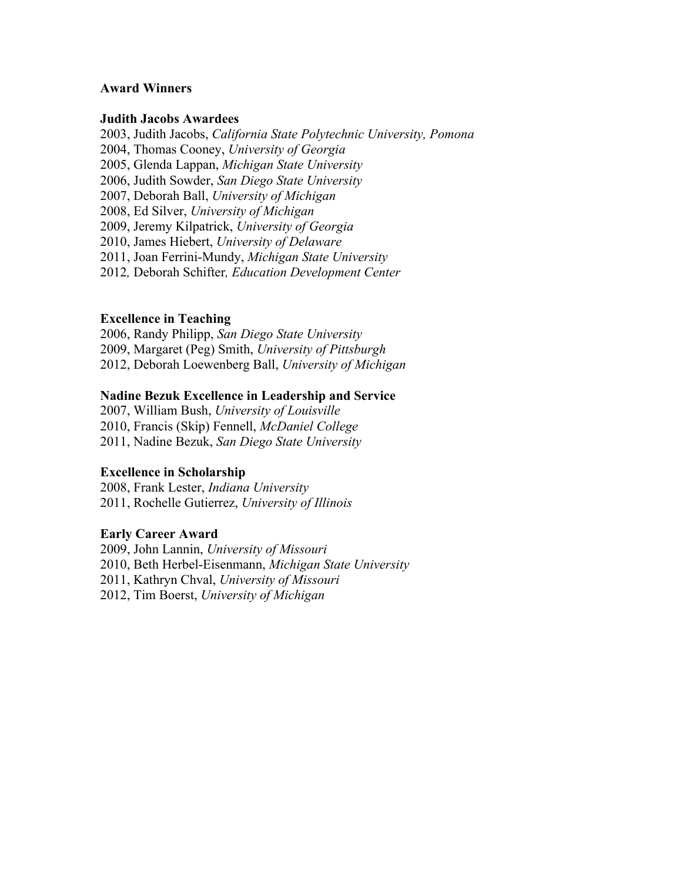## Award Winners

### Judith Jacobs Awardees

2003, Judith Jacobs, *California State Polytechnic University, Pomona*
2004, Thomas Cooney, *University of Georgia*
2005, Glenda Lappan, *Michigan State University*
2006, Judith Sowder, *San Diego State University*
2007, Deborah Ball, *University of Michigan*
2008, Ed Silver, *University of Michigan*
2009, Jeremy Kilpatrick, *University of Georgia*
2010, James Hiebert, *University of Delaware*
2011, Joan Ferrini-Mundy, *Michigan State University*
2012, Deborah Schifter, *Education Development Center*

### Excellence in Teaching

2006, Randy Philipp, *San Diego State University*
2009, Margaret (Peg) Smith, *University of Pittsburgh*
2012, Deborah Loewenberg Ball, *University of Michigan*

### Nadine Bezuk Excellence in Leadership and Service

2007, William Bush, *University of Louisville*
2010, Francis (Skip) Fennell, *McDaniel College*
2011, Nadine Bezuk, *San Diego State University*

### Excellence in Scholarship

2008, Frank Lester, *Indiana University*
2011, Rochelle Gutierrez, *University of Illinois*

### Early Career Award

2009, John Lannin, *University of Missouri*
2010, Beth Herbel-Eisenmann, *Michigan State University*
2011, Kathryn Chval, *University of Missouri*
2012, Tim Boerst, *University of Michigan*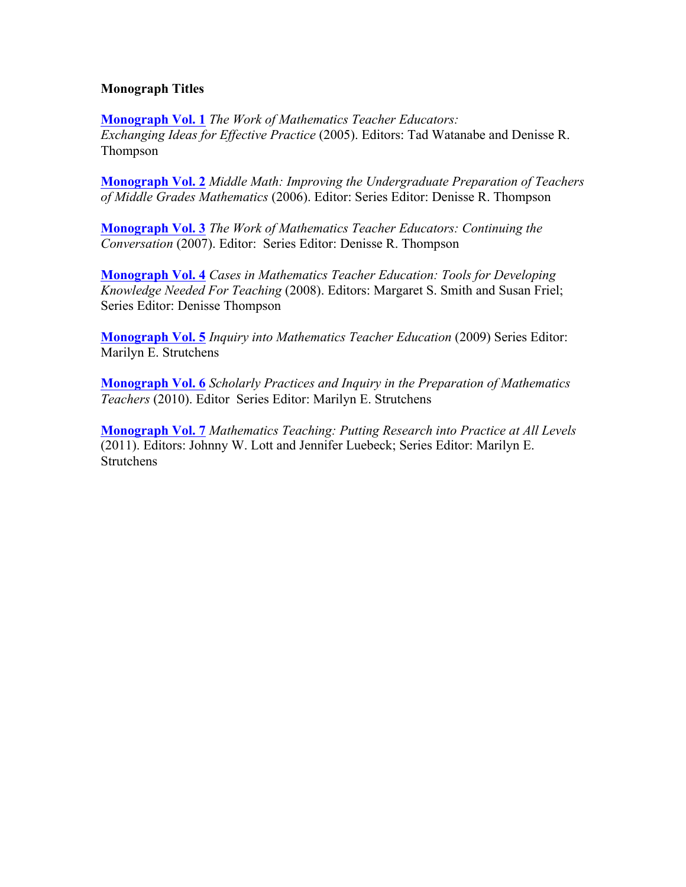**Monograph Titles**

**Monograph Vol. 1** *The Work of Mathematics Teacher Educators: Exchanging Ideas for Effective Practice* (2005). Editors: Tad Watanabe and Denisse R. Thompson

**Monograph Vol. 2** *Middle Math: Improving the Undergraduate Preparation of Teachers of Middle Grades Mathematics* (2006). Editor: Series Editor: Denisse R. Thompson

**Monograph Vol. 3** *The Work of Mathematics Teacher Educators: Continuing the Conversation* (2007). Editor: Series Editor: Denisse R. Thompson

**Monograph Vol. 4** *Cases in Mathematics Teacher Education: Tools for Developing Knowledge Needed For Teaching* (2008). Editors: Margaret S. Smith and Susan Friel; Series Editor: Denisse Thompson

**Monograph Vol. 5** *Inquiry into Mathematics Teacher Education* (2009) Series Editor: Marilyn E. Strutchens

**Monograph Vol. 6** *Scholarly Practices and Inquiry in the Preparation of Mathematics Teachers* (2010). Editor Series Editor: Marilyn E. Strutchens

**Monograph Vol. 7** *Mathematics Teaching: Putting Research into Practice at All Levels* (2011). Editors: Johnny W. Lott and Jennifer Luebeck; Series Editor: Marilyn E. Strutchens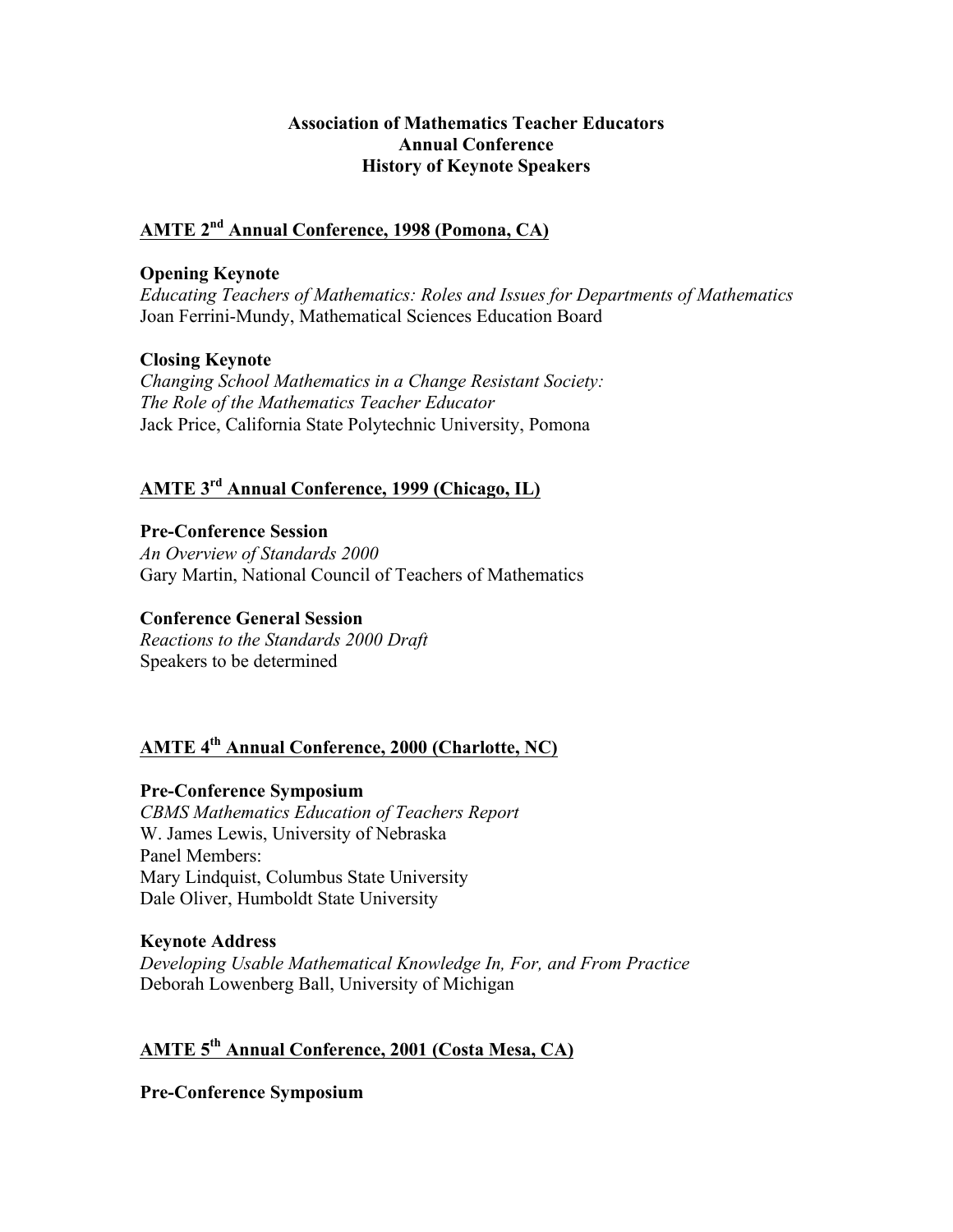**Association of Mathematics Teacher Educators**
**Annual Conference**
**History of Keynote Speakers**

## AMTE 2nd Annual Conference, 1998 (Pomona, CA)

**Opening Keynote**
*Educating Teachers of Mathematics: Roles and Issues for Departments of Mathematics*
Joan Ferrini-Mundy, Mathematical Sciences Education Board

**Closing Keynote**
*Changing School Mathematics in a Change Resistant Society:*
*The Role of the Mathematics Teacher Educator*
Jack Price, California State Polytechnic University, Pomona

## AMTE 3rd Annual Conference, 1999 (Chicago, IL)

**Pre-Conference Session**
*An Overview of Standards 2000*
Gary Martin, National Council of Teachers of Mathematics

**Conference General Session**
*Reactions to the Standards 2000 Draft*
Speakers to be determined

## AMTE 4th Annual Conference, 2000 (Charlotte, NC)

**Pre-Conference Symposium**
*CBMS Mathematics Education of Teachers Report*
W. James Lewis, University of Nebraska
Panel Members:
Mary Lindquist, Columbus State University
Dale Oliver, Humboldt State University

**Keynote Address**
*Developing Usable Mathematical Knowledge In, For, and From Practice*
Deborah Lowenberg Ball, University of Michigan

## AMTE 5th Annual Conference, 2001 (Costa Mesa, CA)

**Pre-Conference Symposium**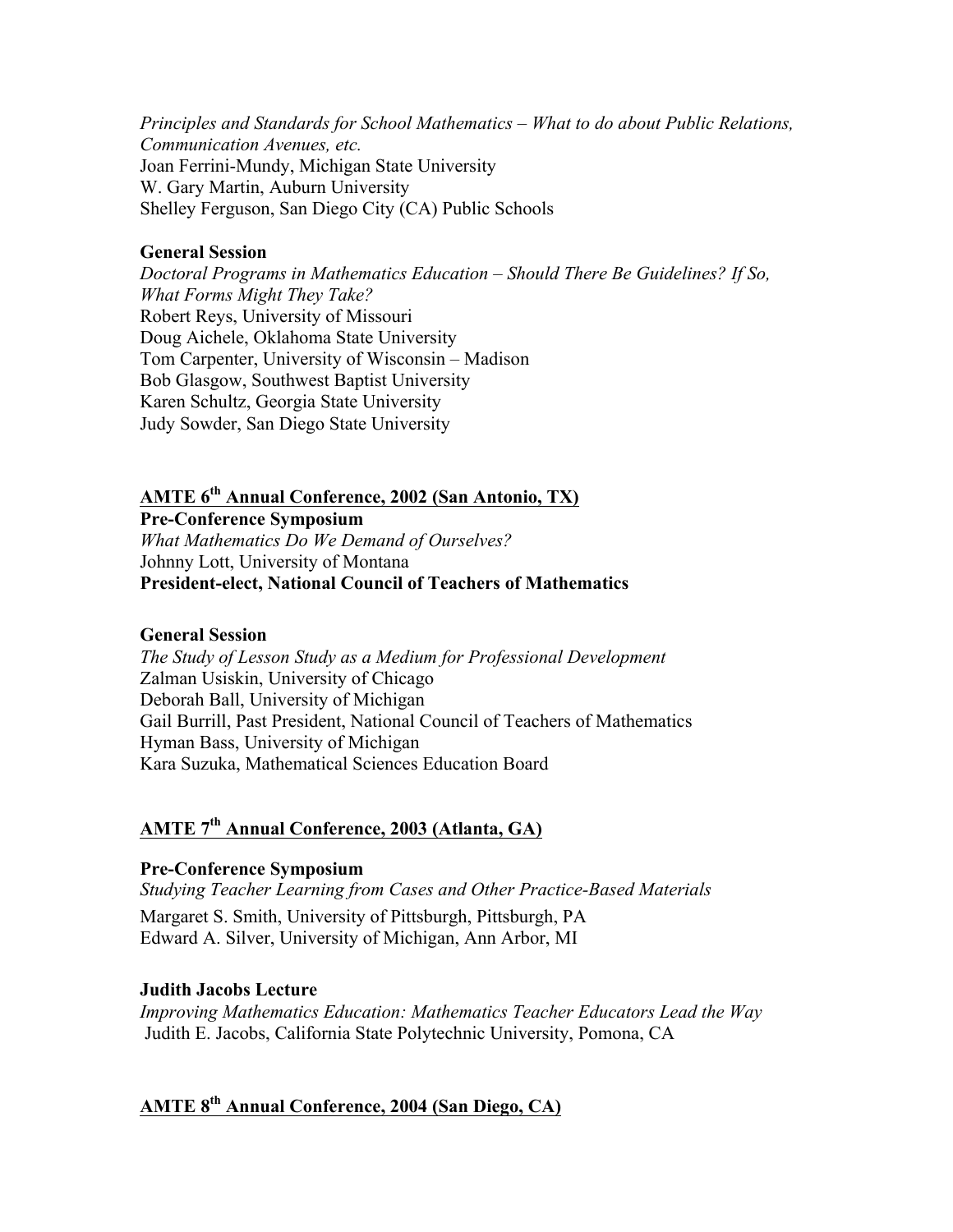*Principles and Standards for School Mathematics – What to do about Public Relations, Communication Avenues, etc.*
Joan Ferrini-Mundy, Michigan State University
W. Gary Martin, Auburn University
Shelley Ferguson, San Diego City (CA) Public Schools

**General Session**
*Doctoral Programs in Mathematics Education – Should There Be Guidelines? If So, What Forms Might They Take?*
Robert Reys, University of Missouri
Doug Aichele, Oklahoma State University
Tom Carpenter, University of Wisconsin – Madison
Bob Glasgow, Southwest Baptist University
Karen Schultz, Georgia State University
Judy Sowder, San Diego State University

## AMTE 6th Annual Conference, 2002 (San Antonio, TX)

**Pre-Conference Symposium**
*What Mathematics Do We Demand of Ourselves?*
Johnny Lott, University of Montana
**President-elect, National Council of Teachers of Mathematics**

**General Session**
*The Study of Lesson Study as a Medium for Professional Development*
Zalman Usiskin, University of Chicago
Deborah Ball, University of Michigan
Gail Burrill, Past President, National Council of Teachers of Mathematics
Hyman Bass, University of Michigan
Kara Suzuka, Mathematical Sciences Education Board

## AMTE 7th Annual Conference, 2003 (Atlanta, GA)

**Pre-Conference Symposium**
*Studying Teacher Learning from Cases and Other Practice-Based Materials*
Margaret S. Smith, University of Pittsburgh, Pittsburgh, PA
Edward A. Silver, University of Michigan, Ann Arbor, MI

**Judith Jacobs Lecture**
*Improving Mathematics Education: Mathematics Teacher Educators Lead the Way*
Judith E. Jacobs, California State Polytechnic University, Pomona, CA

## AMTE 8th Annual Conference, 2004 (San Diego, CA)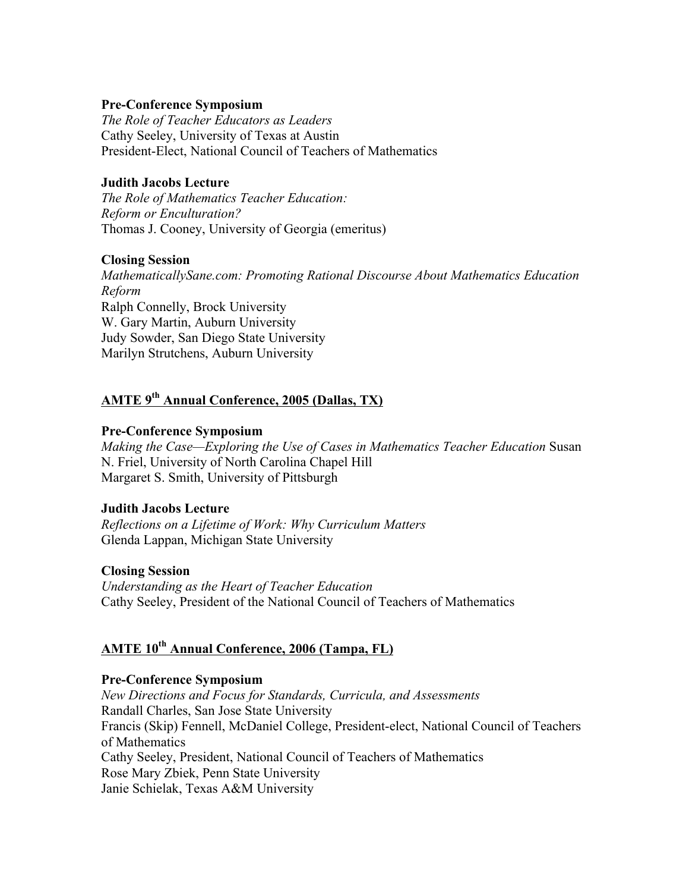**Pre-Conference Symposium**
*The Role of Teacher Educators as Leaders*
Cathy Seeley, University of Texas at Austin
President-Elect, National Council of Teachers of Mathematics

**Judith Jacobs Lecture**
*The Role of Mathematics Teacher Education: Reform or Enculturation?*
Thomas J. Cooney, University of Georgia (emeritus)

**Closing Session**
*MathematicallySane.com: Promoting Rational Discourse About Mathematics Education Reform*
Ralph Connelly, Brock University
W. Gary Martin, Auburn University
Judy Sowder, San Diego State University
Marilyn Strutchens, Auburn University

## AMTE 9th Annual Conference, 2005 (Dallas, TX)

**Pre-Conference Symposium**
*Making the Case—Exploring the Use of Cases in Mathematics Teacher Education* Susan N. Friel, University of North Carolina Chapel Hill
Margaret S. Smith, University of Pittsburgh

**Judith Jacobs Lecture**
*Reflections on a Lifetime of Work: Why Curriculum Matters*
Glenda Lappan, Michigan State University

**Closing Session**
*Understanding as the Heart of Teacher Education*
Cathy Seeley, President of the National Council of Teachers of Mathematics

## AMTE 10th Annual Conference, 2006 (Tampa, FL)

**Pre-Conference Symposium**
*New Directions and Focus for Standards, Curricula, and Assessments*
Randall Charles, San Jose State University
Francis (Skip) Fennell, McDaniel College, President-elect, National Council of Teachers of Mathematics
Cathy Seeley, President, National Council of Teachers of Mathematics
Rose Mary Zbiek, Penn State University
Janie Schielak, Texas A&M University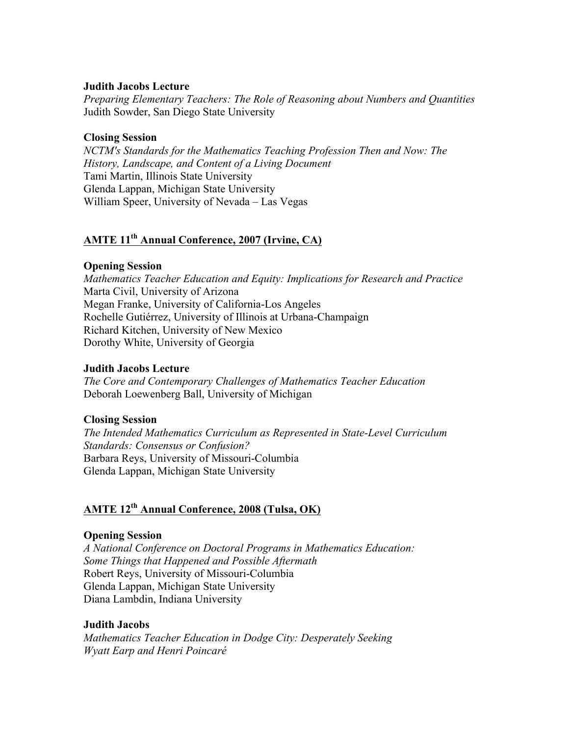**Judith Jacobs Lecture**
*Preparing Elementary Teachers: The Role of Reasoning about Numbers and Quantities*
Judith Sowder, San Diego State University

**Closing Session**
*NCTM's Standards for the Mathematics Teaching Profession Then and Now: The History, Landscape, and Content of a Living Document*
Tami Martin, Illinois State University
Glenda Lappan, Michigan State University
William Speer, University of Nevada – Las Vegas

## AMTE 11th Annual Conference, 2007 (Irvine, CA)

**Opening Session**
*Mathematics Teacher Education and Equity: Implications for Research and Practice*
Marta Civil, University of Arizona
Megan Franke, University of California-Los Angeles
Rochelle Gutiérrez, University of Illinois at Urbana-Champaign
Richard Kitchen, University of New Mexico
Dorothy White, University of Georgia

**Judith Jacobs Lecture**
*The Core and Contemporary Challenges of Mathematics Teacher Education*
Deborah Loewenberg Ball, University of Michigan

**Closing Session**
*The Intended Mathematics Curriculum as Represented in State-Level Curriculum Standards: Consensus or Confusion?*
Barbara Reys, University of Missouri-Columbia
Glenda Lappan, Michigan State University

## AMTE 12th Annual Conference, 2008 (Tulsa, OK)

**Opening Session**
*A National Conference on Doctoral Programs in Mathematics Education: Some Things that Happened and Possible Aftermath*
Robert Reys, University of Missouri-Columbia
Glenda Lappan, Michigan State University
Diana Lambdin, Indiana University

**Judith Jacobs**
*Mathematics Teacher Education in Dodge City: Desperately Seeking Wyatt Earp and Henri Poincaré*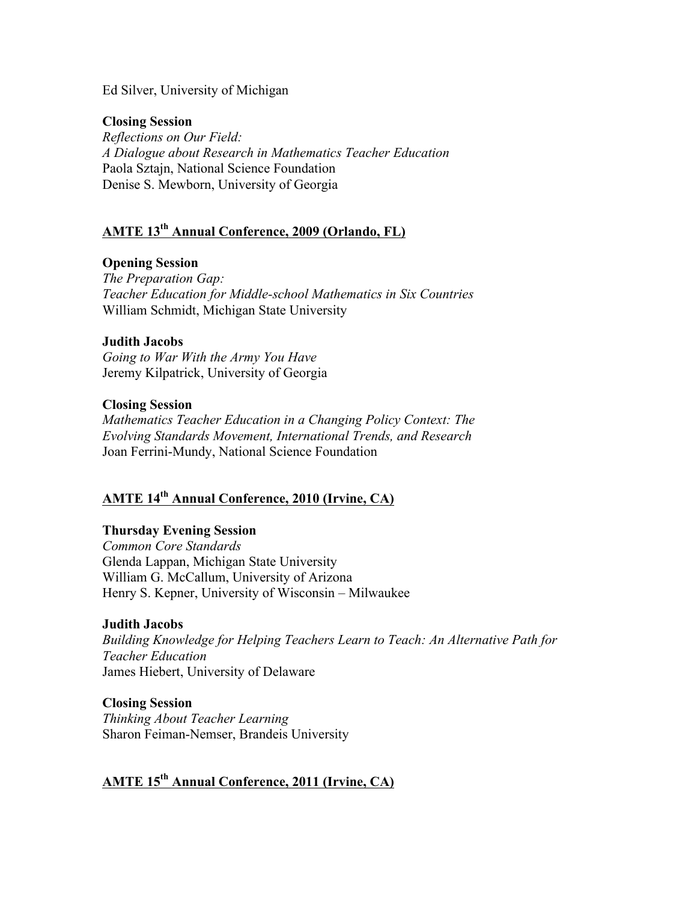Ed Silver, University of Michigan

**Closing Session**
*Reflections on Our Field:*
*A Dialogue about Research in Mathematics Teacher Education*
Paola Sztajn, National Science Foundation
Denise S. Mewborn, University of Georgia

## AMTE 13th Annual Conference, 2009 (Orlando, FL)

**Opening Session**
*The Preparation Gap:*
*Teacher Education for Middle-school Mathematics in Six Countries*
William Schmidt, Michigan State University

**Judith Jacobs**
*Going to War With the Army You Have*
Jeremy Kilpatrick, University of Georgia

**Closing Session**
*Mathematics Teacher Education in a Changing Policy Context: The Evolving Standards Movement, International Trends, and Research*
Joan Ferrini-Mundy, National Science Foundation

## AMTE 14th Annual Conference, 2010 (Irvine, CA)

**Thursday Evening Session**
*Common Core Standards*
Glenda Lappan, Michigan State University
William G. McCallum, University of Arizona
Henry S. Kepner, University of Wisconsin – Milwaukee

**Judith Jacobs**
*Building Knowledge for Helping Teachers Learn to Teach: An Alternative Path for Teacher Education*
James Hiebert, University of Delaware

**Closing Session**
*Thinking About Teacher Learning*
Sharon Feiman-Nemser, Brandeis University

## AMTE 15th Annual Conference, 2011 (Irvine, CA)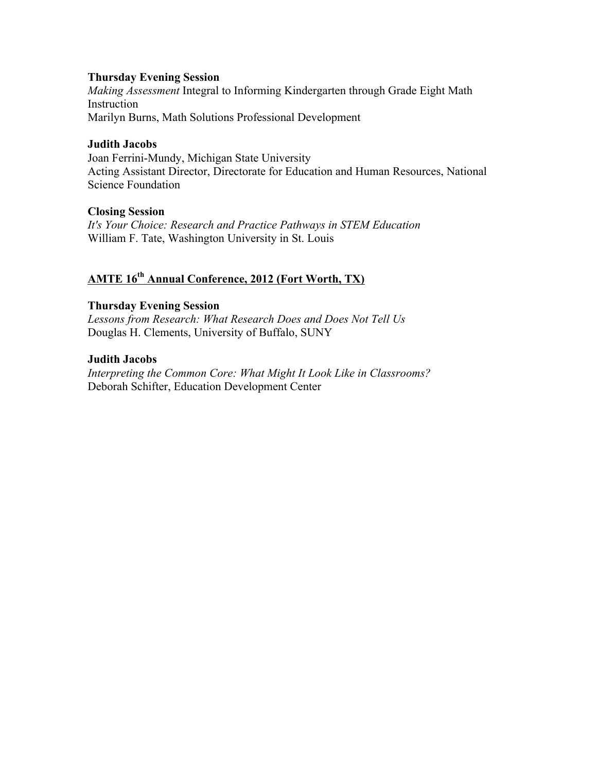**Thursday Evening Session**

*Making Assessment* Integral to Informing Kindergarten through Grade Eight Math Instruction
Marilyn Burns, Math Solutions Professional Development

**Judith Jacobs**

Joan Ferrini-Mundy, Michigan State University
Acting Assistant Director, Directorate for Education and Human Resources, National Science Foundation

**Closing Session**

*It's Your Choice: Research and Practice Pathways in STEM Education*
William F. Tate, Washington University in St. Louis

## AMTE 16th Annual Conference, 2012 (Fort Worth, TX)

**Thursday Evening Session**

*Lessons from Research: What Research Does and Does Not Tell Us*
Douglas H. Clements, University of Buffalo, SUNY

**Judith Jacobs**

*Interpreting the Common Core: What Might It Look Like in Classrooms?*
Deborah Schifter, Education Development Center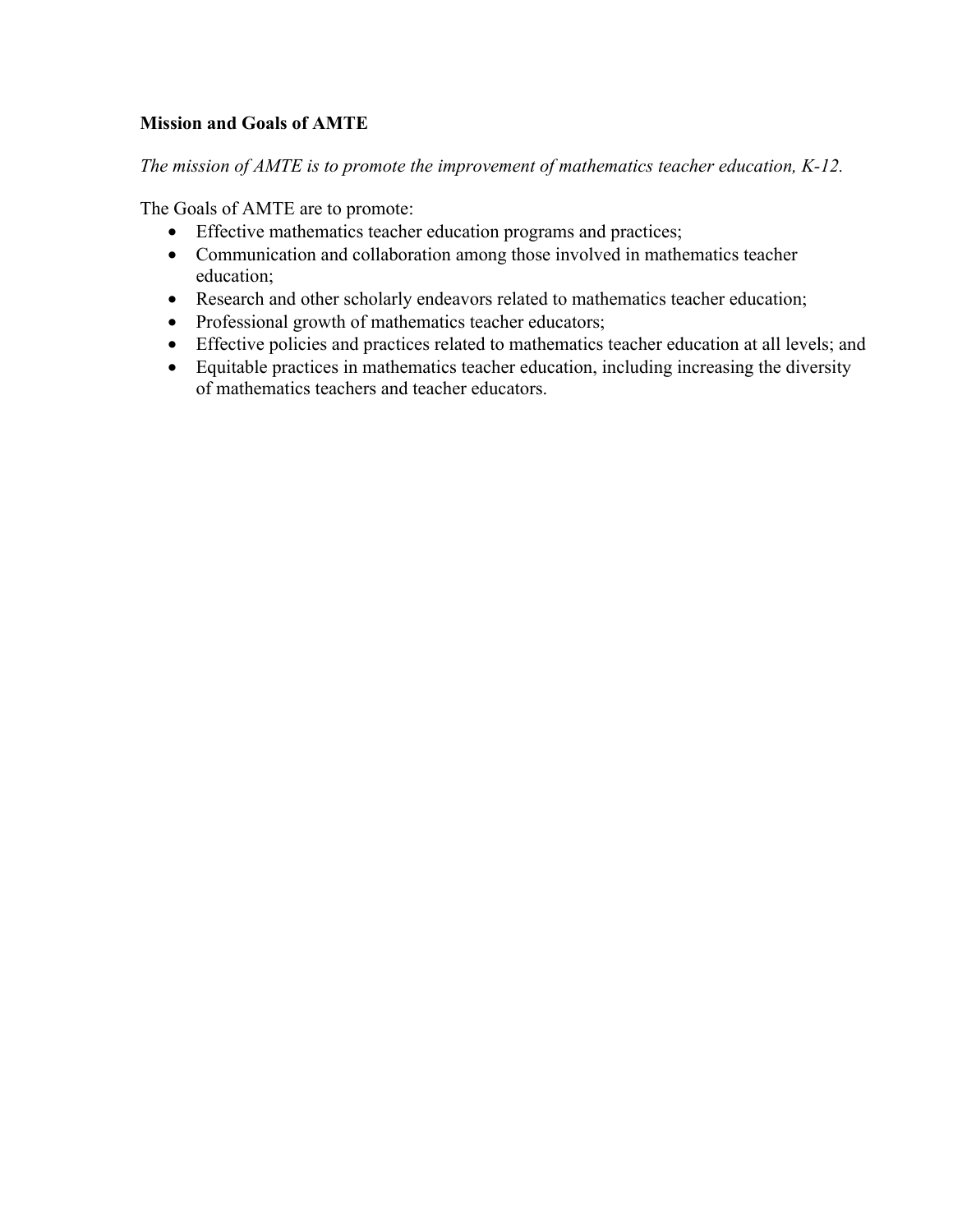**Mission and Goals of AMTE**

*The mission of AMTE is to promote the improvement of mathematics teacher education, K-12.*

The Goals of AMTE are to promote:

- Effective mathematics teacher education programs and practices;
- Communication and collaboration among those involved in mathematics teacher education;
- Research and other scholarly endeavors related to mathematics teacher education;
- Professional growth of mathematics teacher educators;
- Effective policies and practices related to mathematics teacher education at all levels; and
- Equitable practices in mathematics teacher education, including increasing the diversity of mathematics teachers and teacher educators.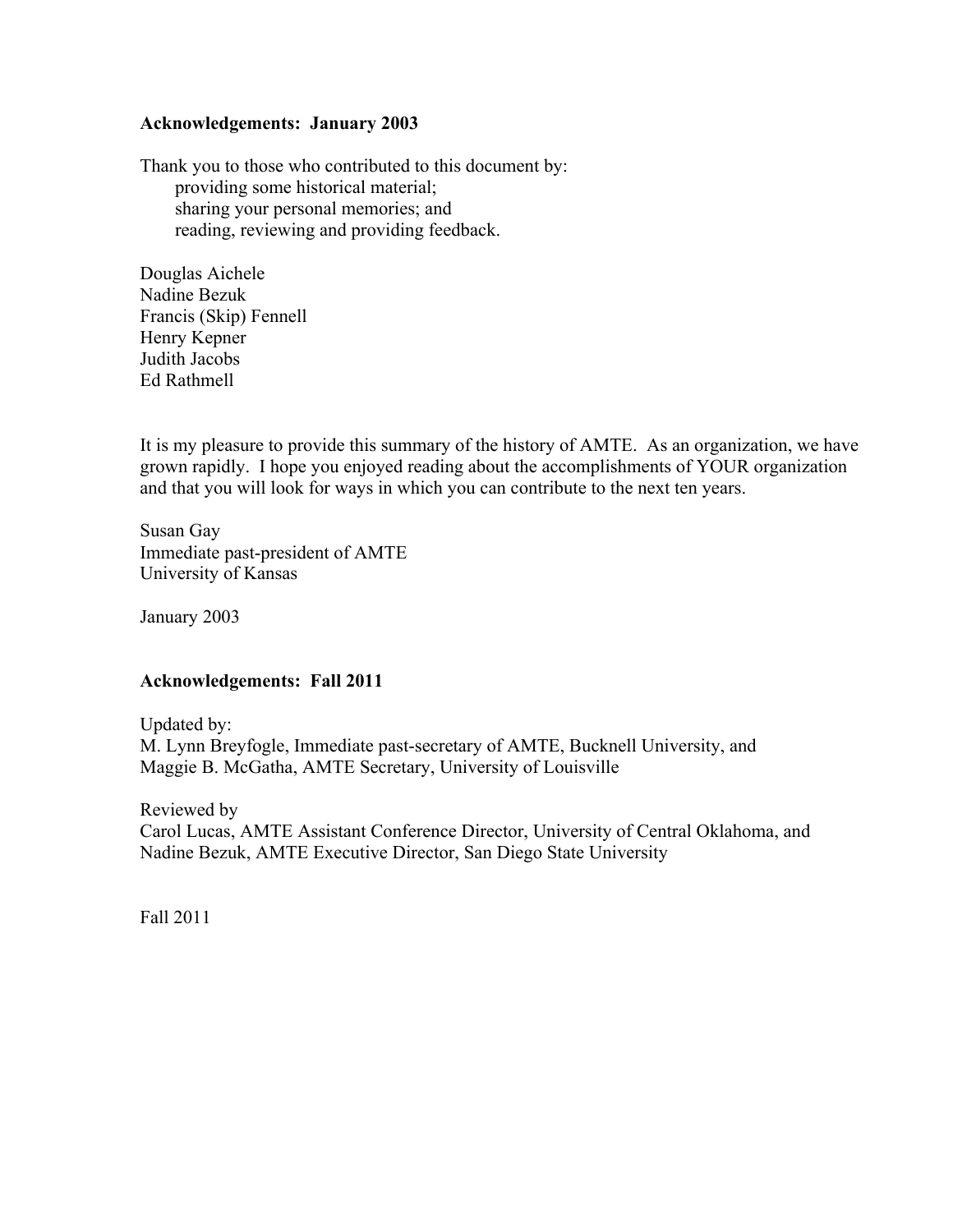**Acknowledgements: January 2003**

Thank you to those who contributed to this document by:

providing some historical material;
sharing your personal memories; and
reading, reviewing and providing feedback.

Douglas Aichele
Nadine Bezuk
Francis (Skip) Fennell
Henry Kepner
Judith Jacobs
Ed Rathmell

It is my pleasure to provide this summary of the history of AMTE. As an organization, we have grown rapidly. I hope you enjoyed reading about the accomplishments of YOUR organization and that you will look for ways in which you can contribute to the next ten years.

Susan Gay
Immediate past-president of AMTE
University of Kansas

January 2003

**Acknowledgements: Fall 2011**

Updated by:
M. Lynn Breyfogle, Immediate past-secretary of AMTE, Bucknell University, and
Maggie B. McGatha, AMTE Secretary, University of Louisville

Reviewed by
Carol Lucas, AMTE Assistant Conference Director, University of Central Oklahoma, and
Nadine Bezuk, AMTE Executive Director, San Diego State University

Fall 2011